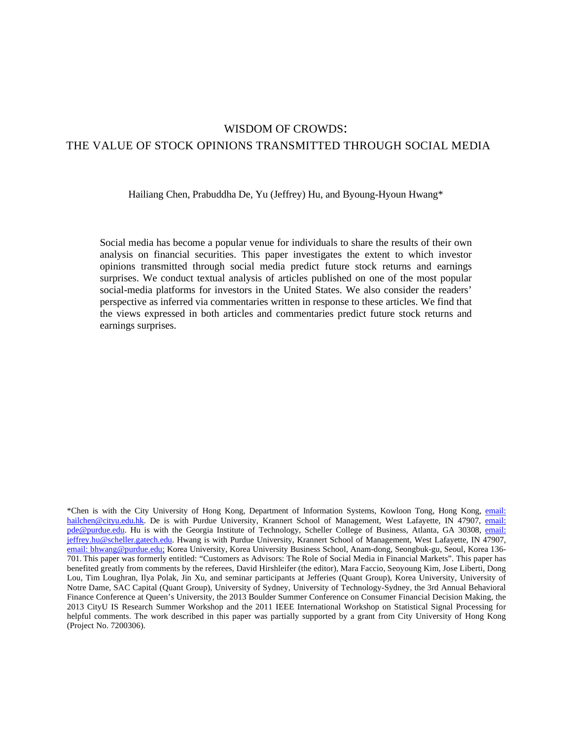# WISDOM OF CROWDS:
# THE VALUE OF STOCK OPINIONS TRANSMITTED THROUGH SOCIAL MEDIA

Hailiang Chen, Prabuddha De, Yu (Jeffrey) Hu, and Byoung-Hyoun Hwang*

Social media has become a popular venue for individuals to share the results of their own analysis on financial securities. This paper investigates the extent to which investor opinions transmitted through social media predict future stock returns and earnings surprises. We conduct textual analysis of articles published on one of the most popular social-media platforms for investors in the United States. We also consider the readers' perspective as inferred via commentaries written in response to these articles. We find that the views expressed in both articles and commentaries predict future stock returns and earnings surprises.

*Chen is with the City University of Hong Kong, Department of Information Systems, Kowloon Tong, Hong Kong, email: hailchen@cityu.edu.hk. De is with Purdue University, Krannert School of Management, West Lafayette, IN 47907, email: pde@purdue.edu. Hu is with the Georgia Institute of Technology, Scheller College of Business, Atlanta, GA 30308, email: jeffrey.hu@scheller.gatech.edu. Hwang is with Purdue University, Krannert School of Management, West Lafayette, IN 47907, email: bhwang@purdue.edu; Korea University, Korea University Business School, Anam-dong, Seongbuk-gu, Seoul, Korea 136-701. This paper was formerly entitled: "Customers as Advisors: The Role of Social Media in Financial Markets". This paper has benefited greatly from comments by the referees, David Hirshleifer (the editor), Mara Faccio, Seoyoung Kim, Jose Liberti, Dong Lou, Tim Loughran, Ilya Polak, Jin Xu, and seminar participants at Jefferies (Quant Group), Korea University, University of Notre Dame, SAC Capital (Quant Group), University of Sydney, University of Technology-Sydney, the 3rd Annual Behavioral Finance Conference at Queen's University, the 2013 Boulder Summer Conference on Consumer Financial Decision Making, the 2013 CityU IS Research Summer Workshop and the 2011 IEEE International Workshop on Statistical Signal Processing for helpful comments. The work described in this paper was partially supported by a grant from City University of Hong Kong (Project No. 7200306).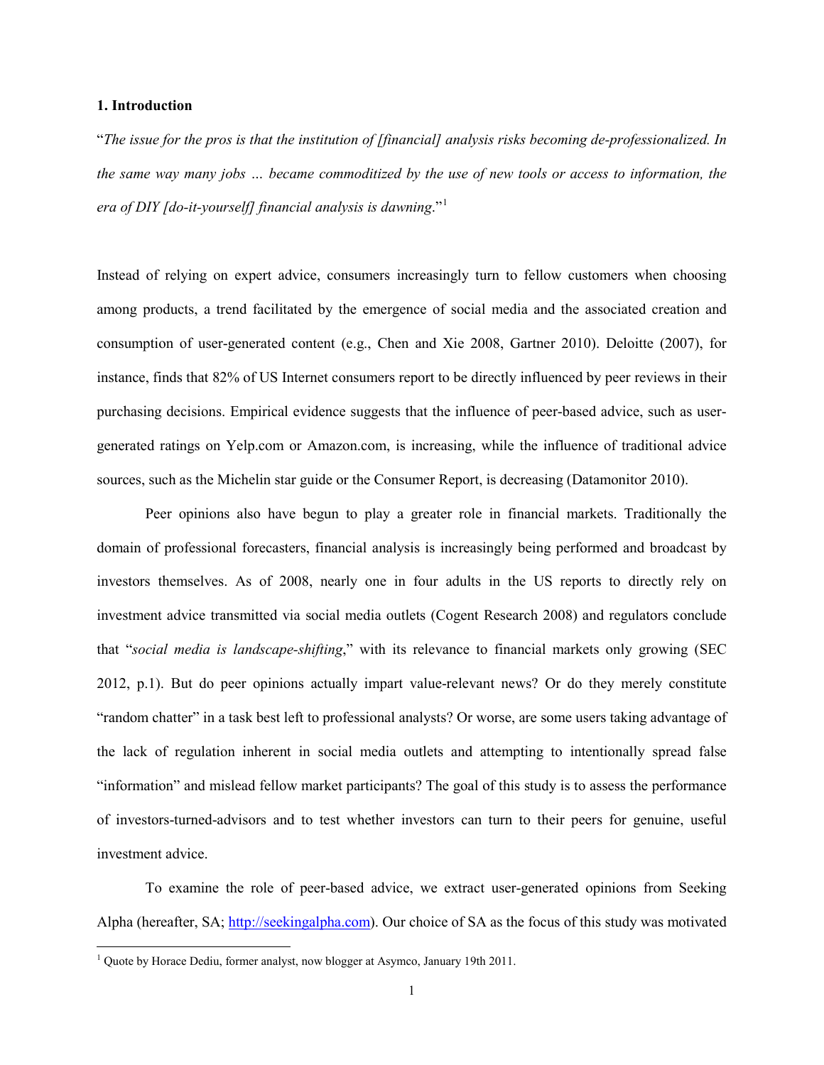## 1. Introduction

"*The issue for the pros is that the institution of [financial] analysis risks becoming de-professionalized. In the same way many jobs … became commoditized by the use of new tools or access to information, the era of DIY [do-it-yourself] financial analysis is dawning*."[1]

Instead of relying on expert advice, consumers increasingly turn to fellow customers when choosing among products, a trend facilitated by the emergence of social media and the associated creation and consumption of user-generated content (e.g., Chen and Xie 2008, Gartner 2010). Deloitte (2007), for instance, finds that 82% of US Internet consumers report to be directly influenced by peer reviews in their purchasing decisions. Empirical evidence suggests that the influence of peer-based advice, such as user-generated ratings on Yelp.com or Amazon.com, is increasing, while the influence of traditional advice sources, such as the Michelin star guide or the Consumer Report, is decreasing (Datamonitor 2010).

Peer opinions also have begun to play a greater role in financial markets. Traditionally the domain of professional forecasters, financial analysis is increasingly being performed and broadcast by investors themselves. As of 2008, nearly one in four adults in the US reports to directly rely on investment advice transmitted via social media outlets (Cogent Research 2008) and regulators conclude that "*social media is landscape-shifting*," with its relevance to financial markets only growing (SEC 2012, p.1). But do peer opinions actually impart value-relevant news? Or do they merely constitute "random chatter" in a task best left to professional analysts? Or worse, are some users taking advantage of the lack of regulation inherent in social media outlets and attempting to intentionally spread false "information" and mislead fellow market participants? The goal of this study is to assess the performance of investors-turned-advisors and to test whether investors can turn to their peers for genuine, useful investment advice.

To examine the role of peer-based advice, we extract user-generated opinions from Seeking Alpha (hereafter, SA; http://seekingalpha.com). Our choice of SA as the focus of this study was motivated

[1] Quote by Horace Dediu, former analyst, now blogger at Asymco, January 19th 2011.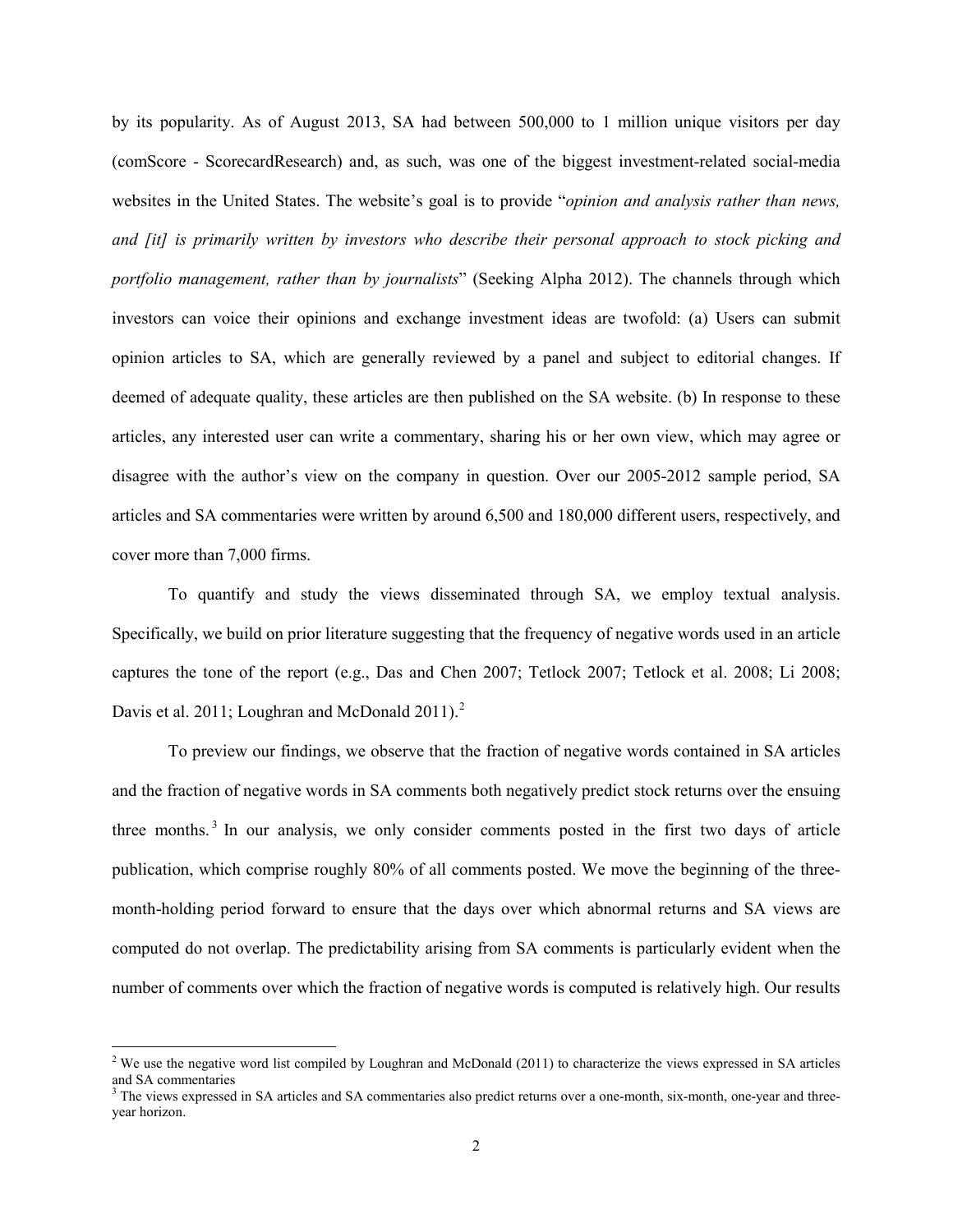by its popularity. As of August 2013, SA had between 500,000 to 1 million unique visitors per day (comScore - ScorecardResearch) and, as such, was one of the biggest investment-related social-media websites in the United States. The website's goal is to provide "*opinion and analysis rather than news, and [it] is primarily written by investors who describe their personal approach to stock picking and portfolio management, rather than by journalists*" (Seeking Alpha 2012). The channels through which investors can voice their opinions and exchange investment ideas are twofold: (a) Users can submit opinion articles to SA, which are generally reviewed by a panel and subject to editorial changes. If deemed of adequate quality, these articles are then published on the SA website. (b) In response to these articles, any interested user can write a commentary, sharing his or her own view, which may agree or disagree with the author's view on the company in question. Over our 2005-2012 sample period, SA articles and SA commentaries were written by around 6,500 and 180,000 different users, respectively, and cover more than 7,000 firms.

To quantify and study the views disseminated through SA, we employ textual analysis. Specifically, we build on prior literature suggesting that the frequency of negative words used in an article captures the tone of the report (e.g., Das and Chen 2007; Tetlock 2007; Tetlock et al. 2008; Li 2008; Davis et al. 2011; Loughran and McDonald 2011).[2]

To preview our findings, we observe that the fraction of negative words contained in SA articles and the fraction of negative words in SA comments both negatively predict stock returns over the ensuing three months.[3] In our analysis, we only consider comments posted in the first two days of article publication, which comprise roughly 80% of all comments posted. We move the beginning of the three-month-holding period forward to ensure that the days over which abnormal returns and SA views are computed do not overlap. The predictability arising from SA comments is particularly evident when the number of comments over which the fraction of negative words is computed is relatively high. Our results

[2] We use the negative word list compiled by Loughran and McDonald (2011) to characterize the views expressed in SA articles and SA commentaries

[3] The views expressed in SA articles and SA commentaries also predict returns over a one-month, six-month, one-year and three-year horizon.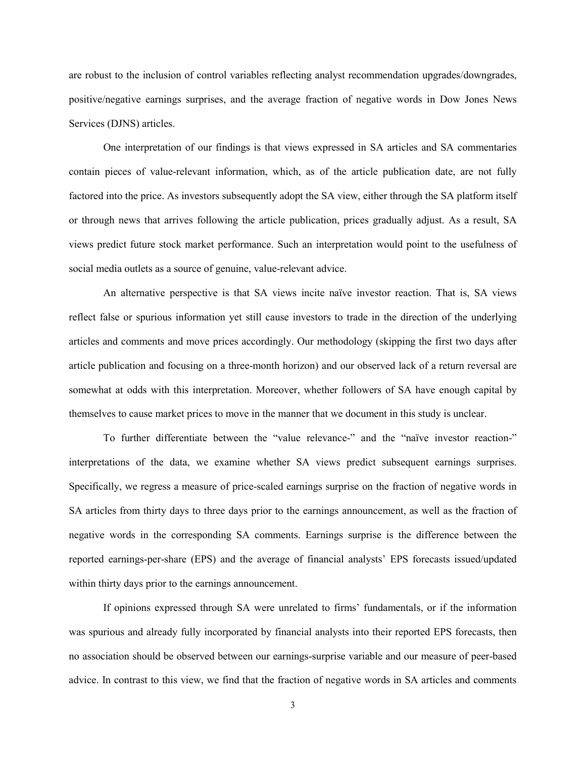are robust to the inclusion of control variables reflecting analyst recommendation upgrades/downgrades, positive/negative earnings surprises, and the average fraction of negative words in Dow Jones News Services (DJNS) articles.

One interpretation of our findings is that views expressed in SA articles and SA commentaries contain pieces of value-relevant information, which, as of the article publication date, are not fully factored into the price. As investors subsequently adopt the SA view, either through the SA platform itself or through news that arrives following the article publication, prices gradually adjust. As a result, SA views predict future stock market performance. Such an interpretation would point to the usefulness of social media outlets as a source of genuine, value-relevant advice.

An alternative perspective is that SA views incite naïve investor reaction. That is, SA views reflect false or spurious information yet still cause investors to trade in the direction of the underlying articles and comments and move prices accordingly. Our methodology (skipping the first two days after article publication and focusing on a three-month horizon) and our observed lack of a return reversal are somewhat at odds with this interpretation. Moreover, whether followers of SA have enough capital by themselves to cause market prices to move in the manner that we document in this study is unclear.

To further differentiate between the "value relevance-" and the "naïve investor reaction-" interpretations of the data, we examine whether SA views predict subsequent earnings surprises. Specifically, we regress a measure of price-scaled earnings surprise on the fraction of negative words in SA articles from thirty days to three days prior to the earnings announcement, as well as the fraction of negative words in the corresponding SA comments. Earnings surprise is the difference between the reported earnings-per-share (EPS) and the average of financial analysts' EPS forecasts issued/updated within thirty days prior to the earnings announcement.

If opinions expressed through SA were unrelated to firms' fundamentals, or if the information was spurious and already fully incorporated by financial analysts into their reported EPS forecasts, then no association should be observed between our earnings-surprise variable and our measure of peer-based advice. In contrast to this view, we find that the fraction of negative words in SA articles and comments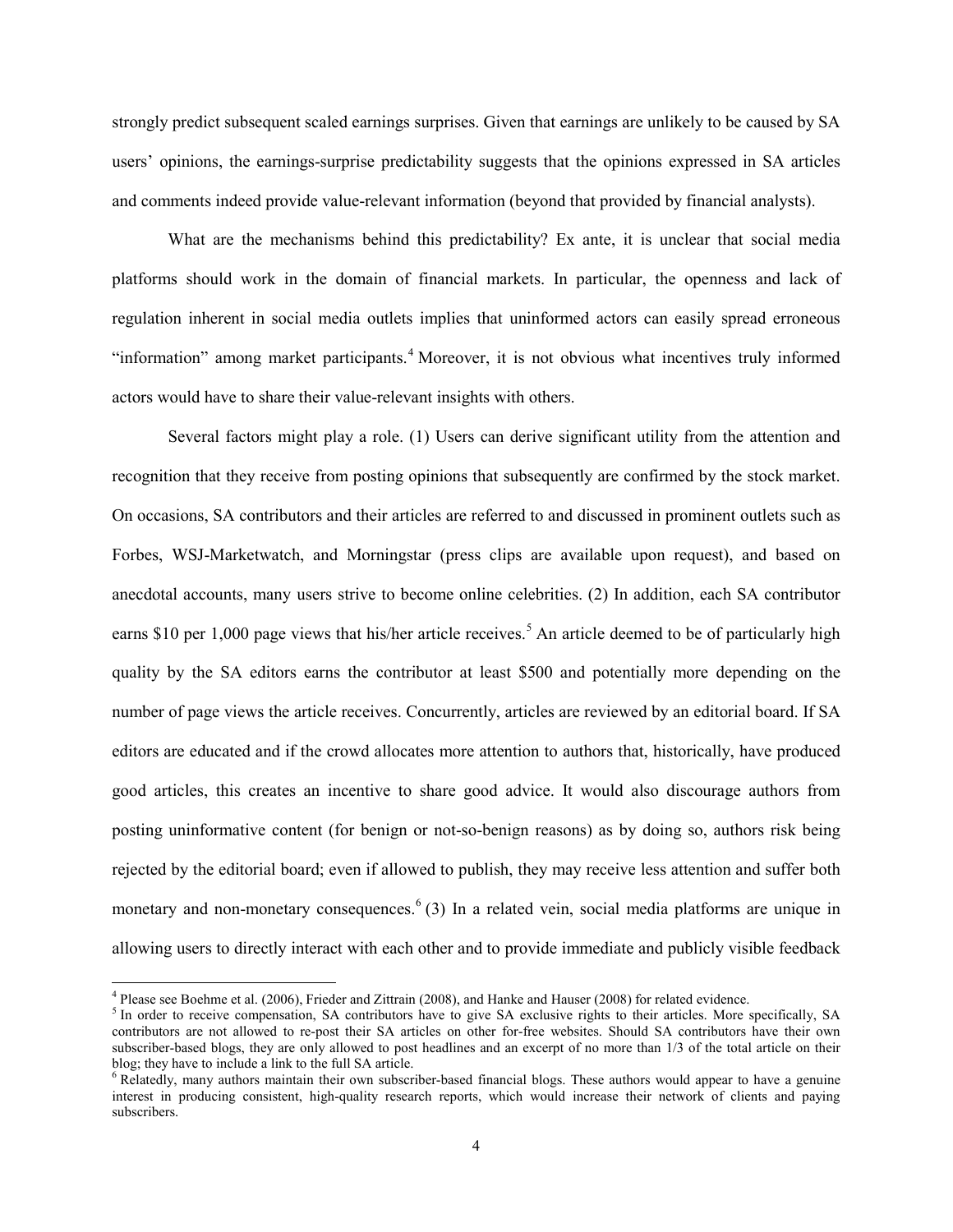strongly predict subsequent scaled earnings surprises. Given that earnings are unlikely to be caused by SA users' opinions, the earnings-surprise predictability suggests that the opinions expressed in SA articles and comments indeed provide value-relevant information (beyond that provided by financial analysts).

What are the mechanisms behind this predictability? Ex ante, it is unclear that social media platforms should work in the domain of financial markets. In particular, the openness and lack of regulation inherent in social media outlets implies that uninformed actors can easily spread erroneous "information" among market participants.[4] Moreover, it is not obvious what incentives truly informed actors would have to share their value-relevant insights with others.

Several factors might play a role. (1) Users can derive significant utility from the attention and recognition that they receive from posting opinions that subsequently are confirmed by the stock market. On occasions, SA contributors and their articles are referred to and discussed in prominent outlets such as Forbes, WSJ-Marketwatch, and Morningstar (press clips are available upon request), and based on anecdotal accounts, many users strive to become online celebrities. (2) In addition, each SA contributor earns $10 per 1,000 page views that his/her article receives.[5] An article deemed to be of particularly high quality by the SA editors earns the contributor at least $500 and potentially more depending on the number of page views the article receives. Concurrently, articles are reviewed by an editorial board. If SA editors are educated and if the crowd allocates more attention to authors that, historically, have produced good articles, this creates an incentive to share good advice. It would also discourage authors from posting uninformative content (for benign or not-so-benign reasons) as by doing so, authors risk being rejected by the editorial board; even if allowed to publish, they may receive less attention and suffer both monetary and non-monetary consequences.[6] (3) In a related vein, social media platforms are unique in allowing users to directly interact with each other and to provide immediate and publicly visible feedback

---

[4] Please see Boehme et al. (2006), Frieder and Zittrain (2008), and Hanke and Hauser (2008) for related evidence.

[5] In order to receive compensation, SA contributors have to give SA exclusive rights to their articles. More specifically, SA contributors are not allowed to re-post their SA articles on other for-free websites. Should SA contributors have their own subscriber-based blogs, they are only allowed to post headlines and an excerpt of no more than 1/3 of the total article on their blog; they have to include a link to the full SA article.

[6] Relatedly, many authors maintain their own subscriber-based financial blogs. These authors would appear to have a genuine interest in producing consistent, high-quality research reports, which would increase their network of clients and paying subscribers.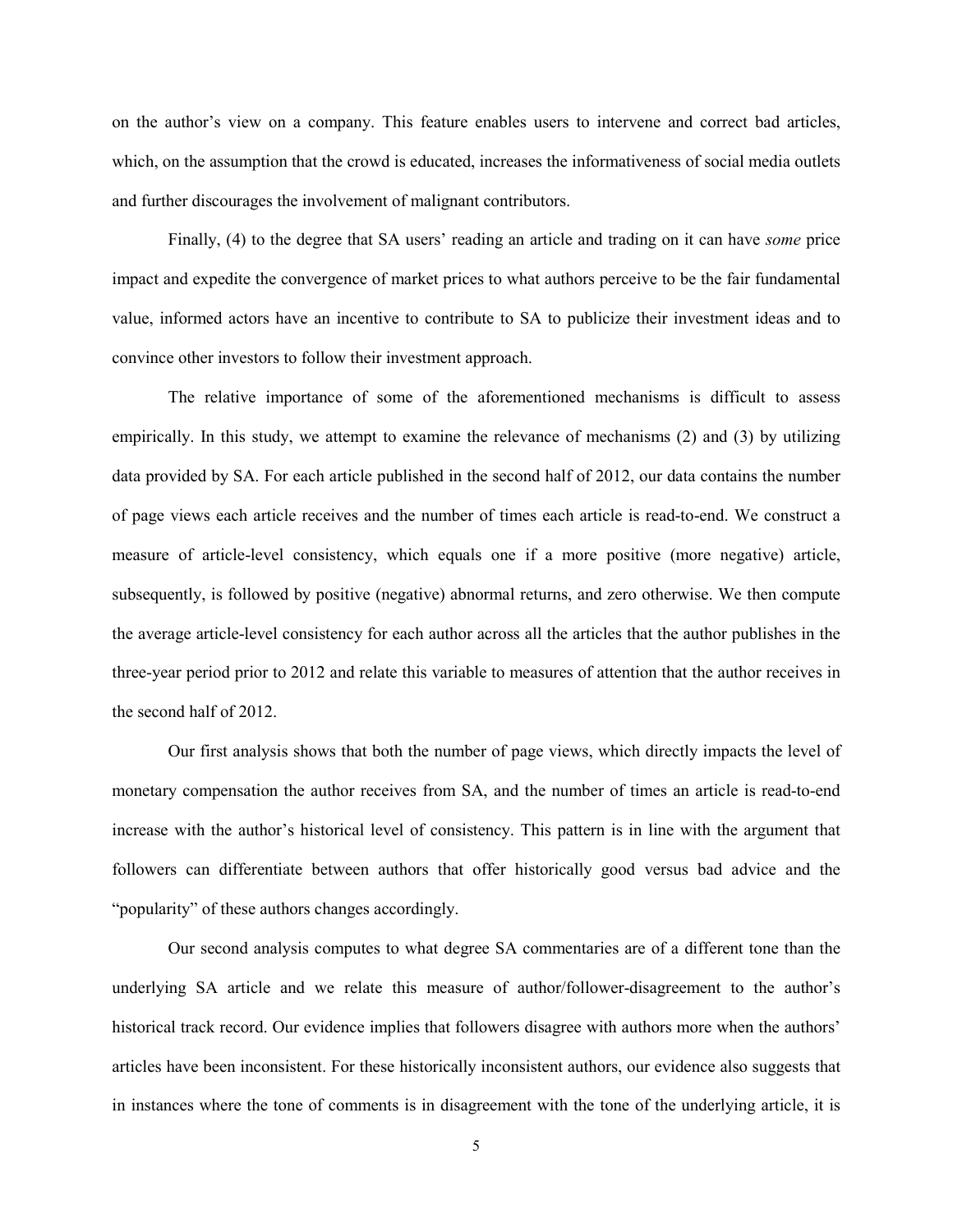on the author's view on a company. This feature enables users to intervene and correct bad articles, which, on the assumption that the crowd is educated, increases the informativeness of social media outlets and further discourages the involvement of malignant contributors.

Finally, (4) to the degree that SA users' reading an article and trading on it can have *some* price impact and expedite the convergence of market prices to what authors perceive to be the fair fundamental value, informed actors have an incentive to contribute to SA to publicize their investment ideas and to convince other investors to follow their investment approach.

The relative importance of some of the aforementioned mechanisms is difficult to assess empirically. In this study, we attempt to examine the relevance of mechanisms (2) and (3) by utilizing data provided by SA. For each article published in the second half of 2012, our data contains the number of page views each article receives and the number of times each article is read-to-end. We construct a measure of article-level consistency, which equals one if a more positive (more negative) article, subsequently, is followed by positive (negative) abnormal returns, and zero otherwise. We then compute the average article-level consistency for each author across all the articles that the author publishes in the three-year period prior to 2012 and relate this variable to measures of attention that the author receives in the second half of 2012.

Our first analysis shows that both the number of page views, which directly impacts the level of monetary compensation the author receives from SA, and the number of times an article is read-to-end increase with the author's historical level of consistency. This pattern is in line with the argument that followers can differentiate between authors that offer historically good versus bad advice and the "popularity" of these authors changes accordingly.

Our second analysis computes to what degree SA commentaries are of a different tone than the underlying SA article and we relate this measure of author/follower-disagreement to the author's historical track record. Our evidence implies that followers disagree with authors more when the authors' articles have been inconsistent. For these historically inconsistent authors, our evidence also suggests that in instances where the tone of comments is in disagreement with the tone of the underlying article, it is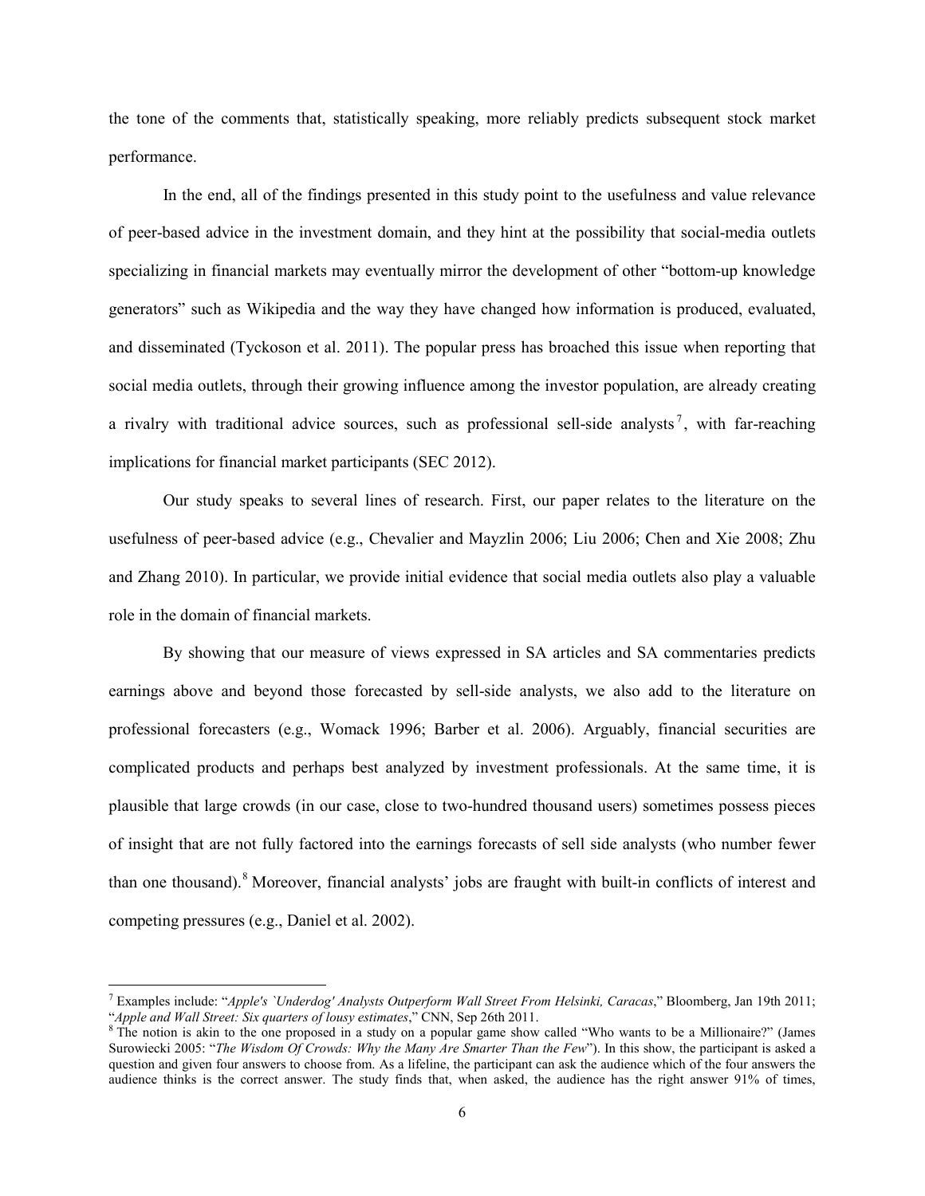the tone of the comments that, statistically speaking, more reliably predicts subsequent stock market performance.

In the end, all of the findings presented in this study point to the usefulness and value relevance of peer-based advice in the investment domain, and they hint at the possibility that social-media outlets specializing in financial markets may eventually mirror the development of other "bottom-up knowledge generators" such as Wikipedia and the way they have changed how information is produced, evaluated, and disseminated (Tyckoson et al. 2011). The popular press has broached this issue when reporting that social media outlets, through their growing influence among the investor population, are already creating a rivalry with traditional advice sources, such as professional sell-side analysts[7], with far-reaching implications for financial market participants (SEC 2012).

Our study speaks to several lines of research. First, our paper relates to the literature on the usefulness of peer-based advice (e.g., Chevalier and Mayzlin 2006; Liu 2006; Chen and Xie 2008; Zhu and Zhang 2010). In particular, we provide initial evidence that social media outlets also play a valuable role in the domain of financial markets.

By showing that our measure of views expressed in SA articles and SA commentaries predicts earnings above and beyond those forecasted by sell-side analysts, we also add to the literature on professional forecasters (e.g., Womack 1996; Barber et al. 2006). Arguably, financial securities are complicated products and perhaps best analyzed by investment professionals. At the same time, it is plausible that large crowds (in our case, close to two-hundred thousand users) sometimes possess pieces of insight that are not fully factored into the earnings forecasts of sell side analysts (who number fewer than one thousand).[8] Moreover, financial analysts' jobs are fraught with built-in conflicts of interest and competing pressures (e.g., Daniel et al. 2002).

---

[7] Examples include: "*Apple's `Underdog' Analysts Outperform Wall Street From Helsinki, Caracas*," Bloomberg, Jan 19th 2011; "*Apple and Wall Street: Six quarters of lousy estimates*," CNN, Sep 26th 2011.

[8] The notion is akin to the one proposed in a study on a popular game show called "Who wants to be a Millionaire?" (James Surowiecki 2005: "*The Wisdom Of Crowds: Why the Many Are Smarter Than the Few*"). In this show, the participant is asked a question and given four answers to choose from. As a lifeline, the participant can ask the audience which of the four answers the audience thinks is the correct answer. The study finds that, when asked, the audience has the right answer 91% of times,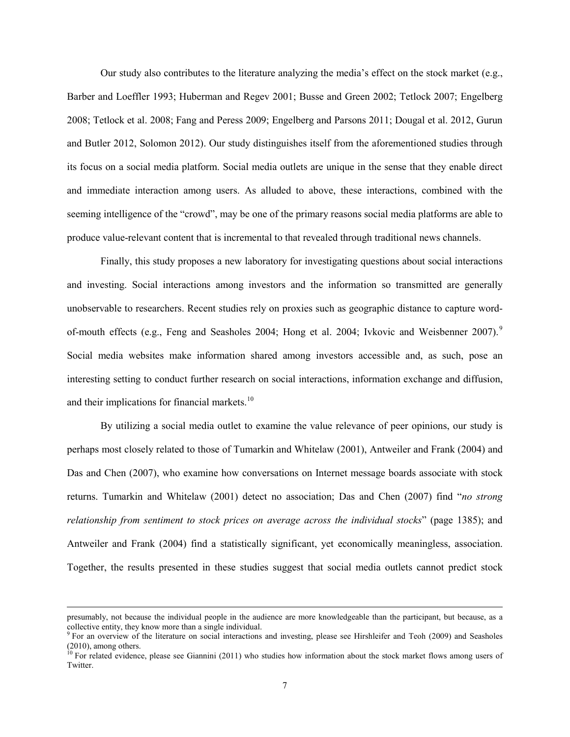Our study also contributes to the literature analyzing the media's effect on the stock market (e.g., Barber and Loeffler 1993; Huberman and Regev 2001; Busse and Green 2002; Tetlock 2007; Engelberg 2008; Tetlock et al. 2008; Fang and Peress 2009; Engelberg and Parsons 2011; Dougal et al. 2012, Gurun and Butler 2012, Solomon 2012). Our study distinguishes itself from the aforementioned studies through its focus on a social media platform. Social media outlets are unique in the sense that they enable direct and immediate interaction among users. As alluded to above, these interactions, combined with the seeming intelligence of the "crowd", may be one of the primary reasons social media platforms are able to produce value-relevant content that is incremental to that revealed through traditional news channels.

Finally, this study proposes a new laboratory for investigating questions about social interactions and investing. Social interactions among investors and the information so transmitted are generally unobservable to researchers. Recent studies rely on proxies such as geographic distance to capture word-of-mouth effects (e.g., Feng and Seasholes 2004; Hong et al. 2004; Ivkovic and Weisbenner 2007).[9] Social media websites make information shared among investors accessible and, as such, pose an interesting setting to conduct further research on social interactions, information exchange and diffusion, and their implications for financial markets.[10]

By utilizing a social media outlet to examine the value relevance of peer opinions, our study is perhaps most closely related to those of Tumarkin and Whitelaw (2001), Antweiler and Frank (2004) and Das and Chen (2007), who examine how conversations on Internet message boards associate with stock returns. Tumarkin and Whitelaw (2001) detect no association; Das and Chen (2007) find "*no strong relationship from sentiment to stock prices on average across the individual stocks*" (page 1385); and Antweiler and Frank (2004) find a statistically significant, yet economically meaningless, association. Together, the results presented in these studies suggest that social media outlets cannot predict stock

---

presumably, not because the individual people in the audience are more knowledgeable than the participant, but because, as a collective entity, they know more than a single individual.

[9] For an overview of the literature on social interactions and investing, please see Hirshleifer and Teoh (2009) and Seasholes (2010), among others.

[10] For related evidence, please see Giannini (2011) who studies how information about the stock market flows among users of Twitter.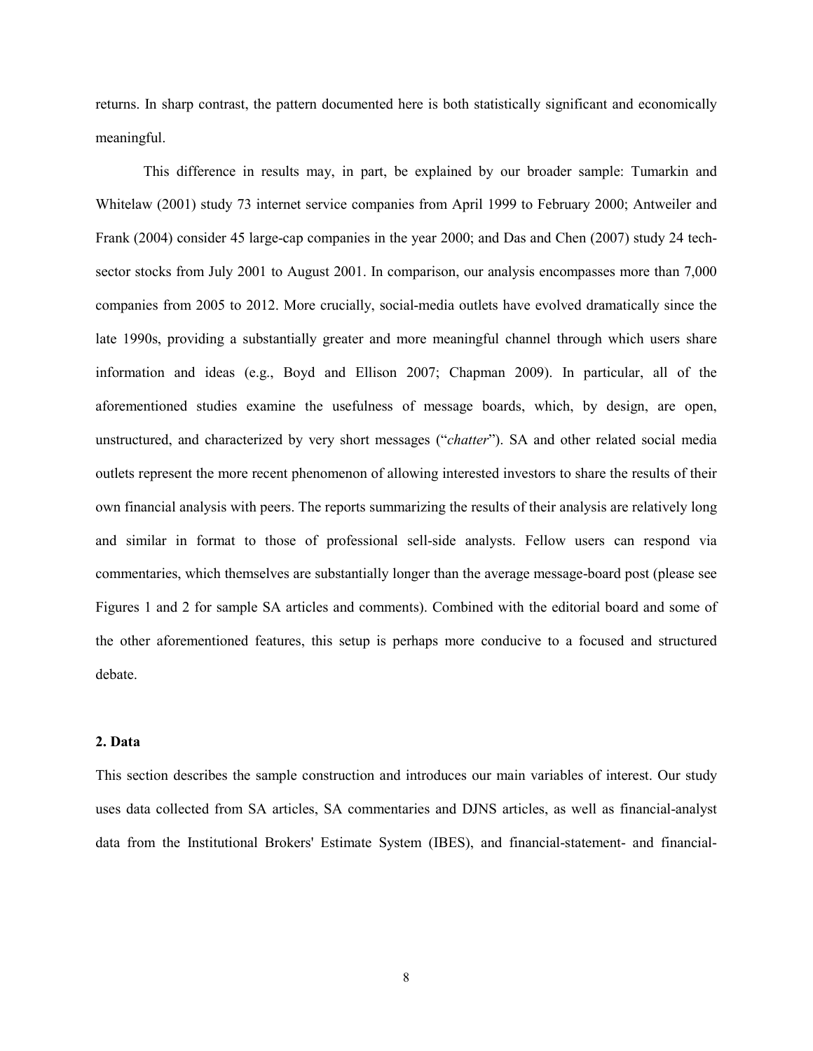returns. In sharp contrast, the pattern documented here is both statistically significant and economically meaningful.

This difference in results may, in part, be explained by our broader sample: Tumarkin and Whitelaw (2001) study 73 internet service companies from April 1999 to February 2000; Antweiler and Frank (2004) consider 45 large-cap companies in the year 2000; and Das and Chen (2007) study 24 tech-sector stocks from July 2001 to August 2001. In comparison, our analysis encompasses more than 7,000 companies from 2005 to 2012. More crucially, social-media outlets have evolved dramatically since the late 1990s, providing a substantially greater and more meaningful channel through which users share information and ideas (e.g., Boyd and Ellison 2007; Chapman 2009). In particular, all of the aforementioned studies examine the usefulness of message boards, which, by design, are open, unstructured, and characterized by very short messages ("*chatter*"). SA and other related social media outlets represent the more recent phenomenon of allowing interested investors to share the results of their own financial analysis with peers. The reports summarizing the results of their analysis are relatively long and similar in format to those of professional sell-side analysts. Fellow users can respond via commentaries, which themselves are substantially longer than the average message-board post (please see Figures 1 and 2 for sample SA articles and comments). Combined with the editorial board and some of the other aforementioned features, this setup is perhaps more conducive to a focused and structured debate.

## 2. Data

This section describes the sample construction and introduces our main variables of interest. Our study uses data collected from SA articles, SA commentaries and DJNS articles, as well as financial-analyst data from the Institutional Brokers' Estimate System (IBES), and financial-statement- and financial-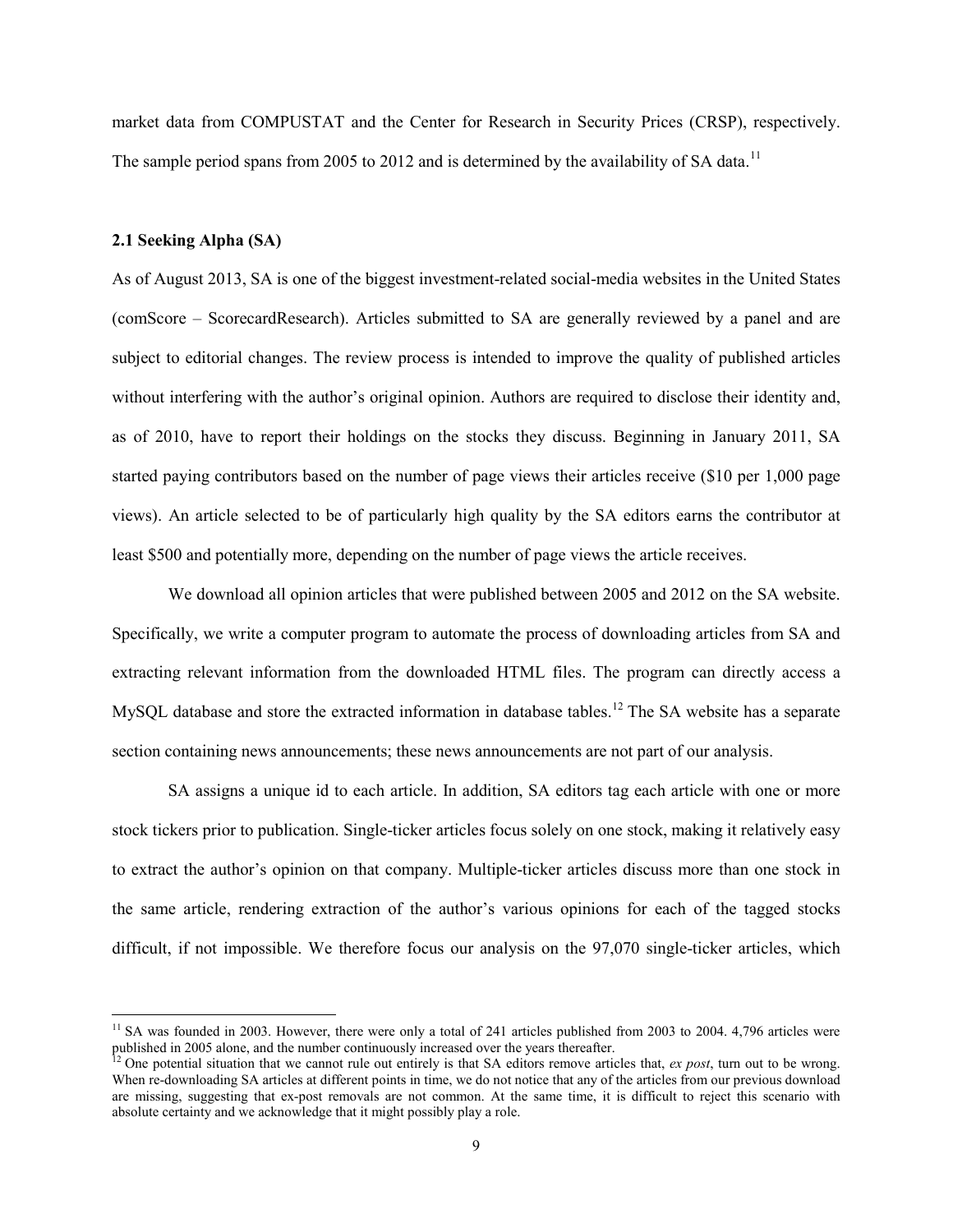market data from COMPUSTAT and the Center for Research in Security Prices (CRSP), respectively. The sample period spans from 2005 to 2012 and is determined by the availability of SA data.[11]

### 2.1 Seeking Alpha (SA)

As of August 2013, SA is one of the biggest investment-related social-media websites in the United States (comScore – ScorecardResearch). Articles submitted to SA are generally reviewed by a panel and are subject to editorial changes. The review process is intended to improve the quality of published articles without interfering with the author's original opinion. Authors are required to disclose their identity and, as of 2010, have to report their holdings on the stocks they discuss. Beginning in January 2011, SA started paying contributors based on the number of page views their articles receive ($10 per 1,000 page views). An article selected to be of particularly high quality by the SA editors earns the contributor at least $500 and potentially more, depending on the number of page views the article receives.

We download all opinion articles that were published between 2005 and 2012 on the SA website. Specifically, we write a computer program to automate the process of downloading articles from SA and extracting relevant information from the downloaded HTML files. The program can directly access a MySQL database and store the extracted information in database tables.[12] The SA website has a separate section containing news announcements; these news announcements are not part of our analysis.

SA assigns a unique id to each article. In addition, SA editors tag each article with one or more stock tickers prior to publication. Single-ticker articles focus solely on one stock, making it relatively easy to extract the author's opinion on that company. Multiple-ticker articles discuss more than one stock in the same article, rendering extraction of the author's various opinions for each of the tagged stocks difficult, if not impossible. We therefore focus our analysis on the 97,070 single-ticker articles, which

---

[11] SA was founded in 2003. However, there were only a total of 241 articles published from 2003 to 2004. 4,796 articles were published in 2005 alone, and the number continuously increased over the years thereafter.

[12] One potential situation that we cannot rule out entirely is that SA editors remove articles that, *ex post*, turn out to be wrong. When re-downloading SA articles at different points in time, we do not notice that any of the articles from our previous download are missing, suggesting that ex-post removals are not common. At the same time, it is difficult to reject this scenario with absolute certainty and we acknowledge that it might possibly play a role.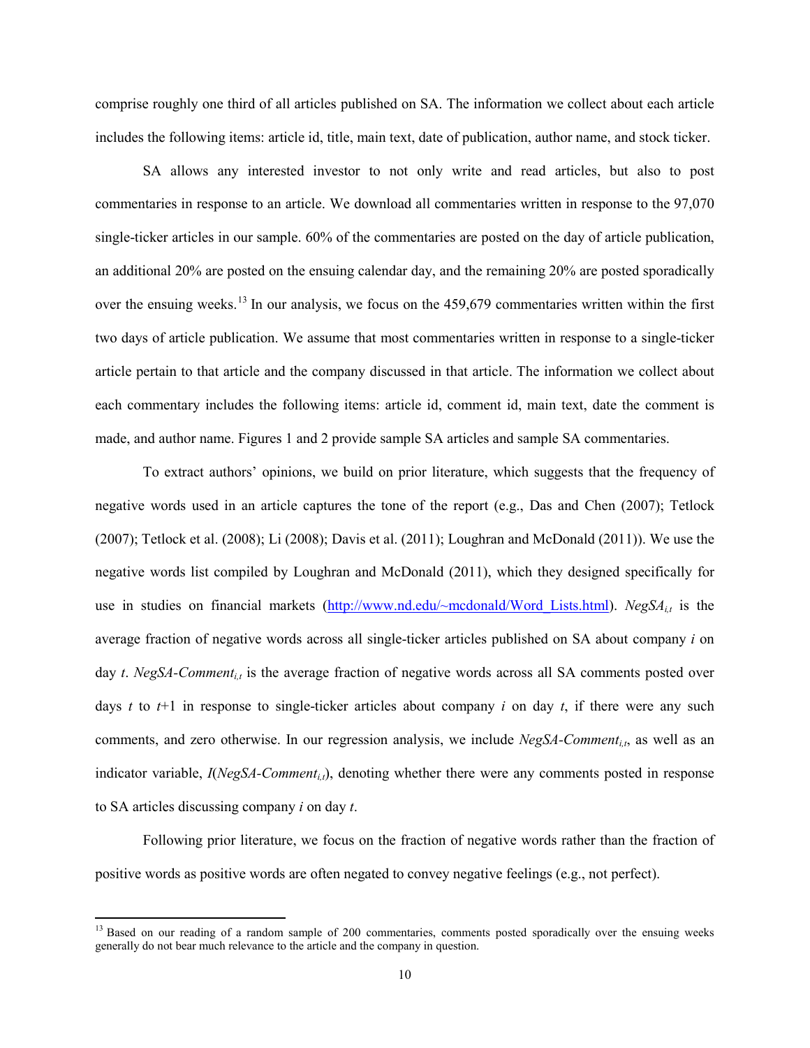comprise roughly one third of all articles published on SA. The information we collect about each article includes the following items: article id, title, main text, date of publication, author name, and stock ticker.

SA allows any interested investor to not only write and read articles, but also to post commentaries in response to an article. We download all commentaries written in response to the 97,070 single-ticker articles in our sample. 60% of the commentaries are posted on the day of article publication, an additional 20% are posted on the ensuing calendar day, and the remaining 20% are posted sporadically over the ensuing weeks.[13] In our analysis, we focus on the 459,679 commentaries written within the first two days of article publication. We assume that most commentaries written in response to a single-ticker article pertain to that article and the company discussed in that article. The information we collect about each commentary includes the following items: article id, comment id, main text, date the comment is made, and author name. Figures 1 and 2 provide sample SA articles and sample SA commentaries.

To extract authors' opinions, we build on prior literature, which suggests that the frequency of negative words used in an article captures the tone of the report (e.g., Das and Chen (2007); Tetlock (2007); Tetlock et al. (2008); Li (2008); Davis et al. (2011); Loughran and McDonald (2011)). We use the negative words list compiled by Loughran and McDonald (2011), which they designed specifically for use in studies on financial markets (http://www.nd.edu/~mcdonald/Word_Lists.html). $NegSA_{i,t}$ is the average fraction of negative words across all single-ticker articles published on SA about company $i$ on day $t$. $NegSA\text{-}Comment_{i,t}$ is the average fraction of negative words across all SA comments posted over days $t$ to $t$+1 in response to single-ticker articles about company $i$ on day $t$, if there were any such comments, and zero otherwise. In our regression analysis, we include $NegSA\text{-}Comment_{i,t}$, as well as an indicator variable, $I(NegSA\text{-}Comment_{i,t})$, denoting whether there were any comments posted in response to SA articles discussing company $i$ on day $t$.

Following prior literature, we focus on the fraction of negative words rather than the fraction of positive words as positive words are often negated to convey negative feelings (e.g., not perfect).

[13] Based on our reading of a random sample of 200 commentaries, comments posted sporadically over the ensuing weeks generally do not bear much relevance to the article and the company in question.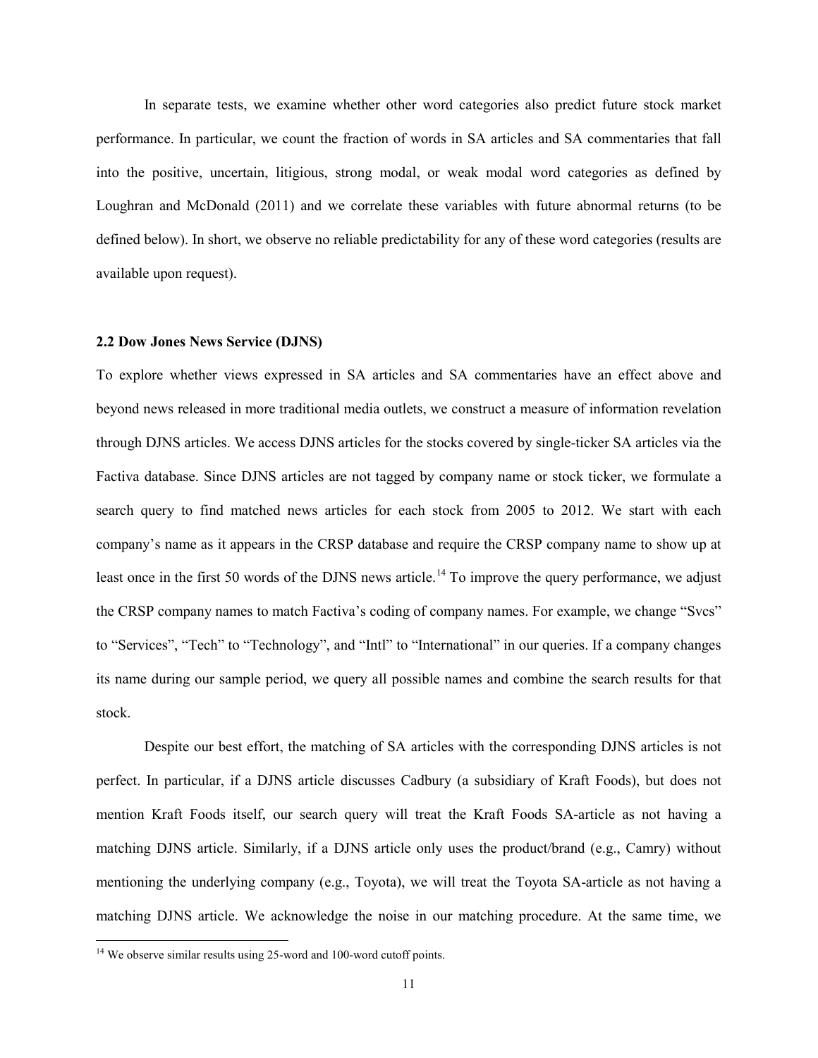In separate tests, we examine whether other word categories also predict future stock market performance. In particular, we count the fraction of words in SA articles and SA commentaries that fall into the positive, uncertain, litigious, strong modal, or weak modal word categories as defined by Loughran and McDonald (2011) and we correlate these variables with future abnormal returns (to be defined below). In short, we observe no reliable predictability for any of these word categories (results are available upon request).

### 2.2 Dow Jones News Service (DJNS)

To explore whether views expressed in SA articles and SA commentaries have an effect above and beyond news released in more traditional media outlets, we construct a measure of information revelation through DJNS articles. We access DJNS articles for the stocks covered by single-ticker SA articles via the Factiva database. Since DJNS articles are not tagged by company name or stock ticker, we formulate a search query to find matched news articles for each stock from 2005 to 2012. We start with each company's name as it appears in the CRSP database and require the CRSP company name to show up at least once in the first 50 words of the DJNS news article.[14] To improve the query performance, we adjust the CRSP company names to match Factiva's coding of company names. For example, we change "Svcs" to "Services", "Tech" to "Technology", and "Intl" to "International" in our queries. If a company changes its name during our sample period, we query all possible names and combine the search results for that stock.

Despite our best effort, the matching of SA articles with the corresponding DJNS articles is not perfect. In particular, if a DJNS article discusses Cadbury (a subsidiary of Kraft Foods), but does not mention Kraft Foods itself, our search query will treat the Kraft Foods SA-article as not having a matching DJNS article. Similarly, if a DJNS article only uses the product/brand (e.g., Camry) without mentioning the underlying company (e.g., Toyota), we will treat the Toyota SA-article as not having a matching DJNS article. We acknowledge the noise in our matching procedure. At the same time, we

[14] We observe similar results using 25-word and 100-word cutoff points.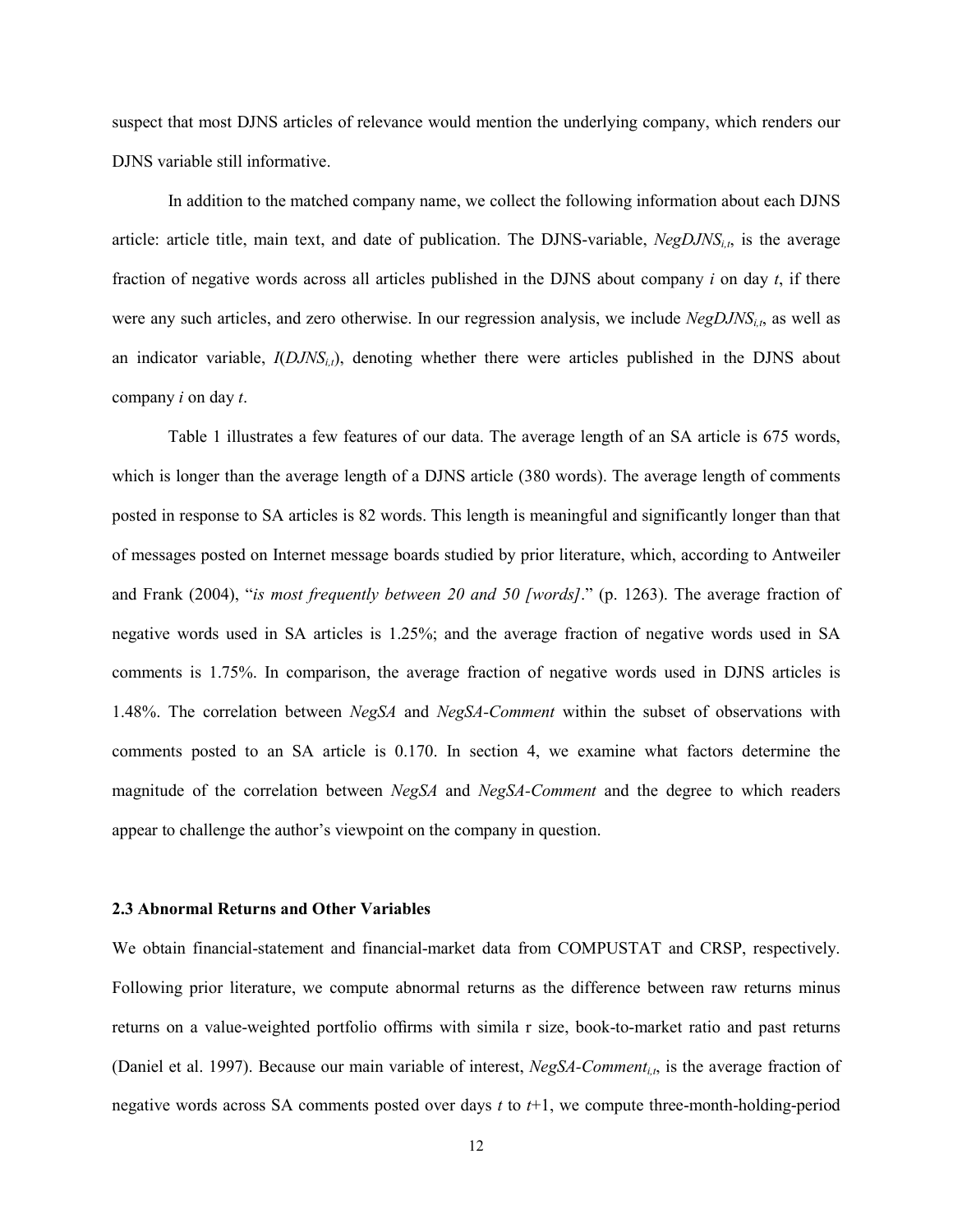suspect that most DJNS articles of relevance would mention the underlying company, which renders our DJNS variable still informative.

In addition to the matched company name, we collect the following information about each DJNS article: article title, main text, and date of publication. The DJNS-variable, $NegDJNS_{i,t}$, is the average fraction of negative words across all articles published in the DJNS about company *i* on day *t*, if there were any such articles, and zero otherwise. In our regression analysis, we include $NegDJNS_{i,t}$, as well as an indicator variable, $I(DJNS_{i,t})$, denoting whether there were articles published in the DJNS about company *i* on day *t*.

Table 1 illustrates a few features of our data. The average length of an SA article is 675 words, which is longer than the average length of a DJNS article (380 words). The average length of comments posted in response to SA articles is 82 words. This length is meaningful and significantly longer than that of messages posted on Internet message boards studied by prior literature, which, according to Antweiler and Frank (2004), "*is most frequently between 20 and 50 [words]*." (p. 1263). The average fraction of negative words used in SA articles is 1.25%; and the average fraction of negative words used in SA comments is 1.75%. In comparison, the average fraction of negative words used in DJNS articles is 1.48%. The correlation between *NegSA* and *NegSA-Comment* within the subset of observations with comments posted to an SA article is 0.170. In section 4, we examine what factors determine the magnitude of the correlation between *NegSA* and *NegSA-Comment* and the degree to which readers appear to challenge the author's viewpoint on the company in question.

### 2.3 Abnormal Returns and Other Variables

We obtain financial-statement and financial-market data from COMPUSTAT and CRSP, respectively. Following prior literature, we compute abnormal returns as the difference between raw returns minus returns on a value-weighted portfolio offirms with simila r size, book-to-market ratio and past returns (Daniel et al. 1997). Because our main variable of interest, $NegSA\text{-}Comment_{i,t}$, is the average fraction of negative words across SA comments posted over days *t* to *t*+1, we compute three-month-holding-period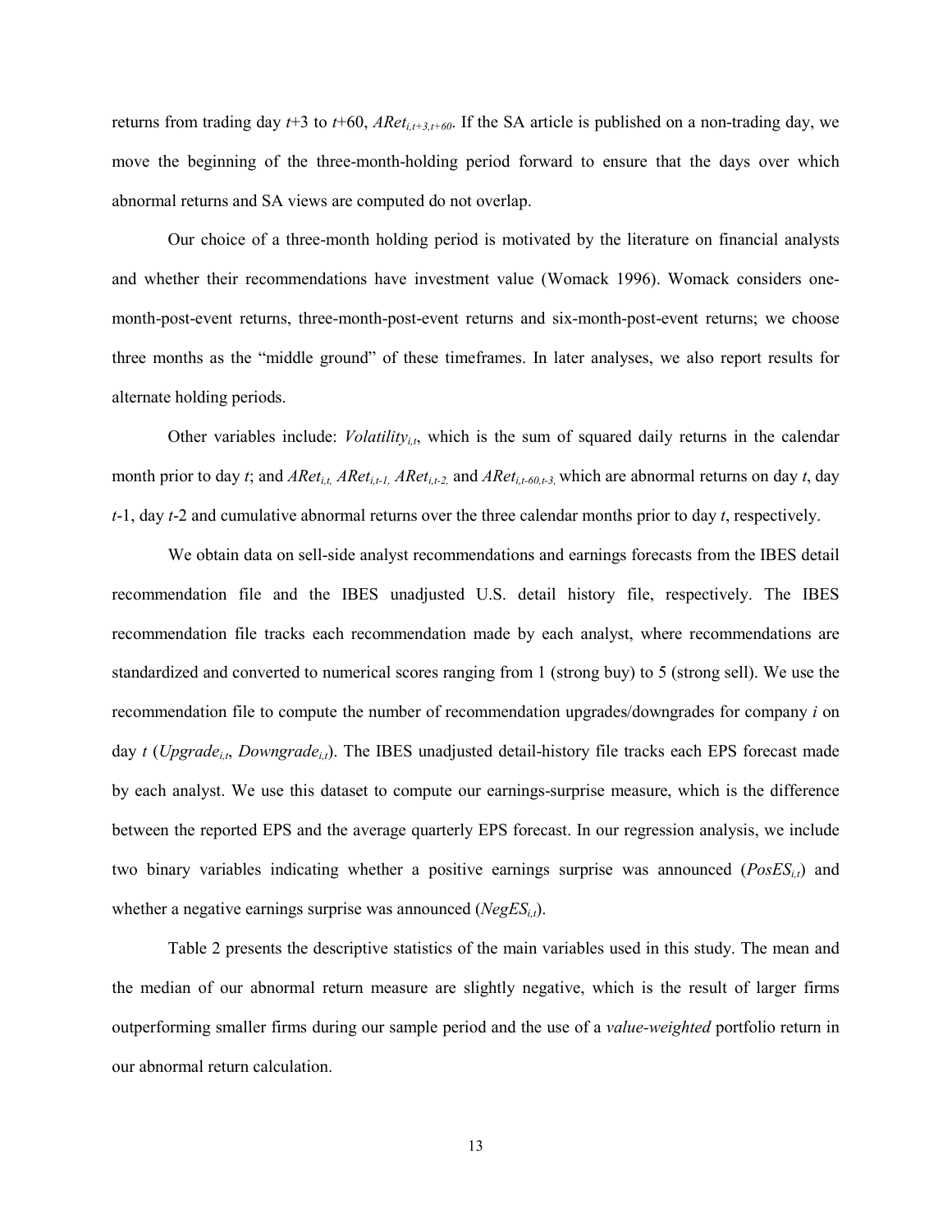returns from trading day $t$+3 to $t$+60, $ARet_{i,t+3,t+60}$. If the SA article is published on a non-trading day, we move the beginning of the three-month-holding period forward to ensure that the days over which abnormal returns and SA views are computed do not overlap.

Our choice of a three-month holding period is motivated by the literature on financial analysts and whether their recommendations have investment value (Womack 1996). Womack considers one-month-post-event returns, three-month-post-event returns and six-month-post-event returns; we choose three months as the "middle ground" of these timeframes. In later analyses, we also report results for alternate holding periods.

Other variables include: $Volatility_{i,t}$, which is the sum of squared daily returns in the calendar month prior to day $t$; and $ARet_{i,t}$, $ARet_{i,t-1}$, $ARet_{i,t-2}$, and $ARet_{i,t-60,t-3}$, which are abnormal returns on day $t$, day $t$-1, day $t$-2 and cumulative abnormal returns over the three calendar months prior to day $t$, respectively.

We obtain data on sell-side analyst recommendations and earnings forecasts from the IBES detail recommendation file and the IBES unadjusted U.S. detail history file, respectively. The IBES recommendation file tracks each recommendation made by each analyst, where recommendations are standardized and converted to numerical scores ranging from 1 (strong buy) to 5 (strong sell). We use the recommendation file to compute the number of recommendation upgrades/downgrades for company $i$ on day $t$ ($Upgrade_{i,t}$, $Downgrade_{i,t}$). The IBES unadjusted detail-history file tracks each EPS forecast made by each analyst. We use this dataset to compute our earnings-surprise measure, which is the difference between the reported EPS and the average quarterly EPS forecast. In our regression analysis, we include two binary variables indicating whether a positive earnings surprise was announced ($PosES_{i,t}$) and whether a negative earnings surprise was announced ($NegES_{i,t}$).

Table 2 presents the descriptive statistics of the main variables used in this study. The mean and the median of our abnormal return measure are slightly negative, which is the result of larger firms outperforming smaller firms during our sample period and the use of a *value-weighted* portfolio return in our abnormal return calculation.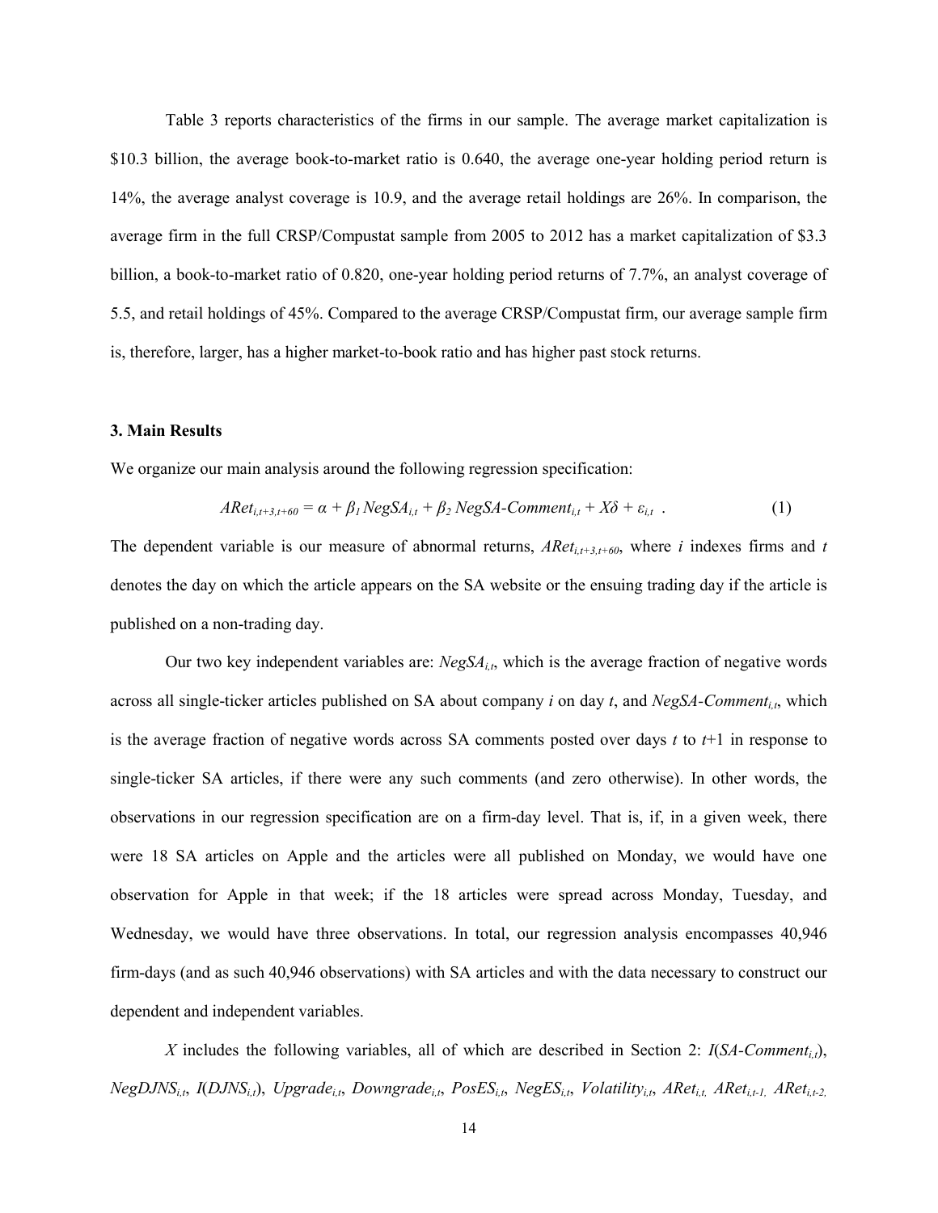Table 3 reports characteristics of the firms in our sample. The average market capitalization is \$10.3 billion, the average book-to-market ratio is 0.640, the average one-year holding period return is 14%, the average analyst coverage is 10.9, and the average retail holdings are 26%. In comparison, the average firm in the full CRSP/Compustat sample from 2005 to 2012 has a market capitalization of \$3.3 billion, a book-to-market ratio of 0.820, one-year holding period returns of 7.7%, an analyst coverage of 5.5, and retail holdings of 45%. Compared to the average CRSP/Compustat firm, our average sample firm is, therefore, larger, has a higher market-to-book ratio and has higher past stock returns.

### 3. Main Results

We organize our main analysis around the following regression specification:

$$ARet_{i,t+3,t+60} = \alpha + \beta_1 \, NegSA_{i,t} + \beta_2 \, NegSA\text{-}Comment_{i,t} + X\delta + \varepsilon_{i,t} \quad . \tag{1}$$

The dependent variable is our measure of abnormal returns, $ARet_{i,t+3,t+60}$, where $i$ indexes firms and $t$ denotes the day on which the article appears on the SA website or the ensuing trading day if the article is published on a non-trading day.

Our two key independent variables are: $NegSA_{i,t}$, which is the average fraction of negative words across all single-ticker articles published on SA about company $i$ on day $t$, and $NegSA\text{-}Comment_{i,t}$, which is the average fraction of negative words across SA comments posted over days $t$ to $t$+1 in response to single-ticker SA articles, if there were any such comments (and zero otherwise). In other words, the observations in our regression specification are on a firm-day level. That is, if, in a given week, there were 18 SA articles on Apple and the articles were all published on Monday, we would have one observation for Apple in that week; if the 18 articles were spread across Monday, Tuesday, and Wednesday, we would have three observations. In total, our regression analysis encompasses 40,946 firm-days (and as such 40,946 observations) with SA articles and with the data necessary to construct our dependent and independent variables.

$X$ includes the following variables, all of which are described in Section 2: $I(SA\text{-}Comment_{i,t})$, $NegDJNS_{i,t}$, $I(DJNS_{i,t})$, $Upgrade_{i,t}$, $Downgrade_{i,t}$, $PosES_{i,t}$, $NegES_{i,t}$, $Volatility_{i,t}$, $ARet_{i,t}$, $ARet_{i,t\text{-}1}$, $ARet_{i,t\text{-}2}$,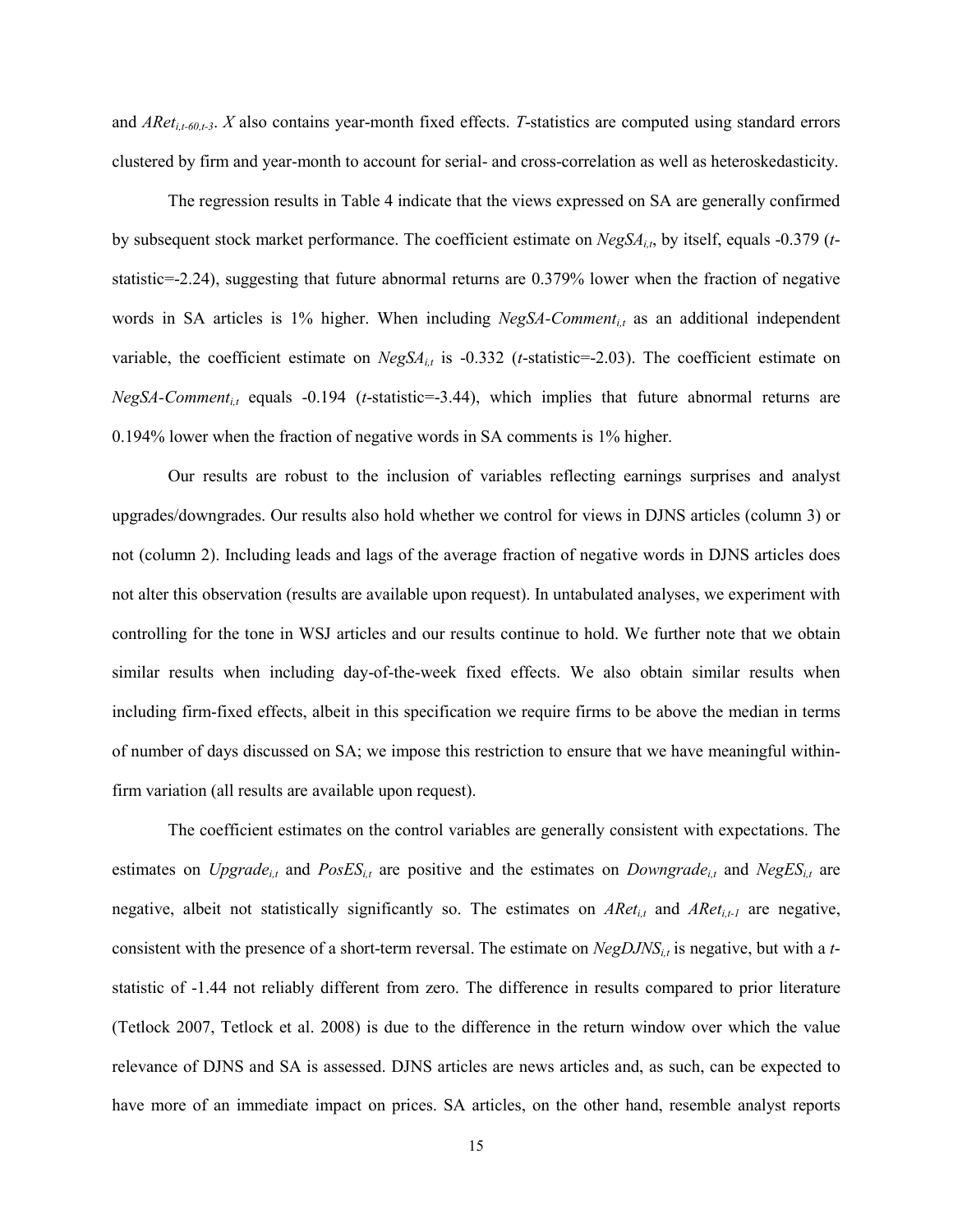and $ARet_{i,t\text{-}60,t\text{-}3}$. $X$ also contains year-month fixed effects. $T$-statistics are computed using standard errors clustered by firm and year-month to account for serial- and cross-correlation as well as heteroskedasticity.

The regression results in Table 4 indicate that the views expressed on SA are generally confirmed by subsequent stock market performance. The coefficient estimate on $NegSA_{i,t}$, by itself, equals -0.379 ($t$-statistic=-2.24), suggesting that future abnormal returns are 0.379% lower when the fraction of negative words in SA articles is 1% higher. When including $NegSA\text{-}Comment_{i,t}$ as an additional independent variable, the coefficient estimate on $NegSA_{i,t}$ is -0.332 ($t$-statistic=-2.03). The coefficient estimate on $NegSA\text{-}Comment_{i,t}$ equals -0.194 ($t$-statistic=-3.44), which implies that future abnormal returns are 0.194% lower when the fraction of negative words in SA comments is 1% higher.

Our results are robust to the inclusion of variables reflecting earnings surprises and analyst upgrades/downgrades. Our results also hold whether we control for views in DJNS articles (column 3) or not (column 2). Including leads and lags of the average fraction of negative words in DJNS articles does not alter this observation (results are available upon request). In untabulated analyses, we experiment with controlling for the tone in WSJ articles and our results continue to hold. We further note that we obtain similar results when including day-of-the-week fixed effects. We also obtain similar results when including firm-fixed effects, albeit in this specification we require firms to be above the median in terms of number of days discussed on SA; we impose this restriction to ensure that we have meaningful within-firm variation (all results are available upon request).

The coefficient estimates on the control variables are generally consistent with expectations. The estimates on $Upgrade_{i,t}$ and $PosES_{i,t}$ are positive and the estimates on $Downgrade_{i,t}$ and $NegES_{i,t}$ are negative, albeit not statistically significantly so. The estimates on $ARet_{i,t}$ and $ARet_{i,t\text{-}1}$ are negative, consistent with the presence of a short-term reversal. The estimate on $NegDJNS_{i,t}$ is negative, but with a $t$-statistic of -1.44 not reliably different from zero. The difference in results compared to prior literature (Tetlock 2007, Tetlock et al. 2008) is due to the difference in the return window over which the value relevance of DJNS and SA is assessed. DJNS articles are news articles and, as such, can be expected to have more of an immediate impact on prices. SA articles, on the other hand, resemble analyst reports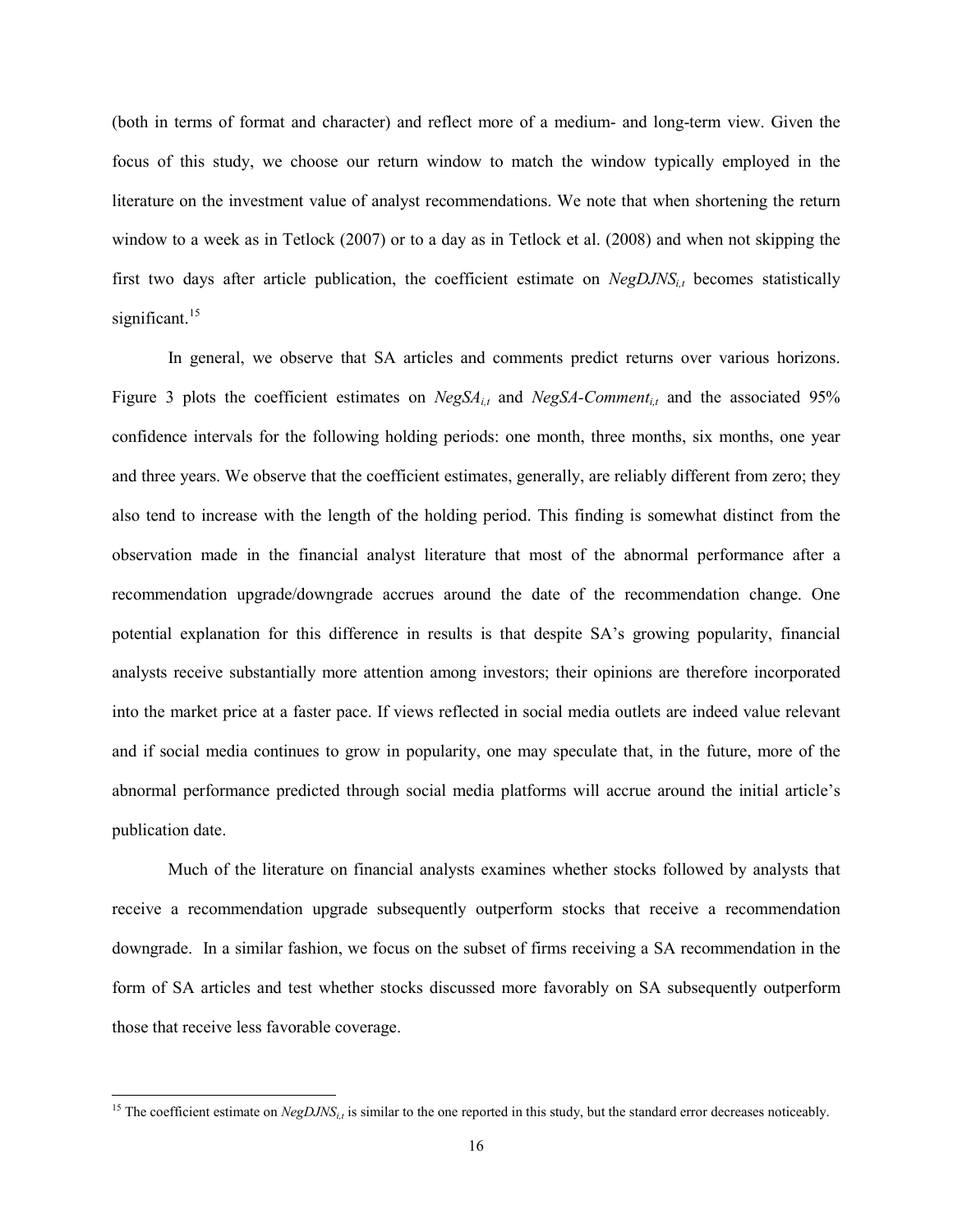(both in terms of format and character) and reflect more of a medium- and long-term view. Given the focus of this study, we choose our return window to match the window typically employed in the literature on the investment value of analyst recommendations. We note that when shortening the return window to a week as in Tetlock (2007) or to a day as in Tetlock et al. (2008) and when not skipping the first two days after article publication, the coefficient estimate on $NegDJNS_{i,t}$ becomes statistically significant.[15]

In general, we observe that SA articles and comments predict returns over various horizons. Figure 3 plots the coefficient estimates on $NegSA_{i,t}$ and $NegSA\text{-}Comment_{i,t}$ and the associated 95% confidence intervals for the following holding periods: one month, three months, six months, one year and three years. We observe that the coefficient estimates, generally, are reliably different from zero; they also tend to increase with the length of the holding period. This finding is somewhat distinct from the observation made in the financial analyst literature that most of the abnormal performance after a recommendation upgrade/downgrade accrues around the date of the recommendation change. One potential explanation for this difference in results is that despite SA's growing popularity, financial analysts receive substantially more attention among investors; their opinions are therefore incorporated into the market price at a faster pace. If views reflected in social media outlets are indeed value relevant and if social media continues to grow in popularity, one may speculate that, in the future, more of the abnormal performance predicted through social media platforms will accrue around the initial article's publication date.

Much of the literature on financial analysts examines whether stocks followed by analysts that receive a recommendation upgrade subsequently outperform stocks that receive a recommendation downgrade. In a similar fashion, we focus on the subset of firms receiving a SA recommendation in the form of SA articles and test whether stocks discussed more favorably on SA subsequently outperform those that receive less favorable coverage.

[15] The coefficient estimate on $NegDJNS_{i,t}$ is similar to the one reported in this study, but the standard error decreases noticeably.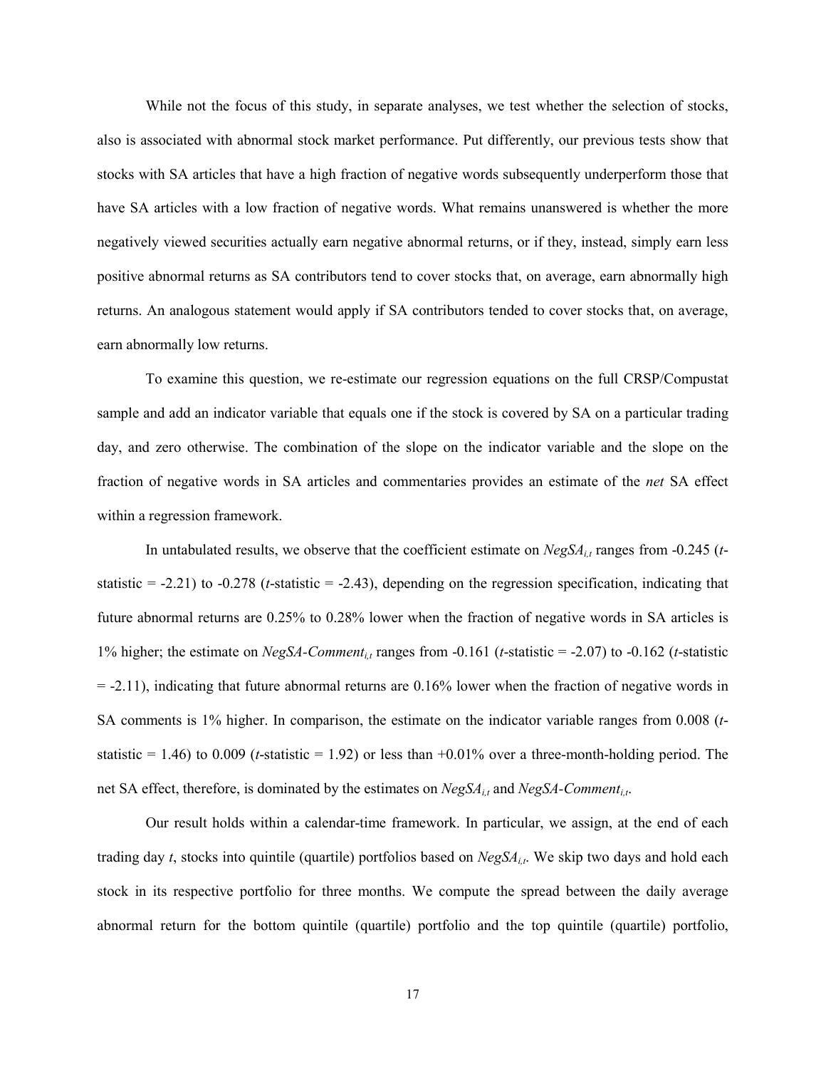While not the focus of this study, in separate analyses, we test whether the selection of stocks, also is associated with abnormal stock market performance. Put differently, our previous tests show that stocks with SA articles that have a high fraction of negative words subsequently underperform those that have SA articles with a low fraction of negative words. What remains unanswered is whether the more negatively viewed securities actually earn negative abnormal returns, or if they, instead, simply earn less positive abnormal returns as SA contributors tend to cover stocks that, on average, earn abnormally high returns. An analogous statement would apply if SA contributors tended to cover stocks that, on average, earn abnormally low returns.

To examine this question, we re-estimate our regression equations on the full CRSP/Compustat sample and add an indicator variable that equals one if the stock is covered by SA on a particular trading day, and zero otherwise. The combination of the slope on the indicator variable and the slope on the fraction of negative words in SA articles and commentaries provides an estimate of the *net* SA effect within a regression framework.

In untabulated results, we observe that the coefficient estimate on $NegSA_{i,t}$ ranges from -0.245 (*t*-statistic = -2.21) to -0.278 (*t*-statistic = -2.43), depending on the regression specification, indicating that future abnormal returns are 0.25% to 0.28% lower when the fraction of negative words in SA articles is 1% higher; the estimate on $NegSA\text{-}Comment_{i,t}$ ranges from -0.161 (*t*-statistic = -2.07) to -0.162 (*t*-statistic = -2.11), indicating that future abnormal returns are 0.16% lower when the fraction of negative words in SA comments is 1% higher. In comparison, the estimate on the indicator variable ranges from 0.008 (*t*-statistic = 1.46) to 0.009 (*t*-statistic = 1.92) or less than +0.01% over a three-month-holding period. The net SA effect, therefore, is dominated by the estimates on $NegSA_{i,t}$ and $NegSA\text{-}Comment_{i,t}$.

Our result holds within a calendar-time framework. In particular, we assign, at the end of each trading day *t*, stocks into quintile (quartile) portfolios based on $NegSA_{i,t}$. We skip two days and hold each stock in its respective portfolio for three months. We compute the spread between the daily average abnormal return for the bottom quintile (quartile) portfolio and the top quintile (quartile) portfolio,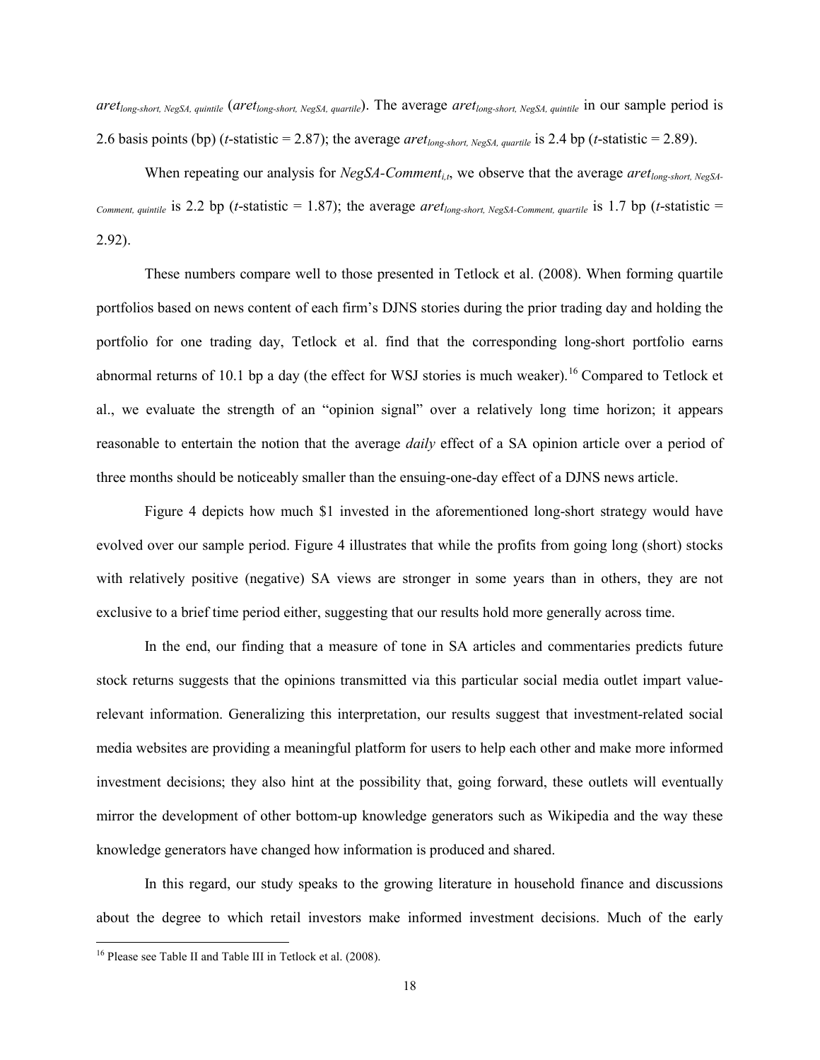$aret_{long\text{-}short,\ NegSA,\ quintile}$ ($aret_{long\text{-}short,\ NegSA,\ quartile}$). The average $aret_{long\text{-}short,\ NegSA,\ quintile}$ in our sample period is 2.6 basis points (bp) (*t*-statistic = 2.87); the average $aret_{long\text{-}short,\ NegSA,\ quartile}$ is 2.4 bp (*t*-statistic = 2.89).

When repeating our analysis for $NegSA\text{-}Comment_{i,t}$, we observe that the average $aret_{long\text{-}short,\ NegSA\text{-}Comment,\ quintile}$ is 2.2 bp (*t*-statistic = 1.87); the average $aret_{long\text{-}short,\ NegSA\text{-}Comment,\ quartile}$ is 1.7 bp (*t*-statistic = 2.92).

These numbers compare well to those presented in Tetlock et al. (2008). When forming quartile portfolios based on news content of each firm's DJNS stories during the prior trading day and holding the portfolio for one trading day, Tetlock et al. find that the corresponding long-short portfolio earns abnormal returns of 10.1 bp a day (the effect for WSJ stories is much weaker).[16] Compared to Tetlock et al., we evaluate the strength of an "opinion signal" over a relatively long time horizon; it appears reasonable to entertain the notion that the average *daily* effect of a SA opinion article over a period of three months should be noticeably smaller than the ensuing-one-day effect of a DJNS news article.

Figure 4 depicts how much \$1 invested in the aforementioned long-short strategy would have evolved over our sample period. Figure 4 illustrates that while the profits from going long (short) stocks with relatively positive (negative) SA views are stronger in some years than in others, they are not exclusive to a brief time period either, suggesting that our results hold more generally across time.

In the end, our finding that a measure of tone in SA articles and commentaries predicts future stock returns suggests that the opinions transmitted via this particular social media outlet impart value-relevant information. Generalizing this interpretation, our results suggest that investment-related social media websites are providing a meaningful platform for users to help each other and make more informed investment decisions; they also hint at the possibility that, going forward, these outlets will eventually mirror the development of other bottom-up knowledge generators such as Wikipedia and the way these knowledge generators have changed how information is produced and shared.

In this regard, our study speaks to the growing literature in household finance and discussions about the degree to which retail investors make informed investment decisions. Much of the early

[16] Please see Table II and Table III in Tetlock et al. (2008).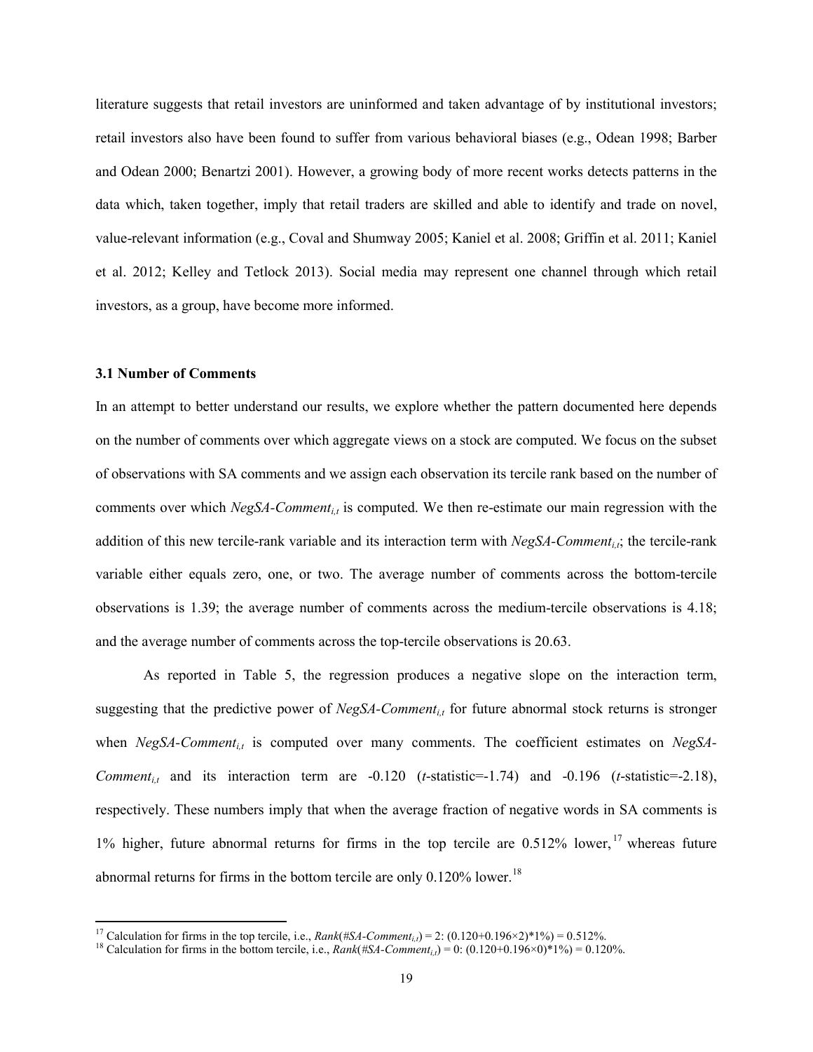literature suggests that retail investors are uninformed and taken advantage of by institutional investors; retail investors also have been found to suffer from various behavioral biases (e.g., Odean 1998; Barber and Odean 2000; Benartzi 2001). However, a growing body of more recent works detects patterns in the data which, taken together, imply that retail traders are skilled and able to identify and trade on novel, value-relevant information (e.g., Coval and Shumway 2005; Kaniel et al. 2008; Griffin et al. 2011; Kaniel et al. 2012; Kelley and Tetlock 2013). Social media may represent one channel through which retail investors, as a group, have become more informed.

### 3.1 Number of Comments

In an attempt to better understand our results, we explore whether the pattern documented here depends on the number of comments over which aggregate views on a stock are computed. We focus on the subset of observations with SA comments and we assign each observation its tercile rank based on the number of comments over which $NegSA\text{-}Comment_{i,t}$ is computed. We then re-estimate our main regression with the addition of this new tercile-rank variable and its interaction term with $NegSA\text{-}Comment_{i,t}$; the tercile-rank variable either equals zero, one, or two. The average number of comments across the bottom-tercile observations is 1.39; the average number of comments across the medium-tercile observations is 4.18; and the average number of comments across the top-tercile observations is 20.63.

As reported in Table 5, the regression produces a negative slope on the interaction term, suggesting that the predictive power of $NegSA\text{-}Comment_{i,t}$ for future abnormal stock returns is stronger when $NegSA\text{-}Comment_{i,t}$ is computed over many comments. The coefficient estimates on $NegSA\text{-}Comment_{i,t}$ and its interaction term are -0.120 (*t*-statistic=-1.74) and -0.196 (*t*-statistic=-2.18), respectively. These numbers imply that when the average fraction of negative words in SA comments is 1% higher, future abnormal returns for firms in the top tercile are 0.512% lower,[17] whereas future abnormal returns for firms in the bottom tercile are only 0.120% lower.[18]

[17] Calculation for firms in the top tercile, i.e., $Rank(\#SA\text{-}Comment_{i,t}) = 2$: $(0.120+0.196\times2)*1\%) = 0.512\%$.

[18] Calculation for firms in the bottom tercile, i.e., $Rank(\#SA\text{-}Comment_{i,t}) = 0$: $(0.120+0.196\times0)*1\%) = 0.120\%$.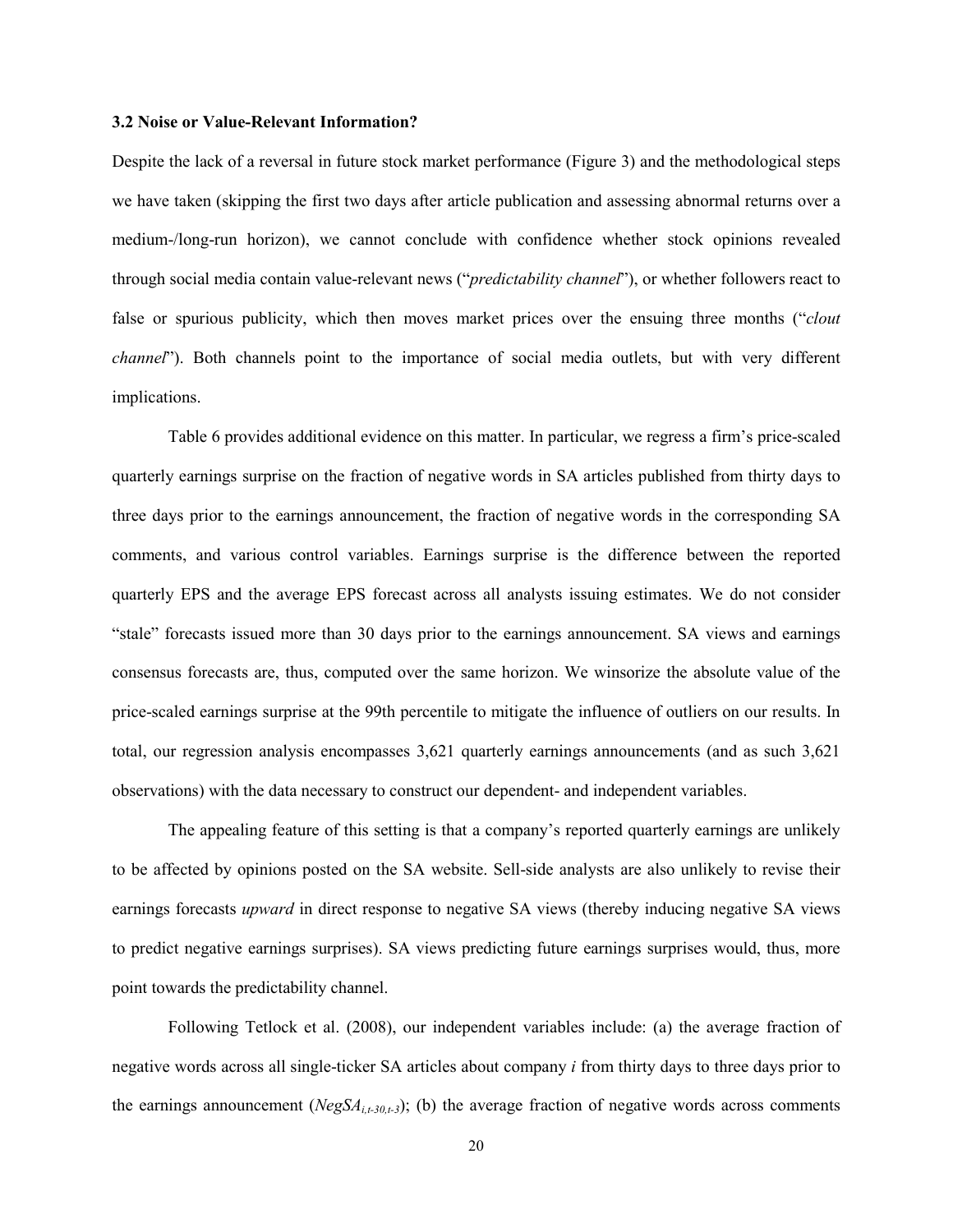### 3.2 Noise or Value-Relevant Information?

Despite the lack of a reversal in future stock market performance (Figure 3) and the methodological steps we have taken (skipping the first two days after article publication and assessing abnormal returns over a medium-/long-run horizon), we cannot conclude with confidence whether stock opinions revealed through social media contain value-relevant news ("*predictability channel*"), or whether followers react to false or spurious publicity, which then moves market prices over the ensuing three months ("*clout channel*"). Both channels point to the importance of social media outlets, but with very different implications.

Table 6 provides additional evidence on this matter. In particular, we regress a firm's price-scaled quarterly earnings surprise on the fraction of negative words in SA articles published from thirty days to three days prior to the earnings announcement, the fraction of negative words in the corresponding SA comments, and various control variables. Earnings surprise is the difference between the reported quarterly EPS and the average EPS forecast across all analysts issuing estimates. We do not consider "stale" forecasts issued more than 30 days prior to the earnings announcement. SA views and earnings consensus forecasts are, thus, computed over the same horizon. We winsorize the absolute value of the price-scaled earnings surprise at the 99th percentile to mitigate the influence of outliers on our results. In total, our regression analysis encompasses 3,621 quarterly earnings announcements (and as such 3,621 observations) with the data necessary to construct our dependent- and independent variables.

The appealing feature of this setting is that a company's reported quarterly earnings are unlikely to be affected by opinions posted on the SA website. Sell-side analysts are also unlikely to revise their earnings forecasts *upward* in direct response to negative SA views (thereby inducing negative SA views to predict negative earnings surprises). SA views predicting future earnings surprises would, thus, more point towards the predictability channel.

Following Tetlock et al. (2008), our independent variables include: (a) the average fraction of negative words across all single-ticker SA articles about company *i* from thirty days to three days prior to the earnings announcement ($NegSA_{i,t\text{-}30,t\text{-}3}$); (b) the average fraction of negative words across comments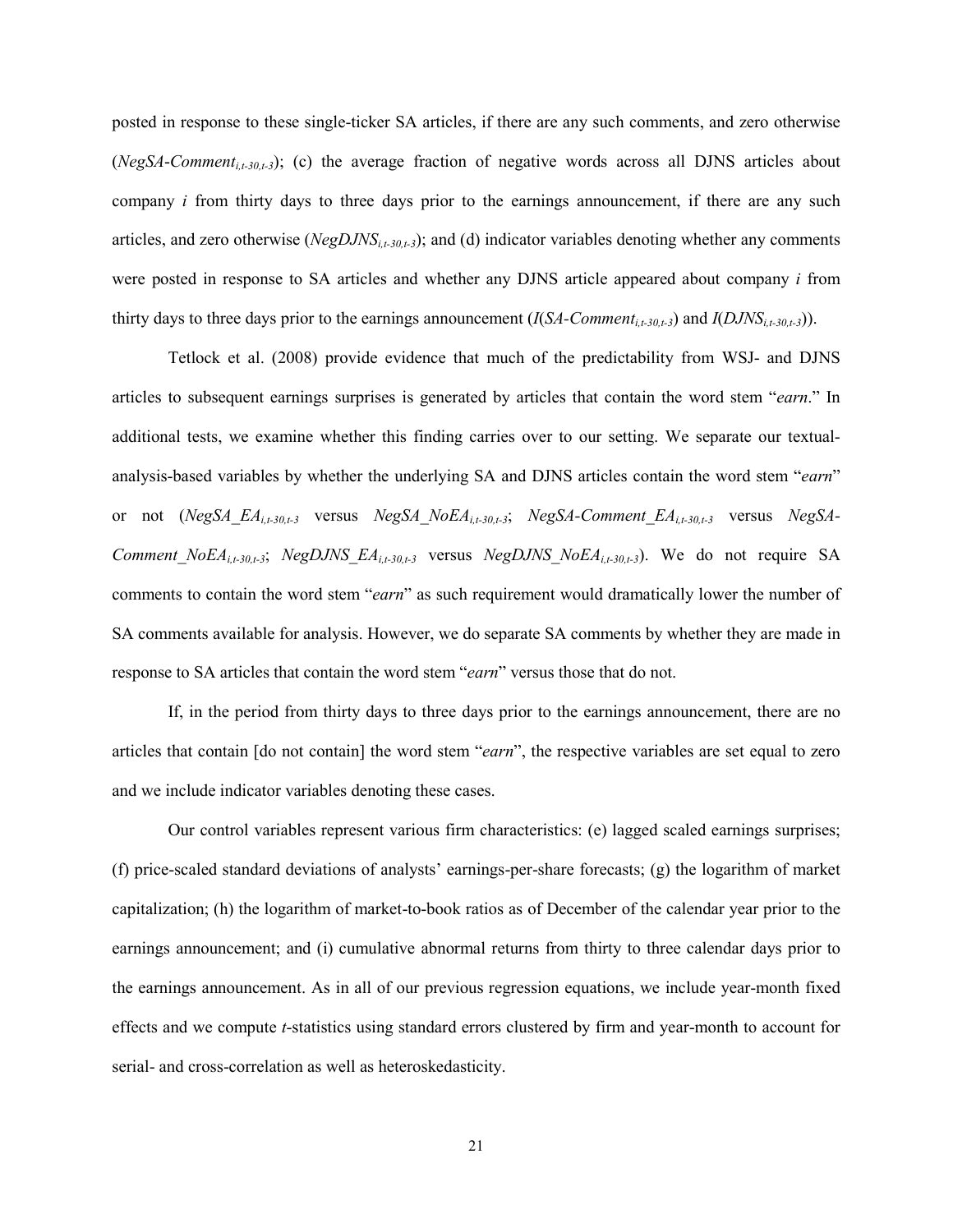posted in response to these single-ticker SA articles, if there are any such comments, and zero otherwise ($NegSA\text{-}Comment_{i,t-30,t-3}$); (c) the average fraction of negative words across all DJNS articles about company *i* from thirty days to three days prior to the earnings announcement, if there are any such articles, and zero otherwise ($NegDJNS_{i,t-30,t-3}$); and (d) indicator variables denoting whether any comments were posted in response to SA articles and whether any DJNS article appeared about company *i* from thirty days to three days prior to the earnings announcement ($I(SA\text{-}Comment_{i,t-30,t-3})$ and $I(DJNS_{i,t-30,t-3})$).

Tetlock et al. (2008) provide evidence that much of the predictability from WSJ- and DJNS articles to subsequent earnings surprises is generated by articles that contain the word stem "*earn*." In additional tests, we examine whether this finding carries over to our setting. We separate our textual-analysis-based variables by whether the underlying SA and DJNS articles contain the word stem "*earn*" or not ($NegSA\_EA_{i,t-30,t-3}$ versus $NegSA\_NoEA_{i,t-30,t-3}$; $NegSA\text{-}Comment\_EA_{i,t-30,t-3}$ versus $NegSA\text{-}Comment\_NoEA_{i,t-30,t-3}$; $NegDJNS\_EA_{i,t-30,t-3}$ versus $NegDJNS\_NoEA_{i,t-30,t-3}$). We do not require SA comments to contain the word stem "*earn*" as such requirement would dramatically lower the number of SA comments available for analysis. However, we do separate SA comments by whether they are made in response to SA articles that contain the word stem "*earn*" versus those that do not.

If, in the period from thirty days to three days prior to the earnings announcement, there are no articles that contain [do not contain] the word stem "*earn*", the respective variables are set equal to zero and we include indicator variables denoting these cases.

Our control variables represent various firm characteristics: (e) lagged scaled earnings surprises; (f) price-scaled standard deviations of analysts' earnings-per-share forecasts; (g) the logarithm of market capitalization; (h) the logarithm of market-to-book ratios as of December of the calendar year prior to the earnings announcement; and (i) cumulative abnormal returns from thirty to three calendar days prior to the earnings announcement. As in all of our previous regression equations, we include year-month fixed effects and we compute *t*-statistics using standard errors clustered by firm and year-month to account for serial- and cross-correlation as well as heteroskedasticity.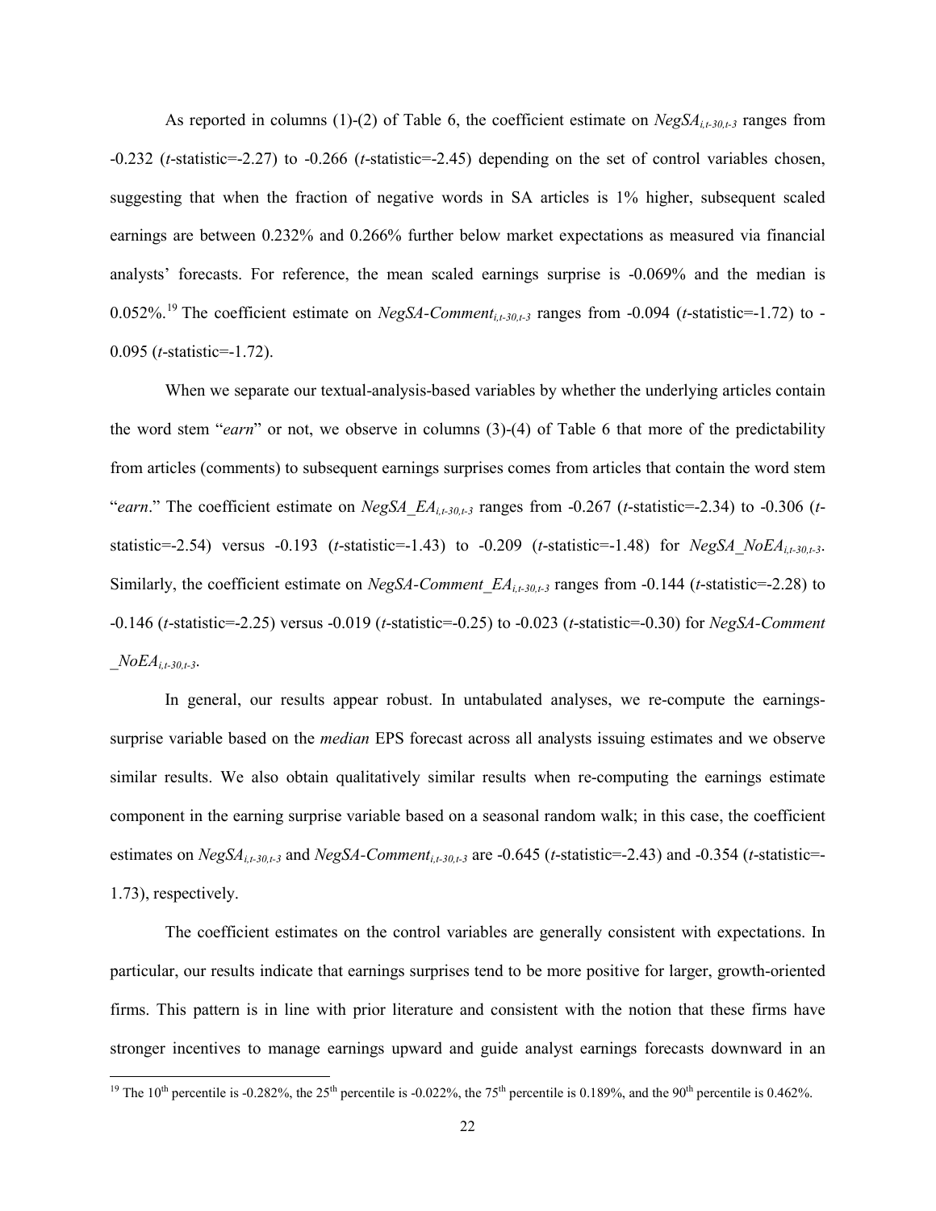As reported in columns (1)-(2) of Table 6, the coefficient estimate on $NegSA_{i,t-30,t-3}$ ranges from -0.232 (*t*-statistic=-2.27) to -0.266 (*t*-statistic=-2.45) depending on the set of control variables chosen, suggesting that when the fraction of negative words in SA articles is 1% higher, subsequent scaled earnings are between 0.232% and 0.266% further below market expectations as measured via financial analysts' forecasts. For reference, the mean scaled earnings surprise is -0.069% and the median is 0.052%.[19] The coefficient estimate on $NegSA\text{-}Comment_{i,t-30,t-3}$ ranges from -0.094 (*t*-statistic=-1.72) to -0.095 (*t*-statistic=-1.72).

When we separate our textual-analysis-based variables by whether the underlying articles contain the word stem "*earn*" or not, we observe in columns (3)-(4) of Table 6 that more of the predictability from articles (comments) to subsequent earnings surprises comes from articles that contain the word stem "*earn*." The coefficient estimate on $NegSA\_EA_{i,t-30,t-3}$ ranges from -0.267 (*t*-statistic=-2.34) to -0.306 (*t*-statistic=-2.54) versus -0.193 (*t*-statistic=-1.43) to -0.209 (*t*-statistic=-1.48) for $NegSA\_NoEA_{i,t-30,t-3}$. Similarly, the coefficient estimate on $NegSA\text{-}Comment\_EA_{i,t-30,t-3}$ ranges from -0.144 (*t*-statistic=-2.28) to -0.146 (*t*-statistic=-2.25) versus -0.019 (*t*-statistic=-0.25) to -0.023 (*t*-statistic=-0.30) for $NegSA\text{-}Comment\_NoEA_{i,t-30,t-3}$.

In general, our results appear robust. In untabulated analyses, we re-compute the earnings-surprise variable based on the *median* EPS forecast across all analysts issuing estimates and we observe similar results. We also obtain qualitatively similar results when re-computing the earnings estimate component in the earning surprise variable based on a seasonal random walk; in this case, the coefficient estimates on $NegSA_{i,t-30,t-3}$ and $NegSA\text{-}Comment_{i,t-30,t-3}$ are -0.645 (*t*-statistic=-2.43) and -0.354 (*t*-statistic=-1.73), respectively.

The coefficient estimates on the control variables are generally consistent with expectations. In particular, our results indicate that earnings surprises tend to be more positive for larger, growth-oriented firms. This pattern is in line with prior literature and consistent with the notion that these firms have stronger incentives to manage earnings upward and guide analyst earnings forecasts downward in an

[19] The 10th percentile is -0.282%, the 25th percentile is -0.022%, the 75th percentile is 0.189%, and the 90th percentile is 0.462%.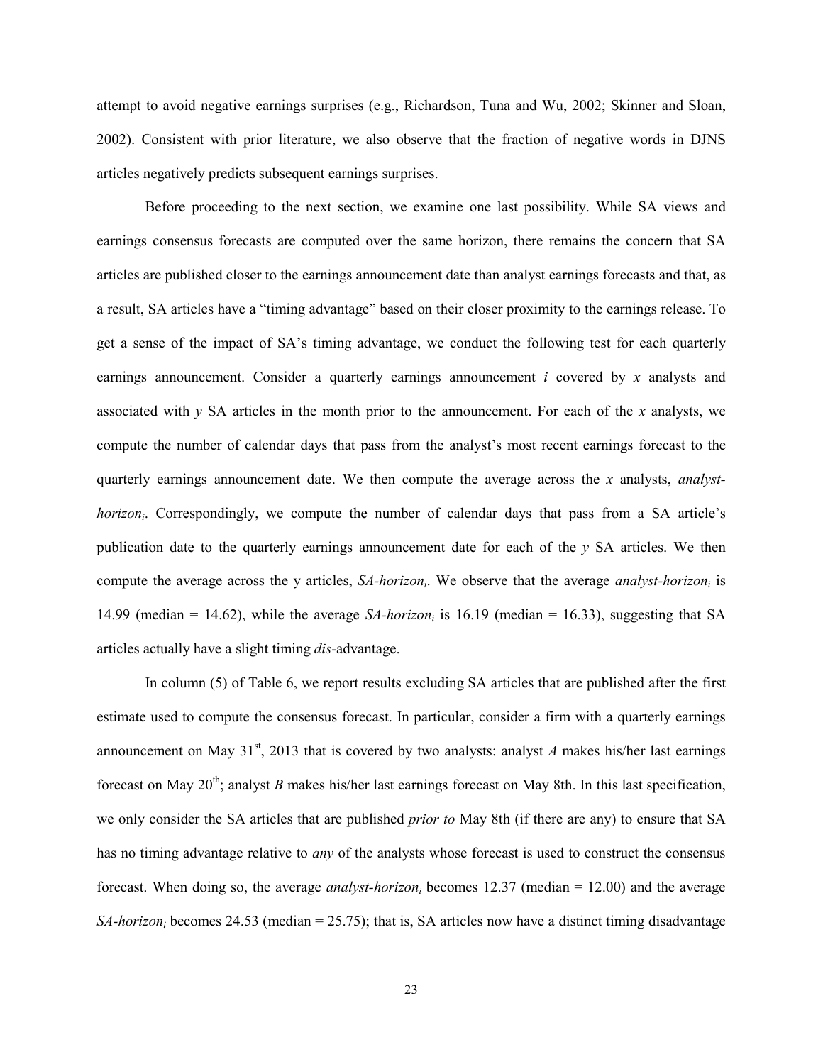attempt to avoid negative earnings surprises (e.g., Richardson, Tuna and Wu, 2002; Skinner and Sloan, 2002). Consistent with prior literature, we also observe that the fraction of negative words in DJNS articles negatively predicts subsequent earnings surprises.

Before proceeding to the next section, we examine one last possibility. While SA views and earnings consensus forecasts are computed over the same horizon, there remains the concern that SA articles are published closer to the earnings announcement date than analyst earnings forecasts and that, as a result, SA articles have a "timing advantage" based on their closer proximity to the earnings release. To get a sense of the impact of SA's timing advantage, we conduct the following test for each quarterly earnings announcement. Consider a quarterly earnings announcement $i$ covered by $x$ analysts and associated with $y$ SA articles in the month prior to the announcement. For each of the $x$ analysts, we compute the number of calendar days that pass from the analyst's most recent earnings forecast to the quarterly earnings announcement date. We then compute the average across the $x$ analysts, $analyst\text{-}horizon_i$. Correspondingly, we compute the number of calendar days that pass from a SA article's publication date to the quarterly earnings announcement date for each of the $y$ SA articles. We then compute the average across the y articles, $SA\text{-}horizon_i$. We observe that the average $analyst\text{-}horizon_i$ is 14.99 (median = 14.62), while the average $SA\text{-}horizon_i$ is 16.19 (median = 16.33), suggesting that SA articles actually have a slight timing *dis*-advantage.

In column (5) of Table 6, we report results excluding SA articles that are published after the first estimate used to compute the consensus forecast. In particular, consider a firm with a quarterly earnings announcement on May 31st, 2013 that is covered by two analysts: analyst *A* makes his/her last earnings forecast on May 20th; analyst *B* makes his/her last earnings forecast on May 8th. In this last specification, we only consider the SA articles that are published *prior to* May 8th (if there are any) to ensure that SA has no timing advantage relative to *any* of the analysts whose forecast is used to construct the consensus forecast. When doing so, the average $analyst\text{-}horizon_i$ becomes 12.37 (median = 12.00) and the average $SA\text{-}horizon_i$ becomes 24.53 (median = 25.75); that is, SA articles now have a distinct timing disadvantage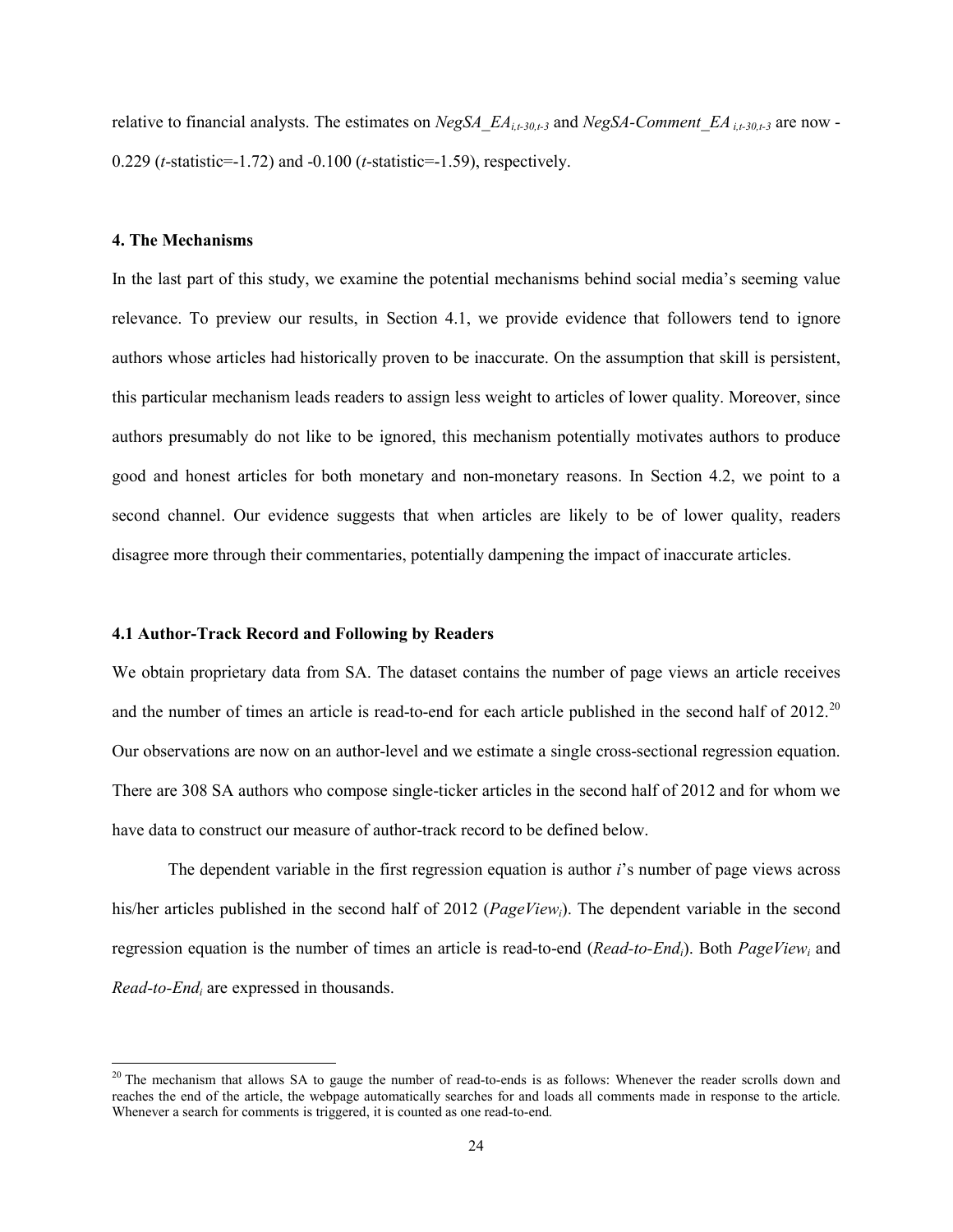relative to financial analysts. The estimates on $NegSA\_EA_{i,t-30,t-3}$ and $NegSA\text{-}Comment\_EA_{i,t-30,t-3}$ are now -0.229 ($t$-statistic=-1.72) and -0.100 ($t$-statistic=-1.59), respectively.

## 4. The Mechanisms

In the last part of this study, we examine the potential mechanisms behind social media's seeming value relevance. To preview our results, in Section 4.1, we provide evidence that followers tend to ignore authors whose articles had historically proven to be inaccurate. On the assumption that skill is persistent, this particular mechanism leads readers to assign less weight to articles of lower quality. Moreover, since authors presumably do not like to be ignored, this mechanism potentially motivates authors to produce good and honest articles for both monetary and non-monetary reasons. In Section 4.2, we point to a second channel. Our evidence suggests that when articles are likely to be of lower quality, readers disagree more through their commentaries, potentially dampening the impact of inaccurate articles.

### 4.1 Author-Track Record and Following by Readers

We obtain proprietary data from SA. The dataset contains the number of page views an article receives and the number of times an article is read-to-end for each article published in the second half of 2012.[20] Our observations are now on an author-level and we estimate a single cross-sectional regression equation. There are 308 SA authors who compose single-ticker articles in the second half of 2012 and for whom we have data to construct our measure of author-track record to be defined below.

The dependent variable in the first regression equation is author $i$'s number of page views across his/her articles published in the second half of 2012 ($PageView_i$). The dependent variable in the second regression equation is the number of times an article is read-to-end ($Read\text{-}to\text{-}End_i$). Both $PageView_i$ and $Read\text{-}to\text{-}End_i$ are expressed in thousands.

[20] The mechanism that allows SA to gauge the number of read-to-ends is as follows: Whenever the reader scrolls down and reaches the end of the article, the webpage automatically searches for and loads all comments made in response to the article. Whenever a search for comments is triggered, it is counted as one read-to-end.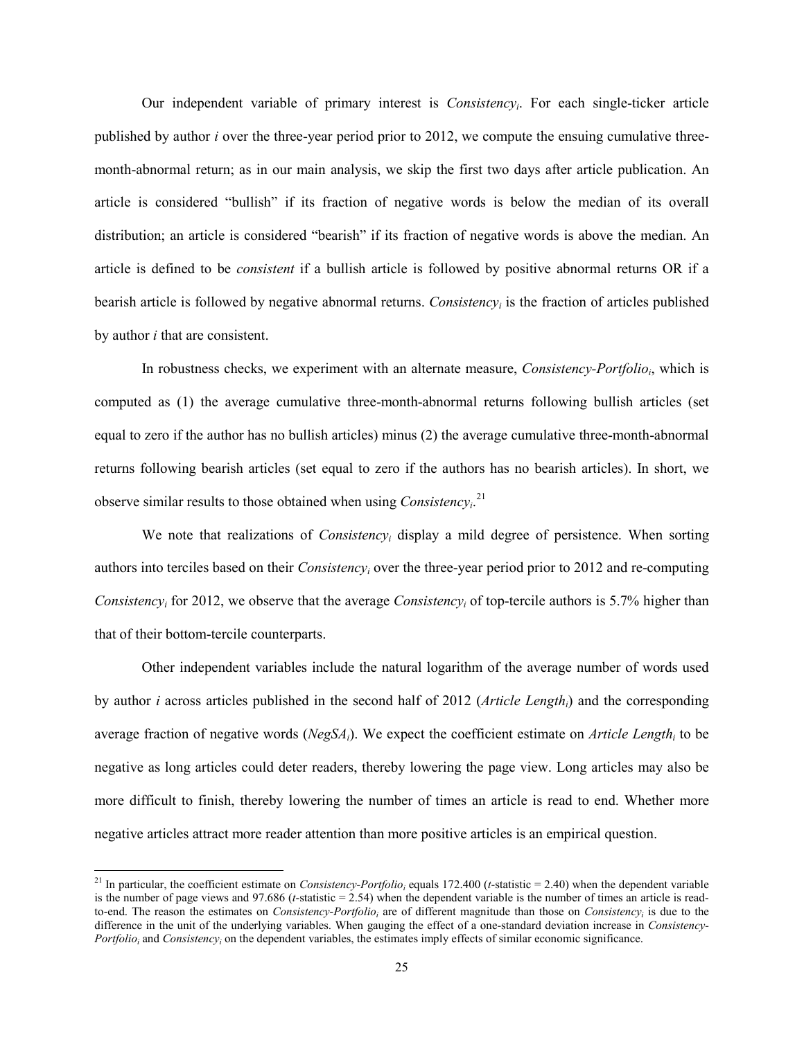Our independent variable of primary interest is *Consistency*$_i$. For each single-ticker article published by author *i* over the three-year period prior to 2012, we compute the ensuing cumulative three-month-abnormal return; as in our main analysis, we skip the first two days after article publication. An article is considered "bullish" if its fraction of negative words is below the median of its overall distribution; an article is considered "bearish" if its fraction of negative words is above the median. An article is defined to be *consistent* if a bullish article is followed by positive abnormal returns OR if a bearish article is followed by negative abnormal returns. *Consistency*$_i$ is the fraction of articles published by author *i* that are consistent.

In robustness checks, we experiment with an alternate measure, *Consistency-Portfolio*$_i$, which is computed as (1) the average cumulative three-month-abnormal returns following bullish articles (set equal to zero if the author has no bullish articles) minus (2) the average cumulative three-month-abnormal returns following bearish articles (set equal to zero if the authors has no bearish articles). In short, we observe similar results to those obtained when using *Consistency*$_i$.[21]

We note that realizations of *Consistency*$_i$ display a mild degree of persistence. When sorting authors into terciles based on their *Consistency*$_i$ over the three-year period prior to 2012 and re-computing *Consistency*$_i$ for 2012, we observe that the average *Consistency*$_i$ of top-tercile authors is 5.7% higher than that of their bottom-tercile counterparts.

Other independent variables include the natural logarithm of the average number of words used by author *i* across articles published in the second half of 2012 (*Article Length*$_i$) and the corresponding average fraction of negative words (*NegSA*$_i$). We expect the coefficient estimate on *Article Length*$_i$ to be negative as long articles could deter readers, thereby lowering the page view. Long articles may also be more difficult to finish, thereby lowering the number of times an article is read to end. Whether more negative articles attract more reader attention than more positive articles is an empirical question.

[21] In particular, the coefficient estimate on *Consistency-Portfolio*$_i$ equals 172.400 (*t*-statistic = 2.40) when the dependent variable is the number of page views and 97.686 (*t*-statistic = 2.54) when the dependent variable is the number of times an article is read-to-end. The reason the estimates on *Consistency-Portfolio*$_i$ are of different magnitude than those on *Consistency*$_i$ is due to the difference in the unit of the underlying variables. When gauging the effect of a one-standard deviation increase in *Consistency-Portfolio*$_i$ and *Consistency*$_i$ on the dependent variables, the estimates imply effects of similar economic significance.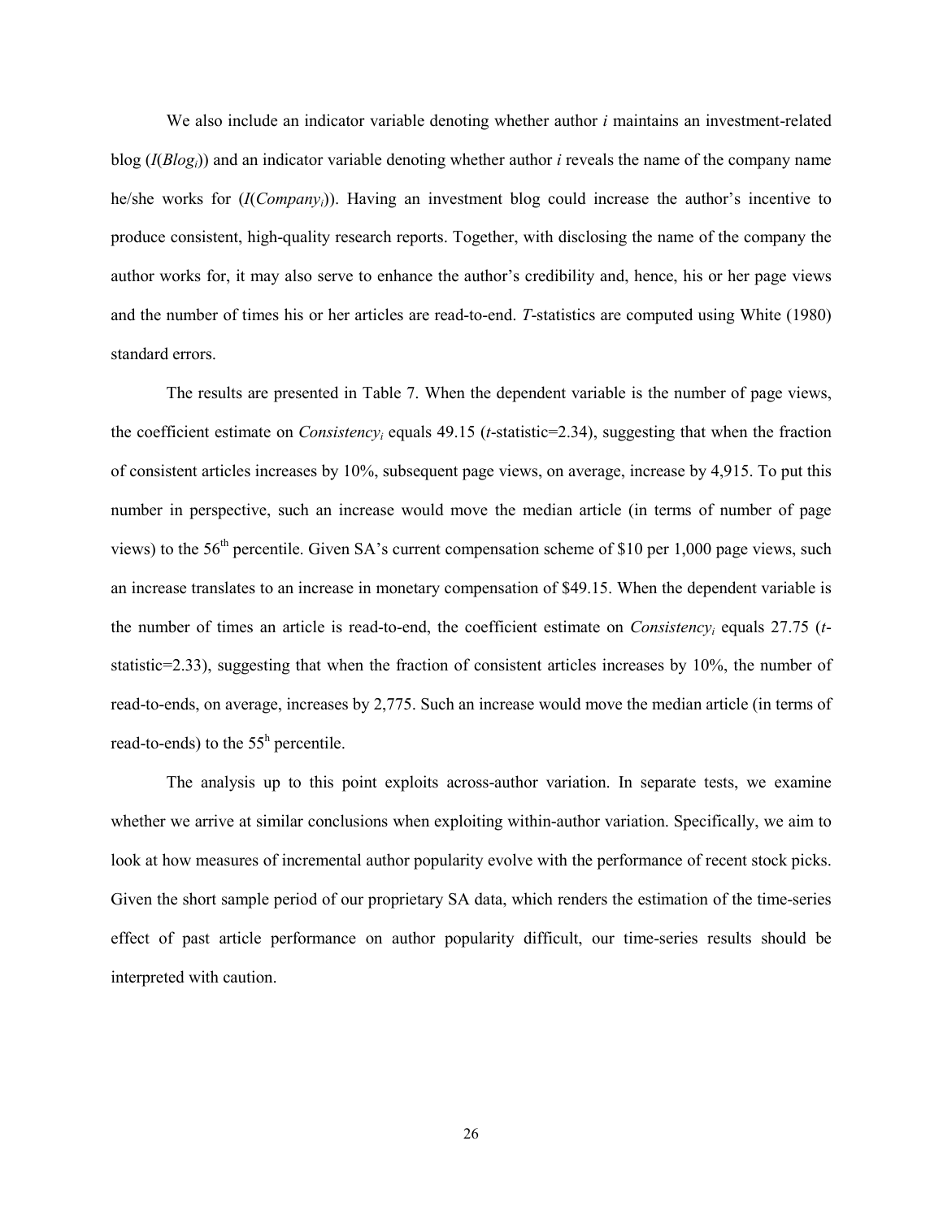We also include an indicator variable denoting whether author $i$ maintains an investment-related blog ($I(Blog_i)$) and an indicator variable denoting whether author $i$ reveals the name of the company name he/she works for ($I(Company_i)$). Having an investment blog could increase the author's incentive to produce consistent, high-quality research reports. Together, with disclosing the name of the company the author works for, it may also serve to enhance the author's credibility and, hence, his or her page views and the number of times his or her articles are read-to-end. *T*-statistics are computed using White (1980) standard errors.

The results are presented in Table 7. When the dependent variable is the number of page views, the coefficient estimate on $Consistency_i$ equals 49.15 ($t$-statistic=2.34), suggesting that when the fraction of consistent articles increases by 10%, subsequent page views, on average, increase by 4,915. To put this number in perspective, such an increase would move the median article (in terms of number of page views) to the 56th percentile. Given SA's current compensation scheme of \$10 per 1,000 page views, such an increase translates to an increase in monetary compensation of \$49.15. When the dependent variable is the number of times an article is read-to-end, the coefficient estimate on $Consistency_i$ equals 27.75 ($t$-statistic=2.33), suggesting that when the fraction of consistent articles increases by 10%, the number of read-to-ends, on average, increases by 2,775. Such an increase would move the median article (in terms of read-to-ends) to the 55h percentile.

The analysis up to this point exploits across-author variation. In separate tests, we examine whether we arrive at similar conclusions when exploiting within-author variation. Specifically, we aim to look at how measures of incremental author popularity evolve with the performance of recent stock picks. Given the short sample period of our proprietary SA data, which renders the estimation of the time-series effect of past article performance on author popularity difficult, our time-series results should be interpreted with caution.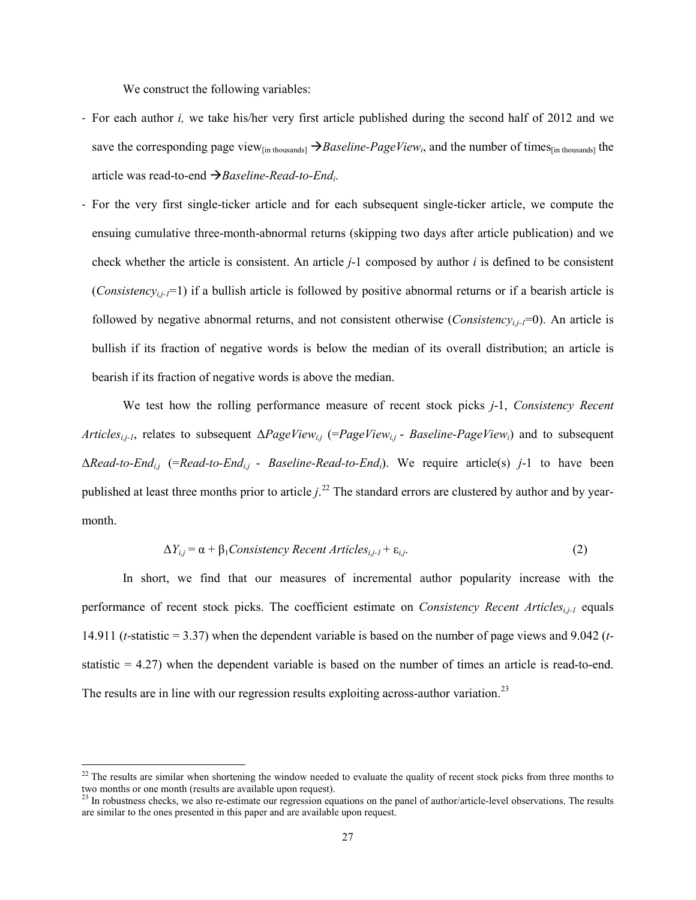We construct the following variables:

- For each author *i,* we take his/her very first article published during the second half of 2012 and we save the corresponding page view$_{\text{[in thousands]}}$ → *Baseline-PageView*$_i$, and the number of times$_{\text{[in thousands]}}$ the article was read-to-end → *Baseline-Read-to-End*$_i$.
- For the very first single-ticker article and for each subsequent single-ticker article, we compute the ensuing cumulative three-month-abnormal returns (skipping two days after article publication) and we check whether the article is consistent. An article *j*-1 composed by author *i* is defined to be consistent (*Consistency*$_{i,j-1}$=1) if a bullish article is followed by positive abnormal returns or if a bearish article is followed by negative abnormal returns, and not consistent otherwise (*Consistency*$_{i,j-1}$=0). An article is bullish if its fraction of negative words is below the median of its overall distribution; an article is bearish if its fraction of negative words is above the median.

We test how the rolling performance measure of recent stock picks *j*-1, *Consistency Recent Articles*$_{i,j-1}$, relates to subsequent Δ*PageView*$_{i,j}$ (=*PageView*$_{i,j}$ - *Baseline-PageView*$_i$) and to subsequent Δ*Read-to-End*$_{i,j}$ (=*Read-to-End*$_{i,j}$ - *Baseline-Read-to-End*$_i$). We require article(s) *j*-1 to have been published at least three months prior to article *j*.[22] The standard errors are clustered by author and by year-month.

$$\Delta Y_{i,j} = \alpha + \beta_1 \textit{Consistency Recent Articles}_{i,j-1} + \varepsilon_{i,j}. \quad (2)$$

In short, we find that our measures of incremental author popularity increase with the performance of recent stock picks. The coefficient estimate on *Consistency Recent Articles*$_{i,j-1}$ equals 14.911 (*t*-statistic = 3.37) when the dependent variable is based on the number of page views and 9.042 (*t*-statistic = 4.27) when the dependent variable is based on the number of times an article is read-to-end. The results are in line with our regression results exploiting across-author variation.[23]

[22] The results are similar when shortening the window needed to evaluate the quality of recent stock picks from three months to two months or one month (results are available upon request).

[23] In robustness checks, we also re-estimate our regression equations on the panel of author/article-level observations. The results are similar to the ones presented in this paper and are available upon request.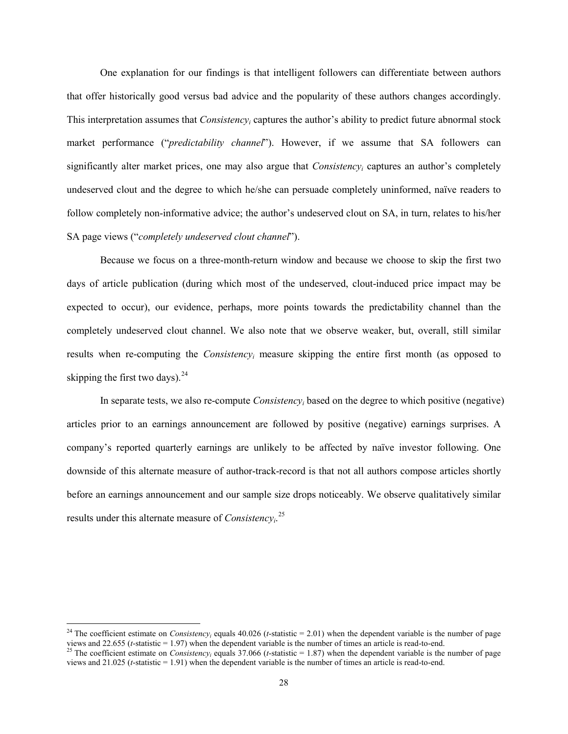One explanation for our findings is that intelligent followers can differentiate between authors that offer historically good versus bad advice and the popularity of these authors changes accordingly. This interpretation assumes that $Consistency_i$ captures the author's ability to predict future abnormal stock market performance ("*predictability channel*"). However, if we assume that SA followers can significantly alter market prices, one may also argue that $Consistency_i$ captures an author's completely undeserved clout and the degree to which he/she can persuade completely uninformed, naïve readers to follow completely non-informative advice; the author's undeserved clout on SA, in turn, relates to his/her SA page views ("*completely undeserved clout channel*").

Because we focus on a three-month-return window and because we choose to skip the first two days of article publication (during which most of the undeserved, clout-induced price impact may be expected to occur), our evidence, perhaps, more points towards the predictability channel than the completely undeserved clout channel. We also note that we observe weaker, but, overall, still similar results when re-computing the $Consistency_i$ measure skipping the entire first month (as opposed to skipping the first two days).[24]

In separate tests, we also re-compute $Consistency_i$ based on the degree to which positive (negative) articles prior to an earnings announcement are followed by positive (negative) earnings surprises. A company's reported quarterly earnings are unlikely to be affected by naïve investor following. One downside of this alternate measure of author-track-record is that not all authors compose articles shortly before an earnings announcement and our sample size drops noticeably. We observe qualitatively similar results under this alternate measure of $Consistency_i$.[25]

[24] The coefficient estimate on $Consistency_i$ equals 40.026 ($t$-statistic = 2.01) when the dependent variable is the number of page views and 22.655 ($t$-statistic = 1.97) when the dependent variable is the number of times an article is read-to-end.

[25] The coefficient estimate on $Consistency_i$ equals 37.066 ($t$-statistic = 1.87) when the dependent variable is the number of page views and 21.025 ($t$-statistic = 1.91) when the dependent variable is the number of times an article is read-to-end.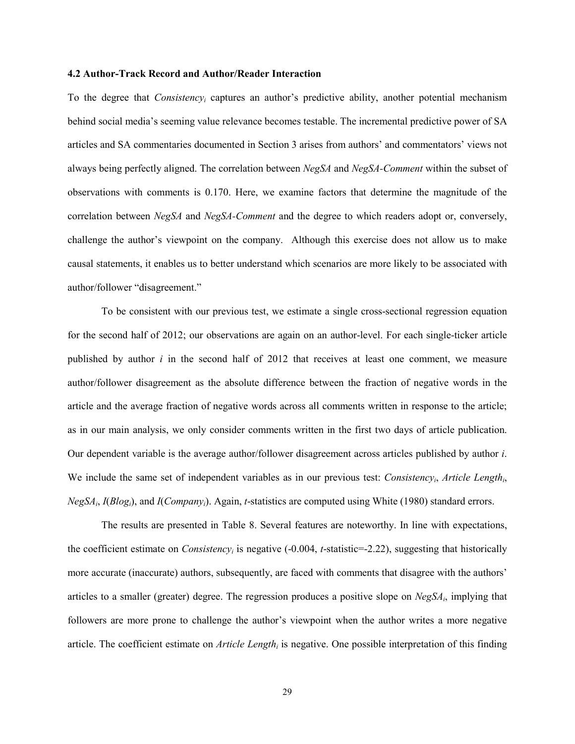### 4.2 Author-Track Record and Author/Reader Interaction

To the degree that *Consistency*$_i$ captures an author's predictive ability, another potential mechanism behind social media's seeming value relevance becomes testable. The incremental predictive power of SA articles and SA commentaries documented in Section 3 arises from authors' and commentators' views not always being perfectly aligned. The correlation between *NegSA* and *NegSA-Comment* within the subset of observations with comments is 0.170. Here, we examine factors that determine the magnitude of the correlation between *NegSA* and *NegSA-Comment* and the degree to which readers adopt or, conversely, challenge the author's viewpoint on the company. Although this exercise does not allow us to make causal statements, it enables us to better understand which scenarios are more likely to be associated with author/follower "disagreement."

To be consistent with our previous test, we estimate a single cross-sectional regression equation for the second half of 2012; our observations are again on an author-level. For each single-ticker article published by author $i$ in the second half of 2012 that receives at least one comment, we measure author/follower disagreement as the absolute difference between the fraction of negative words in the article and the average fraction of negative words across all comments written in response to the article; as in our main analysis, we only consider comments written in the first two days of article publication. Our dependent variable is the average author/follower disagreement across articles published by author $i$. We include the same set of independent variables as in our previous test: *Consistency*$_i$, *Article Length*$_i$, *NegSA*$_i$, *I*(*Blog*$_i$), and *I*(*Company*$_i$). Again, $t$-statistics are computed using White (1980) standard errors.

The results are presented in Table 8. Several features are noteworthy. In line with expectations, the coefficient estimate on *Consistency*$_i$ is negative (-0.004, $t$-statistic=-2.22), suggesting that historically more accurate (inaccurate) authors, subsequently, are faced with comments that disagree with the authors' articles to a smaller (greater) degree. The regression produces a positive slope on *NegSA*$_i$, implying that followers are more prone to challenge the author's viewpoint when the author writes a more negative article. The coefficient estimate on *Article Length*$_i$ is negative. One possible interpretation of this finding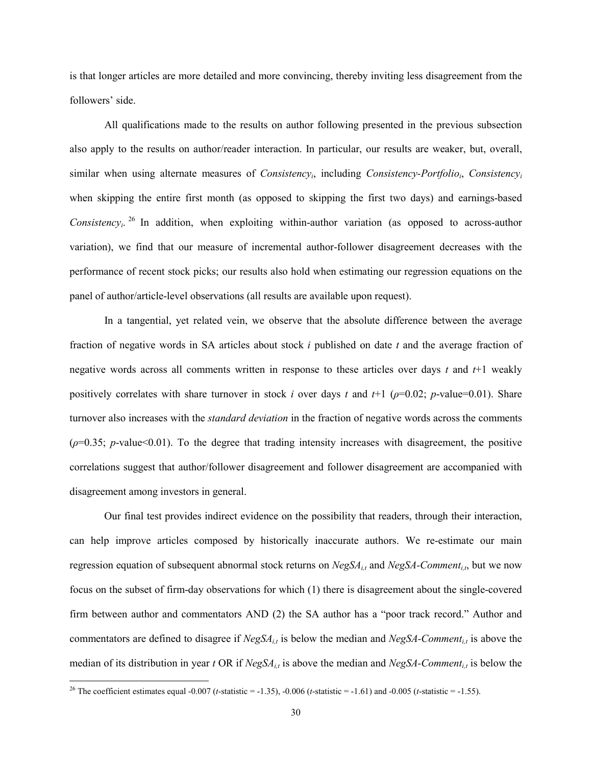is that longer articles are more detailed and more convincing, thereby inviting less disagreement from the followers' side.

All qualifications made to the results on author following presented in the previous subsection also apply to the results on author/reader interaction. In particular, our results are weaker, but, overall, similar when using alternate measures of $Consistency_i$, including $Consistency\text{-}Portfolio_i$, $Consistency_i$ when skipping the entire first month (as opposed to skipping the first two days) and earnings-based $Consistency_i$.[26] In addition, when exploiting within-author variation (as opposed to across-author variation), we find that our measure of incremental author-follower disagreement decreases with the performance of recent stock picks; our results also hold when estimating our regression equations on the panel of author/article-level observations (all results are available upon request).

In a tangential, yet related vein, we observe that the absolute difference between the average fraction of negative words in SA articles about stock *i* published on date *t* and the average fraction of negative words across all comments written in response to these articles over days *t* and *t*+1 weakly positively correlates with share turnover in stock *i* over days *t* and *t*+1 ($\rho$=0.02; *p*-value=0.01). Share turnover also increases with the *standard deviation* in the fraction of negative words across the comments ($\rho$=0.35; *p*-value<0.01). To the degree that trading intensity increases with disagreement, the positive correlations suggest that author/follower disagreement and follower disagreement are accompanied with disagreement among investors in general.

Our final test provides indirect evidence on the possibility that readers, through their interaction, can help improve articles composed by historically inaccurate authors. We re-estimate our main regression equation of subsequent abnormal stock returns on $NegSA_{i,t}$ and $NegSA\text{-}Comment_{i,t}$, but we now focus on the subset of firm-day observations for which (1) there is disagreement about the single-covered firm between author and commentators AND (2) the SA author has a "poor track record." Author and commentators are defined to disagree if $NegSA_{i,t}$ is below the median and $NegSA\text{-}Comment_{i,t}$ is above the median of its distribution in year *t* OR if $NegSA_{i,t}$ is above the median and $NegSA\text{-}Comment_{i,t}$ is below the

[26] The coefficient estimates equal -0.007 (*t*-statistic = -1.35), -0.006 (*t*-statistic = -1.61) and -0.005 (*t*-statistic = -1.55).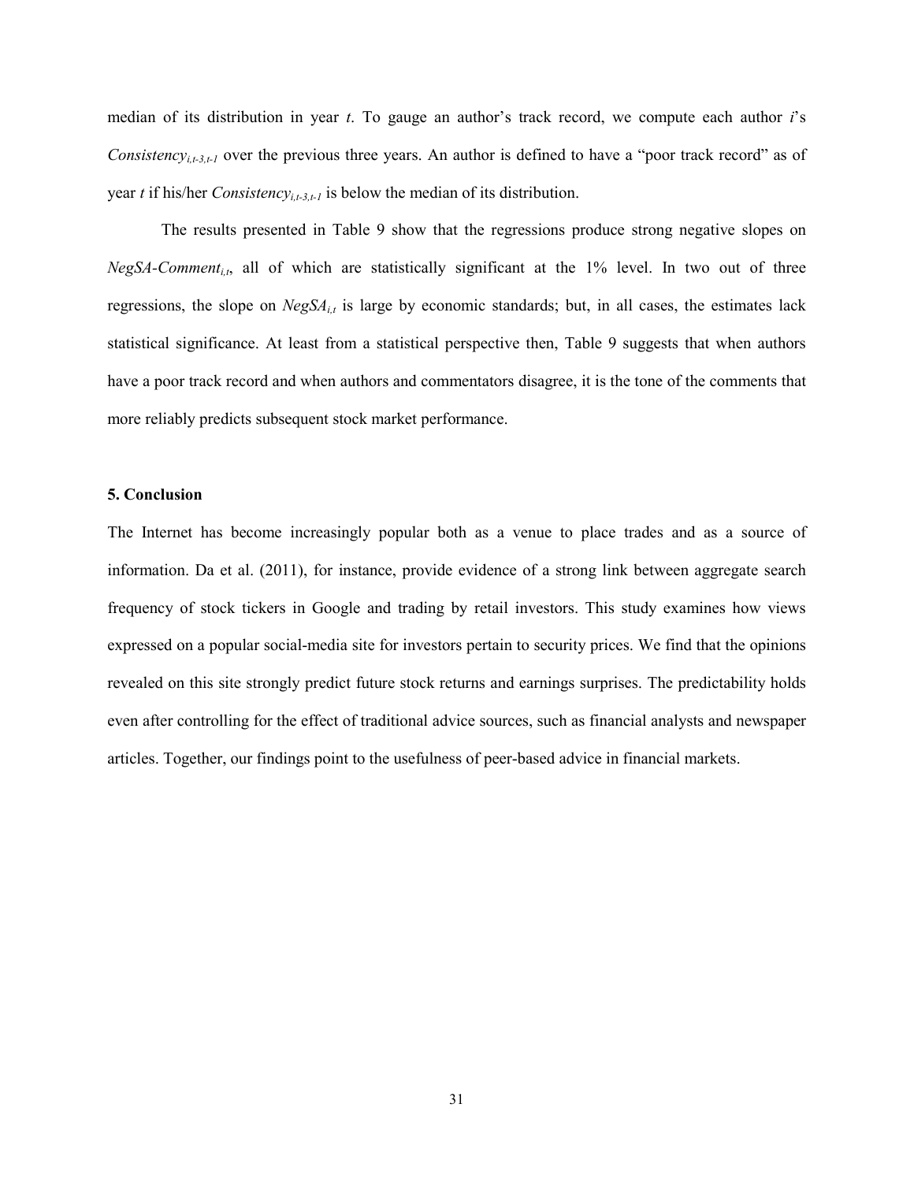median of its distribution in year *t*. To gauge an author's track record, we compute each author *i*'s $Consistency_{i,t-3,t-1}$ over the previous three years. An author is defined to have a "poor track record" as of year *t* if his/her $Consistency_{i,t-3,t-1}$ is below the median of its distribution.

The results presented in Table 9 show that the regressions produce strong negative slopes on $NegSA\text{-}Comment_{i,t}$, all of which are statistically significant at the 1% level. In two out of three regressions, the slope on $NegSA_{i,t}$ is large by economic standards; but, in all cases, the estimates lack statistical significance. At least from a statistical perspective then, Table 9 suggests that when authors have a poor track record and when authors and commentators disagree, it is the tone of the comments that more reliably predicts subsequent stock market performance.

## 5. Conclusion

The Internet has become increasingly popular both as a venue to place trades and as a source of information. Da et al. (2011), for instance, provide evidence of a strong link between aggregate search frequency of stock tickers in Google and trading by retail investors. This study examines how views expressed on a popular social-media site for investors pertain to security prices. We find that the opinions revealed on this site strongly predict future stock returns and earnings surprises. The predictability holds even after controlling for the effect of traditional advice sources, such as financial analysts and newspaper articles. Together, our findings point to the usefulness of peer-based advice in financial markets.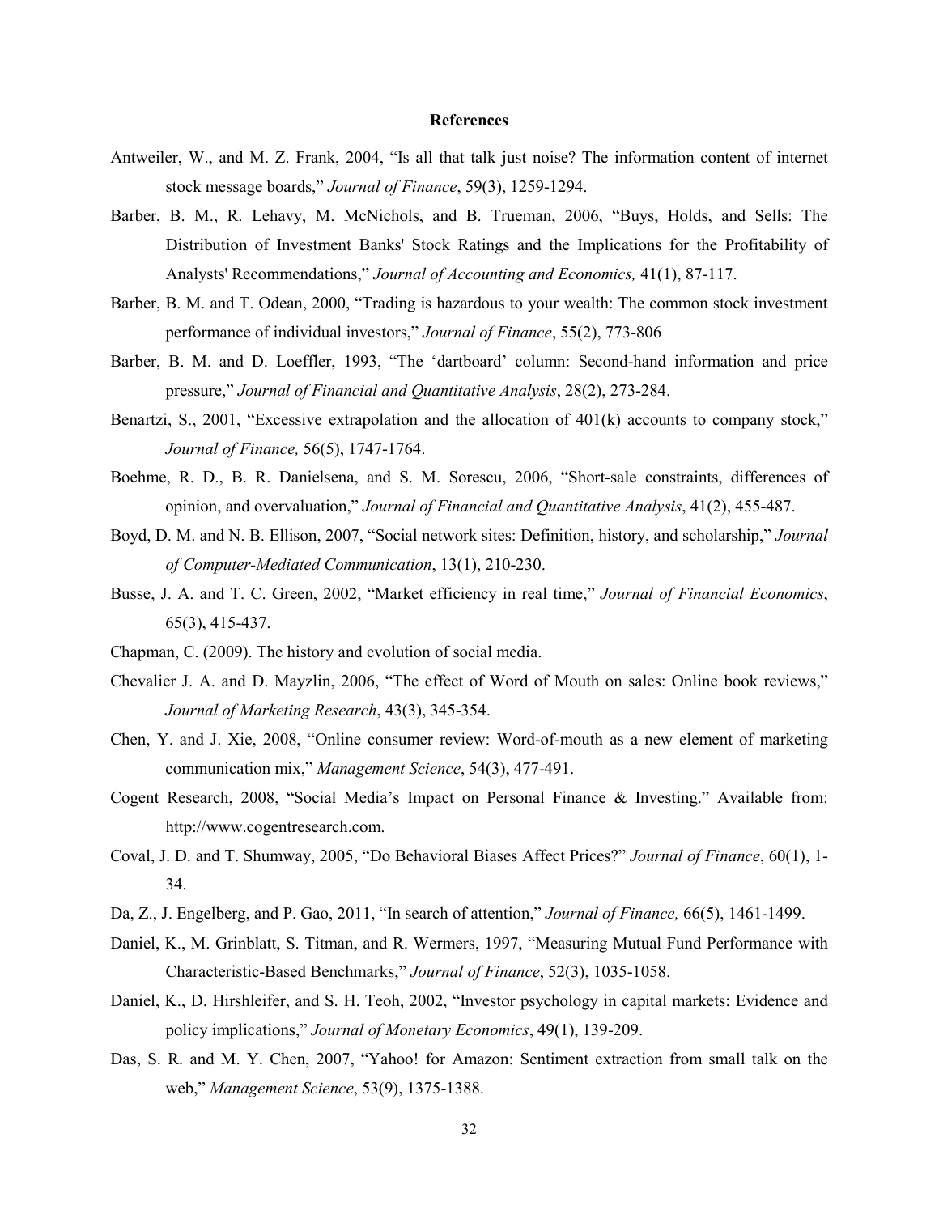# References

Antweiler, W., and M. Z. Frank, 2004, "Is all that talk just noise? The information content of internet stock message boards," *Journal of Finance*, 59(3), 1259-1294.

Barber, B. M., R. Lehavy, M. McNichols, and B. Trueman, 2006, "Buys, Holds, and Sells: The Distribution of Investment Banks' Stock Ratings and the Implications for the Profitability of Analysts' Recommendations," *Journal of Accounting and Economics,* 41(1), 87-117.

Barber, B. M. and T. Odean, 2000, "Trading is hazardous to your wealth: The common stock investment performance of individual investors," *Journal of Finance*, 55(2), 773-806

Barber, B. M. and D. Loeffler, 1993, "The 'dartboard' column: Second-hand information and price pressure," *Journal of Financial and Quantitative Analysis*, 28(2), 273-284.

Benartzi, S., 2001, "Excessive extrapolation and the allocation of 401(k) accounts to company stock," *Journal of Finance,* 56(5), 1747-1764.

Boehme, R. D., B. R. Danielsena, and S. M. Sorescu, 2006, "Short-sale constraints, differences of opinion, and overvaluation," *Journal of Financial and Quantitative Analysis*, 41(2), 455-487.

Boyd, D. M. and N. B. Ellison, 2007, "Social network sites: Definition, history, and scholarship," *Journal of Computer-Mediated Communication*, 13(1), 210-230.

Busse, J. A. and T. C. Green, 2002, "Market efficiency in real time," *Journal of Financial Economics*, 65(3), 415-437.

Chapman, C. (2009). The history and evolution of social media.

Chevalier J. A. and D. Mayzlin, 2006, "The effect of Word of Mouth on sales: Online book reviews," *Journal of Marketing Research*, 43(3), 345-354.

Chen, Y. and J. Xie, 2008, "Online consumer review: Word-of-mouth as a new element of marketing communication mix," *Management Science*, 54(3), 477-491.

Cogent Research, 2008, "Social Media's Impact on Personal Finance & Investing." Available from: http://www.cogentresearch.com.

Coval, J. D. and T. Shumway, 2005, "Do Behavioral Biases Affect Prices?" *Journal of Finance*, 60(1), 1-34.

Da, Z., J. Engelberg, and P. Gao, 2011, "In search of attention," *Journal of Finance,* 66(5), 1461-1499.

Daniel, K., M. Grinblatt, S. Titman, and R. Wermers, 1997, "Measuring Mutual Fund Performance with Characteristic-Based Benchmarks," *Journal of Finance*, 52(3), 1035-1058.

Daniel, K., D. Hirshleifer, and S. H. Teoh, 2002, "Investor psychology in capital markets: Evidence and policy implications," *Journal of Monetary Economics*, 49(1), 139-209.

Das, S. R. and M. Y. Chen, 2007, "Yahoo! for Amazon: Sentiment extraction from small talk on the web," *Management Science*, 53(9), 1375-1388.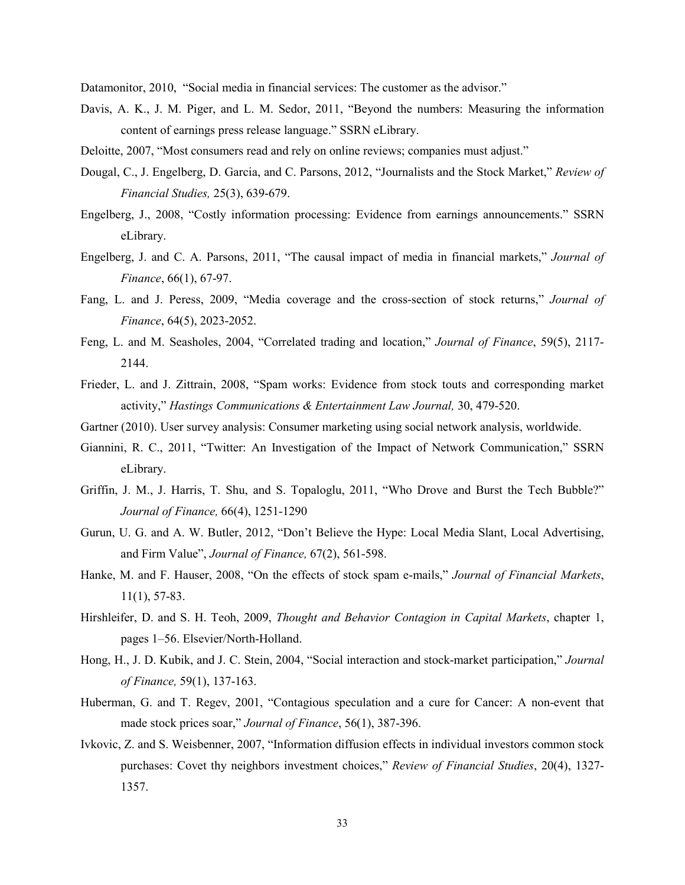Datamonitor, 2010, "Social media in financial services: The customer as the advisor."

Davis, A. K., J. M. Piger, and L. M. Sedor, 2011, "Beyond the numbers: Measuring the information content of earnings press release language." SSRN eLibrary.

Deloitte, 2007, "Most consumers read and rely on online reviews; companies must adjust."

Dougal, C., J. Engelberg, D. Garcia, and C. Parsons, 2012, "Journalists and the Stock Market," *Review of Financial Studies,* 25(3), 639-679.

Engelberg, J., 2008, "Costly information processing: Evidence from earnings announcements." SSRN eLibrary.

Engelberg, J. and C. A. Parsons, 2011, "The causal impact of media in financial markets," *Journal of Finance*, 66(1), 67-97.

Fang, L. and J. Peress, 2009, "Media coverage and the cross-section of stock returns," *Journal of Finance*, 64(5), 2023-2052.

Feng, L. and M. Seasholes, 2004, "Correlated trading and location," *Journal of Finance*, 59(5), 2117-2144.

Frieder, L. and J. Zittrain, 2008, "Spam works: Evidence from stock touts and corresponding market activity," *Hastings Communications & Entertainment Law Journal,* 30, 479-520.

Gartner (2010). User survey analysis: Consumer marketing using social network analysis, worldwide.

Giannini, R. C., 2011, "Twitter: An Investigation of the Impact of Network Communication," SSRN eLibrary.

Griffin, J. M., J. Harris, T. Shu, and S. Topaloglu, 2011, "Who Drove and Burst the Tech Bubble?" *Journal of Finance,* 66(4), 1251-1290

Gurun, U. G. and A. W. Butler, 2012, "Don't Believe the Hype: Local Media Slant, Local Advertising, and Firm Value", *Journal of Finance,* 67(2), 561-598.

Hanke, M. and F. Hauser, 2008, "On the effects of stock spam e-mails," *Journal of Financial Markets*, 11(1), 57-83.

Hirshleifer, D. and S. H. Teoh, 2009, *Thought and Behavior Contagion in Capital Markets*, chapter 1, pages 1–56. Elsevier/North-Holland.

Hong, H., J. D. Kubik, and J. C. Stein, 2004, "Social interaction and stock-market participation," *Journal of Finance,* 59(1), 137-163.

Huberman, G. and T. Regev, 2001, "Contagious speculation and a cure for Cancer: A non-event that made stock prices soar," *Journal of Finance*, 56(1), 387-396.

Ivkovic, Z. and S. Weisbenner, 2007, "Information diffusion effects in individual investors common stock purchases: Covet thy neighbors investment choices," *Review of Financial Studies*, 20(4), 1327-1357.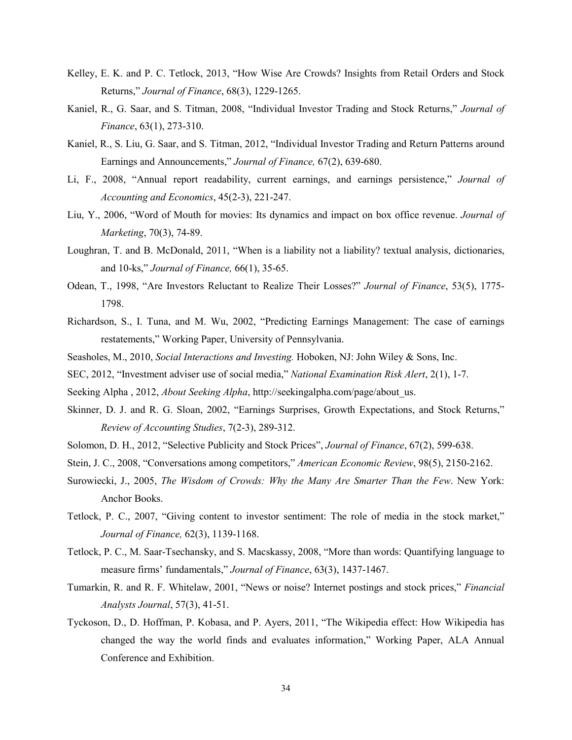Kelley, E. K. and P. C. Tetlock, 2013, "How Wise Are Crowds? Insights from Retail Orders and Stock Returns," *Journal of Finance*, 68(3), 1229-1265.

Kaniel, R., G. Saar, and S. Titman, 2008, "Individual Investor Trading and Stock Returns," *Journal of Finance*, 63(1), 273-310.

Kaniel, R., S. Liu, G. Saar, and S. Titman, 2012, "Individual Investor Trading and Return Patterns around Earnings and Announcements," *Journal of Finance,* 67(2), 639-680.

Li, F., 2008, "Annual report readability, current earnings, and earnings persistence," *Journal of Accounting and Economics*, 45(2-3), 221-247.

Liu, Y., 2006, "Word of Mouth for movies: Its dynamics and impact on box office revenue. *Journal of Marketing*, 70(3), 74-89.

Loughran, T. and B. McDonald, 2011, "When is a liability not a liability? textual analysis, dictionaries, and 10-ks," *Journal of Finance,* 66(1), 35-65.

Odean, T., 1998, "Are Investors Reluctant to Realize Their Losses?" *Journal of Finance*, 53(5), 1775-1798.

Richardson, S., I. Tuna, and M. Wu, 2002, "Predicting Earnings Management: The case of earnings restatements," Working Paper, University of Pennsylvania.

Seasholes, M., 2010, *Social Interactions and Investing.* Hoboken, NJ: John Wiley & Sons, Inc.

SEC, 2012, "Investment adviser use of social media," *National Examination Risk Alert*, 2(1), 1-7.

Seeking Alpha , 2012, *About Seeking Alpha*, http://seekingalpha.com/page/about_us.

Skinner, D. J. and R. G. Sloan, 2002, "Earnings Surprises, Growth Expectations, and Stock Returns," *Review of Accounting Studies*, 7(2-3), 289-312.

Solomon, D. H., 2012, "Selective Publicity and Stock Prices", *Journal of Finance*, 67(2), 599-638.

Stein, J. C., 2008, "Conversations among competitors," *American Economic Review*, 98(5), 2150-2162.

Surowiecki, J., 2005, *The Wisdom of Crowds: Why the Many Are Smarter Than the Few*. New York: Anchor Books.

Tetlock, P. C., 2007, "Giving content to investor sentiment: The role of media in the stock market," *Journal of Finance,* 62(3), 1139-1168.

Tetlock, P. C., M. Saar-Tsechansky, and S. Macskassy, 2008, "More than words: Quantifying language to measure firms' fundamentals," *Journal of Finance*, 63(3), 1437-1467.

Tumarkin, R. and R. F. Whitelaw, 2001, "News or noise? Internet postings and stock prices," *Financial Analysts Journal*, 57(3), 41-51.

Tyckoson, D., D. Hoffman, P. Kobasa, and P. Ayers, 2011, "The Wikipedia effect: How Wikipedia has changed the way the world finds and evaluates information," Working Paper, ALA Annual Conference and Exhibition.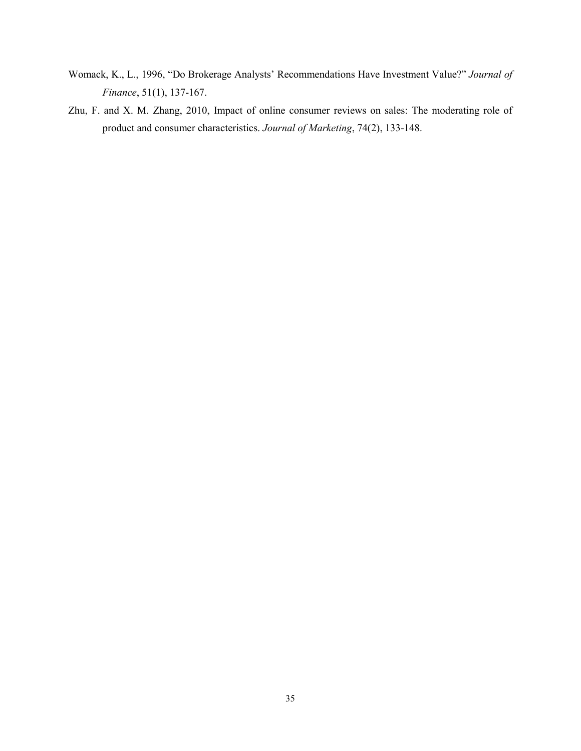Womack, K., L., 1996, "Do Brokerage Analysts' Recommendations Have Investment Value?" *Journal of Finance*, 51(1), 137-167.

Zhu, F. and X. M. Zhang, 2010, Impact of online consumer reviews on sales: The moderating role of product and consumer characteristics. *Journal of Marketing*, 74(2), 133-148.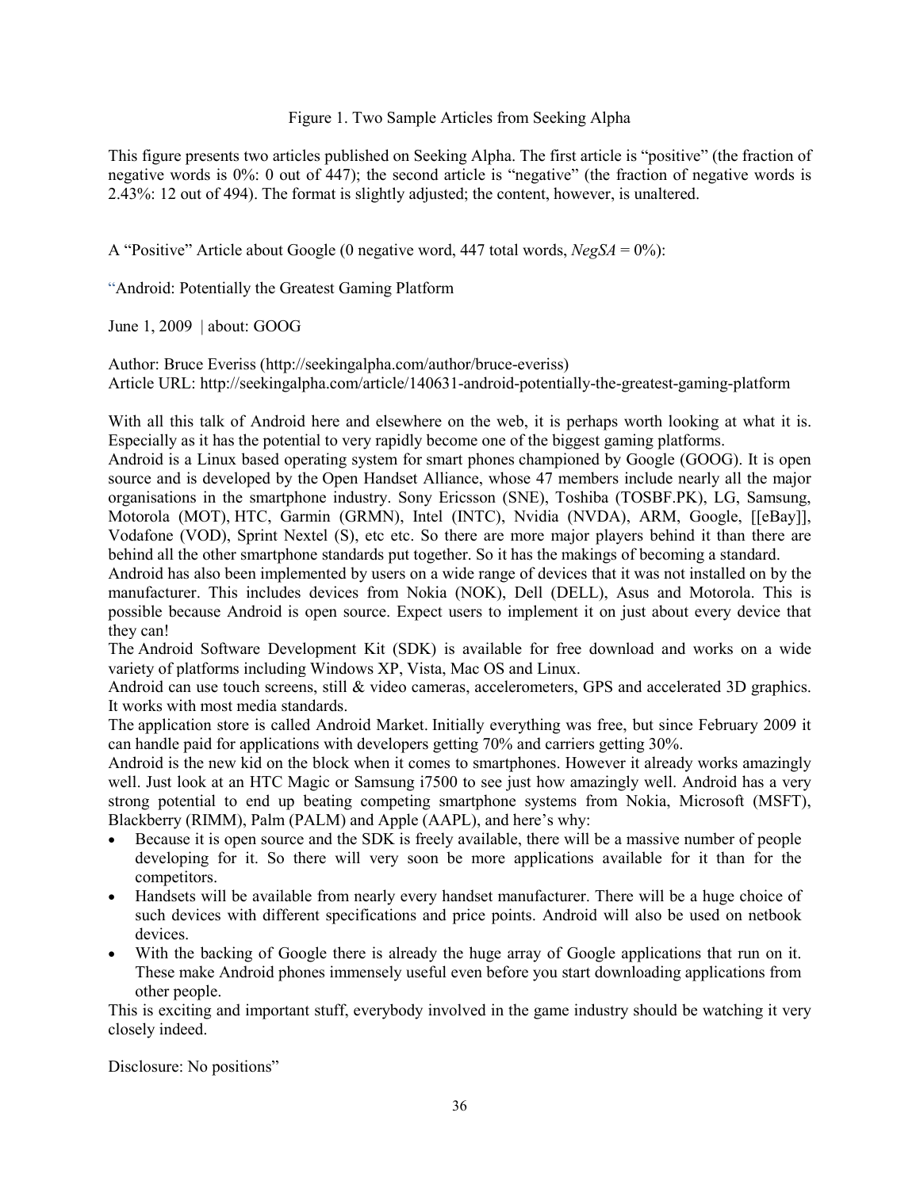Figure 1. Two Sample Articles from Seeking Alpha

This figure presents two articles published on Seeking Alpha. The first article is "positive" (the fraction of negative words is 0%: 0 out of 447); the second article is "negative" (the fraction of negative words is 2.43%: 12 out of 494). The format is slightly adjusted; the content, however, is unaltered.

A "Positive" Article about Google (0 negative word, 447 total words, *NegSA* = 0%):

"Android: Potentially the Greatest Gaming Platform

June 1, 2009 | about: GOOG

Author: Bruce Everiss (http://seekingalpha.com/author/bruce-everiss)
Article URL: http://seekingalpha.com/article/140631-android-potentially-the-greatest-gaming-platform

With all this talk of Android here and elsewhere on the web, it is perhaps worth looking at what it is. Especially as it has the potential to very rapidly become one of the biggest gaming platforms.
Android is a Linux based operating system for smart phones championed by Google (GOOG). It is open source and is developed by the Open Handset Alliance, whose 47 members include nearly all the major organisations in the smartphone industry. Sony Ericsson (SNE), Toshiba (TOSBF.PK), LG, Samsung, Motorola (MOT), HTC, Garmin (GRMN), Intel (INTC), Nvidia (NVDA), ARM, Google, [[eBay]], Vodafone (VOD), Sprint Nextel (S), etc etc. So there are more major players behind it than there are behind all the other smartphone standards put together. So it has the makings of becoming a standard.
Android has also been implemented by users on a wide range of devices that it was not installed on by the manufacturer. This includes devices from Nokia (NOK), Dell (DELL), Asus and Motorola. This is possible because Android is open source. Expect users to implement it on just about every device that they can!
The Android Software Development Kit (SDK) is available for free download and works on a wide variety of platforms including Windows XP, Vista, Mac OS and Linux.
Android can use touch screens, still & video cameras, accelerometers, GPS and accelerated 3D graphics. It works with most media standards.
The application store is called Android Market. Initially everything was free, but since February 2009 it can handle paid for applications with developers getting 70% and carriers getting 30%.
Android is the new kid on the block when it comes to smartphones. However it already works amazingly well. Just look at an HTC Magic or Samsung i7500 to see just how amazingly well. Android has a very strong potential to end up beating competing smartphone systems from Nokia, Microsoft (MSFT), Blackberry (RIMM), Palm (PALM) and Apple (AAPL), and here's why:

- Because it is open source and the SDK is freely available, there will be a massive number of people developing for it. So there will very soon be more applications available for it than for the competitors.
- Handsets will be available from nearly every handset manufacturer. There will be a huge choice of such devices with different specifications and price points. Android will also be used on netbook devices.
- With the backing of Google there is already the huge array of Google applications that run on it. These make Android phones immensely useful even before you start downloading applications from other people.

This is exciting and important stuff, everybody involved in the game industry should be watching it very closely indeed.

Disclosure: No positions"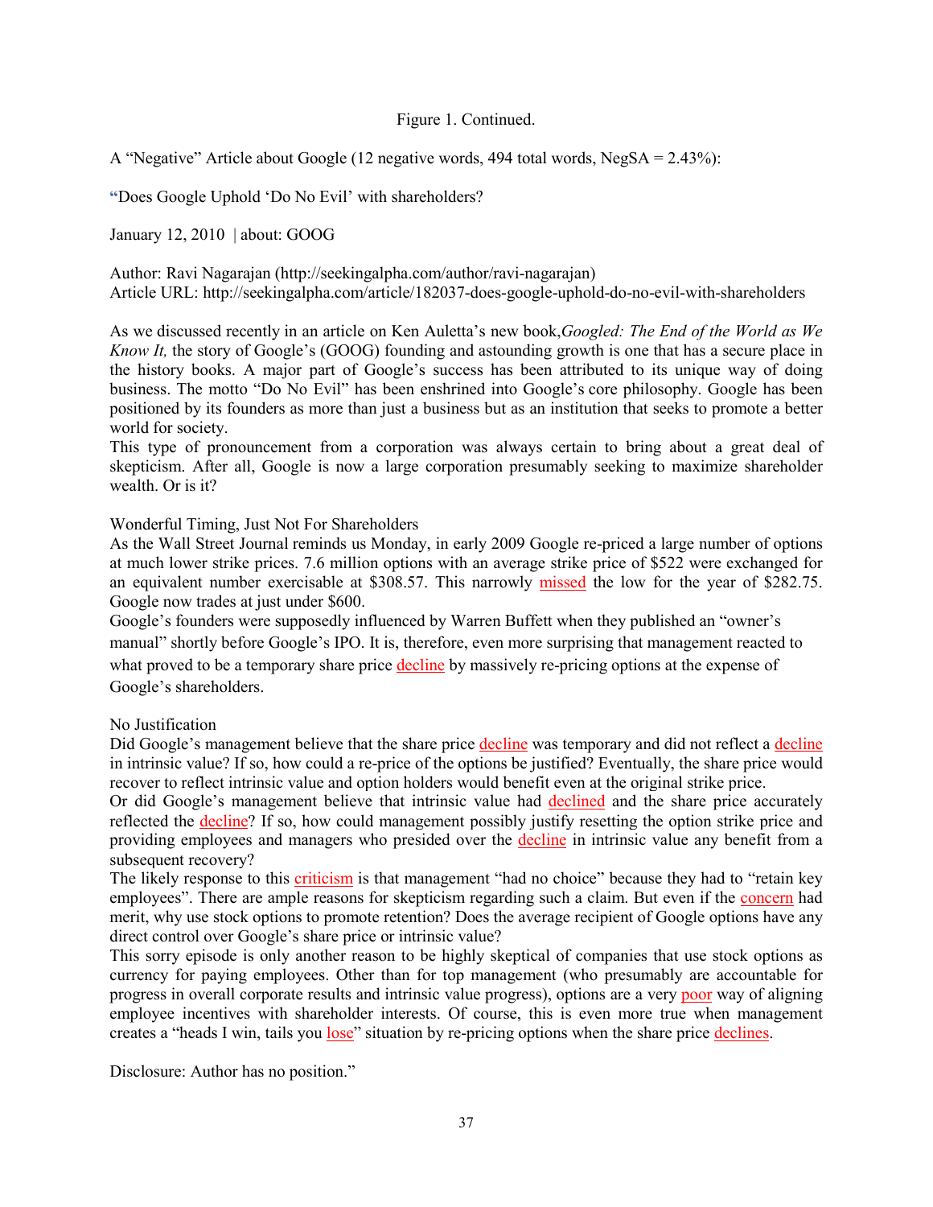Figure 1. Continued.

A “Negative” Article about Google (12 negative words, 494 total words, NegSA = 2.43%):

“Does Google Uphold ‘Do No Evil’ with shareholders?

January 12, 2010 | about: GOOG

Author: Ravi Nagarajan (http://seekingalpha.com/author/ravi-nagarajan)
Article URL: http://seekingalpha.com/article/182037-does-google-uphold-do-no-evil-with-shareholders

As we discussed recently in an article on Ken Auletta’s new book,*Googled: The End of the World as We Know It,* the story of Google’s (GOOG) founding and astounding growth is one that has a secure place in the history books. A major part of Google’s success has been attributed to its unique way of doing business. The motto “Do No Evil” has been enshrined into Google’s core philosophy. Google has been positioned by its founders as more than just a business but as an institution that seeks to promote a better world for society.
This type of pronouncement from a corporation was always certain to bring about a great deal of skepticism. After all, Google is now a large corporation presumably seeking to maximize shareholder wealth. Or is it?

Wonderful Timing, Just Not For Shareholders
As the Wall Street Journal reminds us Monday, in early 2009 Google re-priced a large number of options at much lower strike prices. 7.6 million options with an average strike price of $522 were exchanged for an equivalent number exercisable at $308.57. This narrowly missed the low for the year of $282.75. Google now trades at just under $600.
Google’s founders were supposedly influenced by Warren Buffett when they published an “owner’s manual” shortly before Google’s IPO. It is, therefore, even more surprising that management reacted to what proved to be a temporary share price decline by massively re-pricing options at the expense of Google’s shareholders.

No Justification
Did Google’s management believe that the share price decline was temporary and did not reflect a decline in intrinsic value? If so, how could a re-price of the options be justified? Eventually, the share price would recover to reflect intrinsic value and option holders would benefit even at the original strike price.
Or did Google’s management believe that intrinsic value had declined and the share price accurately reflected the decline? If so, how could management possibly justify resetting the option strike price and providing employees and managers who presided over the decline in intrinsic value any benefit from a subsequent recovery?
The likely response to this criticism is that management “had no choice” because they had to “retain key employees”. There are ample reasons for skepticism regarding such a claim. But even if the concern had merit, why use stock options to promote retention? Does the average recipient of Google options have any direct control over Google’s share price or intrinsic value?
This sorry episode is only another reason to be highly skeptical of companies that use stock options as currency for paying employees. Other than for top management (who presumably are accountable for progress in overall corporate results and intrinsic value progress), options are a very poor way of aligning employee incentives with shareholder interests. Of course, this is even more true when management creates a “heads I win, tails you lose” situation by re-pricing options when the share price declines.

Disclosure: Author has no position.”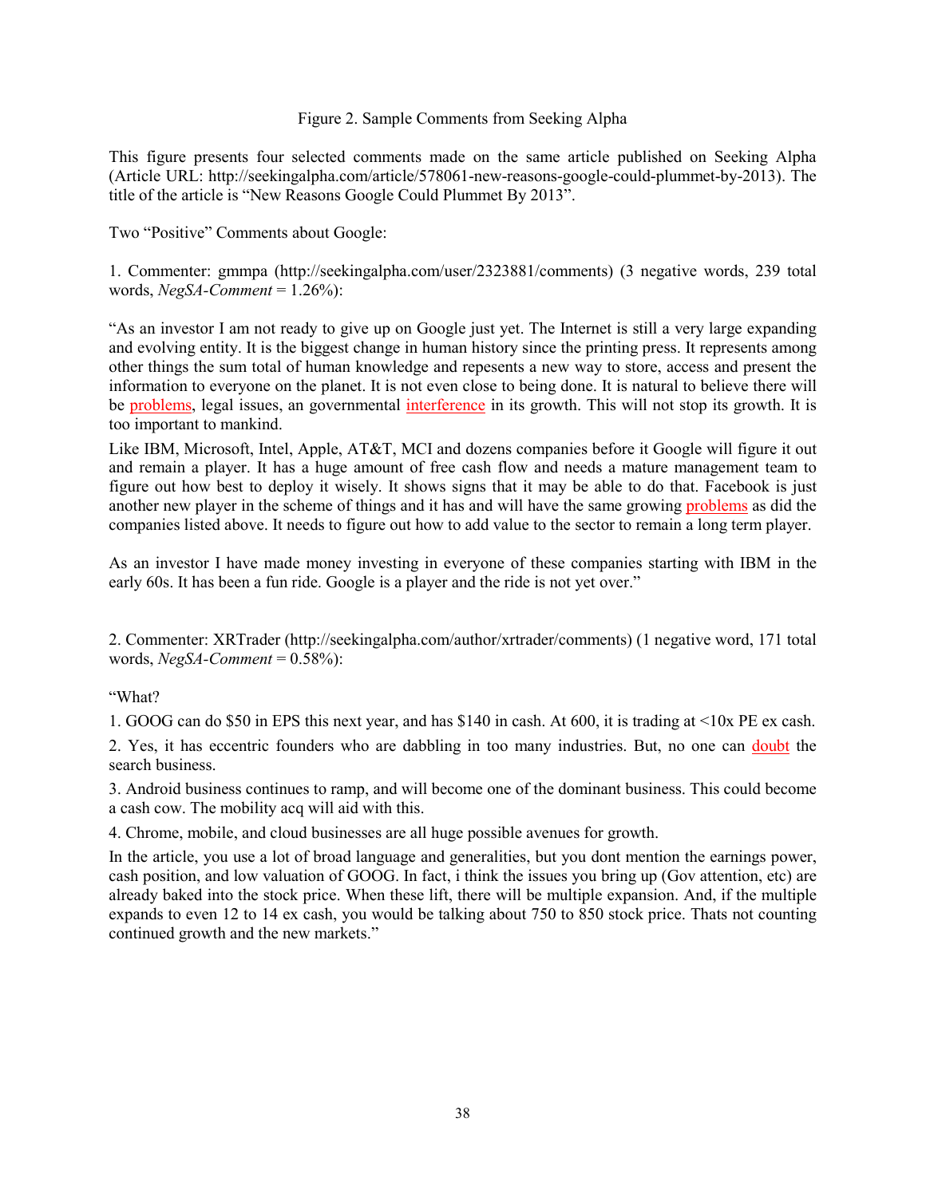Figure 2. Sample Comments from Seeking Alpha

This figure presents four selected comments made on the same article published on Seeking Alpha (Article URL: http://seekingalpha.com/article/578061-new-reasons-google-could-plummet-by-2013). The title of the article is "New Reasons Google Could Plummet By 2013".

Two "Positive" Comments about Google:

1. Commenter: gmmpa (http://seekingalpha.com/user/2323881/comments) (3 negative words, 239 total words, *NegSA-Comment* = 1.26%):

"As an investor I am not ready to give up on Google just yet. The Internet is still a very large expanding and evolving entity. It is the biggest change in human history since the printing press. It represents among other things the sum total of human knowledge and repesents a new way to store, access and present the information to everyone on the planet. It is not even close to being done. It is natural to believe there will be problems, legal issues, an governmental interference in its growth. This will not stop its growth. It is too important to mankind.

Like IBM, Microsoft, Intel, Apple, AT&T, MCI and dozens companies before it Google will figure it out and remain a player. It has a huge amount of free cash flow and needs a mature management team to figure out how best to deploy it wisely. It shows signs that it may be able to do that. Facebook is just another new player in the scheme of things and it has and will have the same growing problems as did the companies listed above. It needs to figure out how to add value to the sector to remain a long term player.

As an investor I have made money investing in everyone of these companies starting with IBM in the early 60s. It has been a fun ride. Google is a player and the ride is not yet over."

2. Commenter: XRTrader (http://seekingalpha.com/author/xrtrader/comments) (1 negative word, 171 total words, *NegSA-Comment* = 0.58%):

"What?

1. GOOG can do $50 in EPS this next year, and has $140 in cash. At 600, it is trading at <10x PE ex cash.

2. Yes, it has eccentric founders who are dabbling in too many industries. But, no one can doubt the search business.

3. Android business continues to ramp, and will become one of the dominant business. This could become a cash cow. The mobility acq will aid with this.

4. Chrome, mobile, and cloud businesses are all huge possible avenues for growth.

In the article, you use a lot of broad language and generalities, but you dont mention the earnings power, cash position, and low valuation of GOOG. In fact, i think the issues you bring up (Gov attention, etc) are already baked into the stock price. When these lift, there will be multiple expansion. And, if the multiple expands to even 12 to 14 ex cash, you would be talking about 750 to 850 stock price. Thats not counting continued growth and the new markets."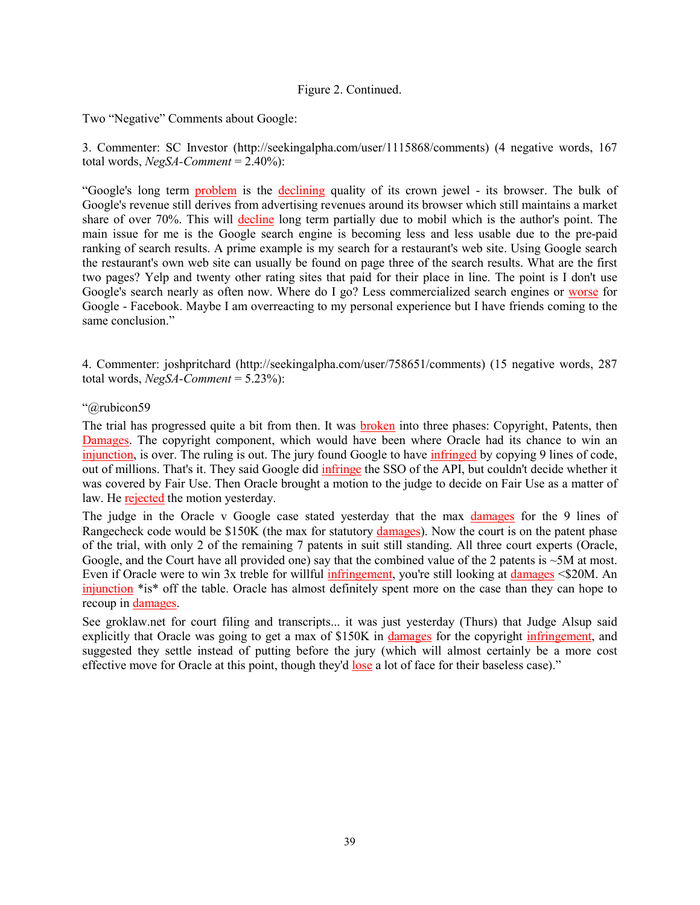Figure 2. Continued.

Two "Negative" Comments about Google:

3. Commenter: SC Investor (http://seekingalpha.com/user/1115868/comments) (4 negative words, 167 total words, *NegSA-Comment* = 2.40%):

"Google's long term problem is the declining quality of its crown jewel - its browser. The bulk of Google's revenue still derives from advertising revenues around its browser which still maintains a market share of over 70%. This will decline long term partially due to mobil which is the author's point. The main issue for me is the Google search engine is becoming less and less usable due to the pre-paid ranking of search results. A prime example is my search for a restaurant's web site. Using Google search the restaurant's own web site can usually be found on page three of the search results. What are the first two pages? Yelp and twenty other rating sites that paid for their place in line. The point is I don't use Google's search nearly as often now. Where do I go? Less commercialized search engines or worse for Google - Facebook. Maybe I am overreacting to my personal experience but I have friends coming to the same conclusion."

4. Commenter: joshpritchard (http://seekingalpha.com/user/758651/comments) (15 negative words, 287 total words, *NegSA-Comment* = 5.23%):

"@rubicon59

The trial has progressed quite a bit from then. It was broken into three phases: Copyright, Patents, then Damages. The copyright component, which would have been where Oracle had its chance to win an injunction, is over. The ruling is out. The jury found Google to have infringed by copying 9 lines of code, out of millions. That's it. They said Google did infringe the SSO of the API, but couldn't decide whether it was covered by Fair Use. Then Oracle brought a motion to the judge to decide on Fair Use as a matter of law. He rejected the motion yesterday.

The judge in the Oracle v Google case stated yesterday that the max damages for the 9 lines of Rangecheck code would be $150K (the max for statutory damages). Now the court is on the patent phase of the trial, with only 2 of the remaining 7 patents in suit still standing. All three court experts (Oracle, Google, and the Court have all provided one) say that the combined value of the 2 patents is ~5M at most. Even if Oracle were to win 3x treble for willful infringement, you're still looking at damages <$20M. An injunction *is* off the table. Oracle has almost definitely spent more on the case than they can hope to recoup in damages.

See groklaw.net for court filing and transcripts... it was just yesterday (Thurs) that Judge Alsup said explicitly that Oracle was going to get a max of $150K in damages for the copyright infringement, and suggested they settle instead of putting before the jury (which will almost certainly be a more cost effective move for Oracle at this point, though they'd lose a lot of face for their baseless case)."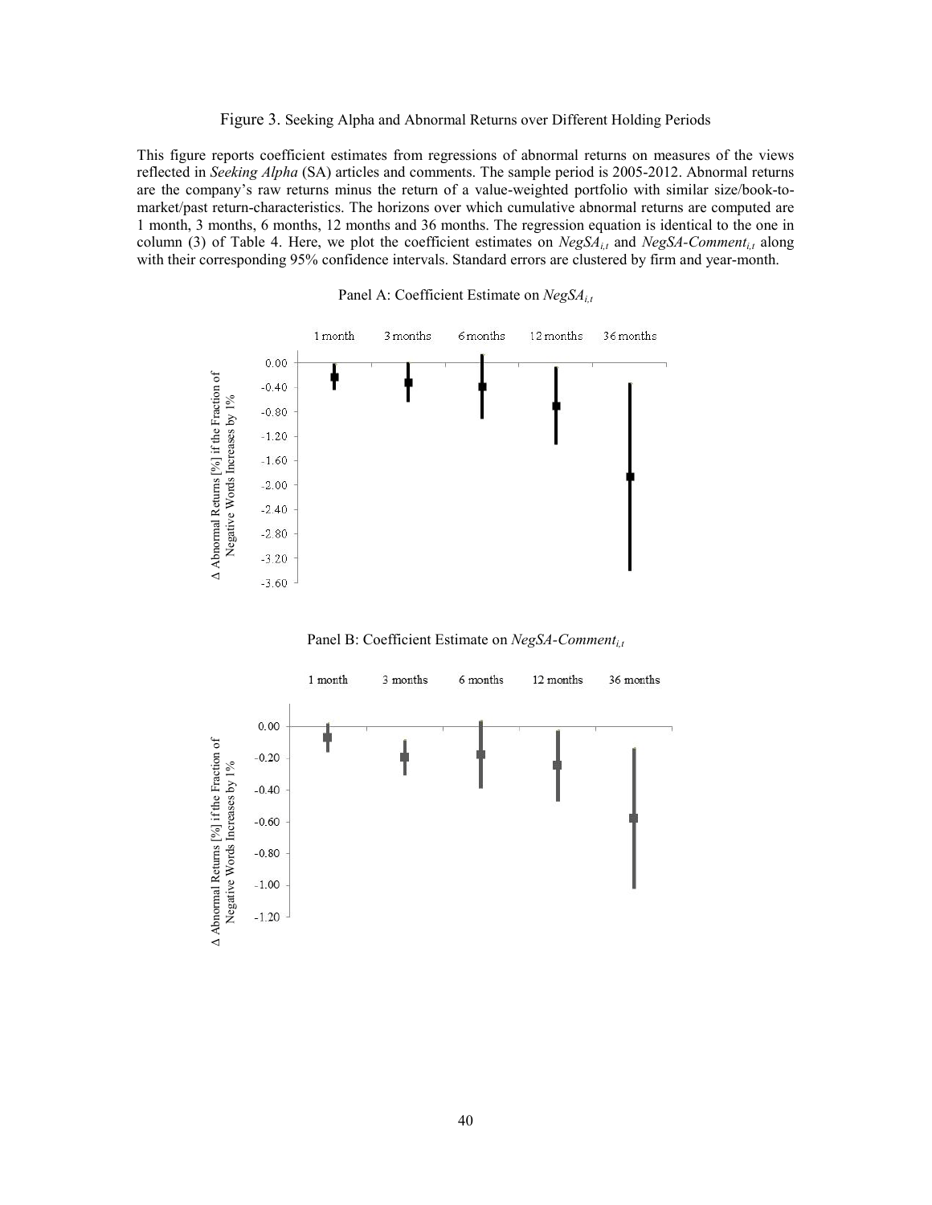Figure 3. Seeking Alpha and Abnormal Returns over Different Holding Periods

This figure reports coefficient estimates from regressions of abnormal returns on measures of the views reflected in *Seeking Alpha* (SA) articles and comments. The sample period is 2005-2012. Abnormal returns are the company's raw returns minus the return of a value-weighted portfolio with similar size/book-to-market/past return-characteristics. The horizons over which cumulative abnormal returns are computed are 1 month, 3 months, 6 months, 12 months and 36 months. The regression equation is identical to the one in column (3) of Table 4. Here, we plot the coefficient estimates on $NegSA_{i,t}$ and $NegSA\text{-}Comment_{i,t}$ along with their corresponding 95% confidence intervals. Standard errors are clustered by firm and year-month.

Panel A: Coefficient Estimate on $NegSA_{i,t}$

1 month
3 months
6 months
12 months
36 months

0.00
-0.40
-0.80
-1.20
-1.60
-2.00
-2.40
-2.80
-3.20
-3.60

Δ Abnormal Returns [%] if the Fraction of Negative Words Increases by 1%

Panel B: Coefficient Estimate on $NegSA\text{-}Comment_{i,t}$

1 month
3 months
6 months
12 months
36 months

0.00
-0.20
-0.40
-0.60
-0.80
-1.00
-1.20

Δ Abnormal Returns [%] if the Fraction of Negative Words Increases by 1%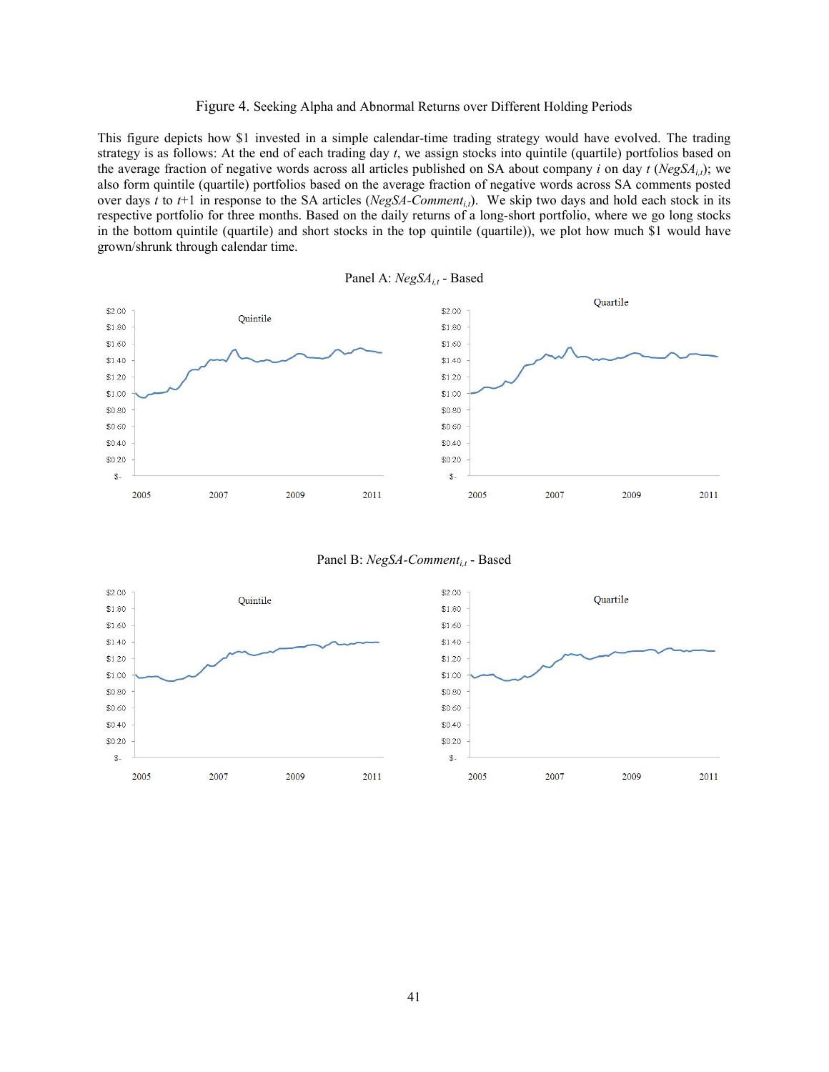Figure 4. Seeking Alpha and Abnormal Returns over Different Holding Periods

This figure depicts how \$1 invested in a simple calendar-time trading strategy would have evolved. The trading strategy is as follows: At the end of each trading day $t$, we assign stocks into quintile (quartile) portfolios based on the average fraction of negative words across all articles published on SA about company $i$ on day $t$ ($NegSA_{i,t}$); we also form quintile (quartile) portfolios based on the average fraction of negative words across SA comments posted over days $t$ to $t$+1 in response to the SA articles ($NegSA\text{-}Comment_{i,t}$). We skip two days and hold each stock in its respective portfolio for three months. Based on the daily returns of a long-short portfolio, where we go long stocks in the bottom quintile (quartile) and short stocks in the top quintile (quartile)), we plot how much \$1 would have grown/shrunk through calendar time.

Panel A: $NegSA_{i,t}$ - Based

Quintile

\$2.00
\$1.80
\$1.60
\$1.40
\$1.20
\$1.00
\$0.80
\$0.60
\$0.40
\$0.20
\$-

2005 2007 2009 2011

Quartile

\$2.00
\$1.80
\$1.60
\$1.40
\$1.20
\$1.00
\$0.80
\$0.60
\$0.40
\$0.20
\$-

2005 2007 2009 2011

Panel B: $NegSA\text{-}Comment_{i,t}$ - Based

Quintile

\$2.00
\$1.80
\$1.60
\$1.40
\$1.20
\$1.00
\$0.80
\$0.60
\$0.40
\$0.20
\$-

2005 2007 2009 2011

Quartile

\$2.00
\$1.80
\$1.60
\$1.40
\$1.20
\$1.00
\$0.80
\$0.60
\$0.40
\$0.20
\$-

2005 2007 2009 2011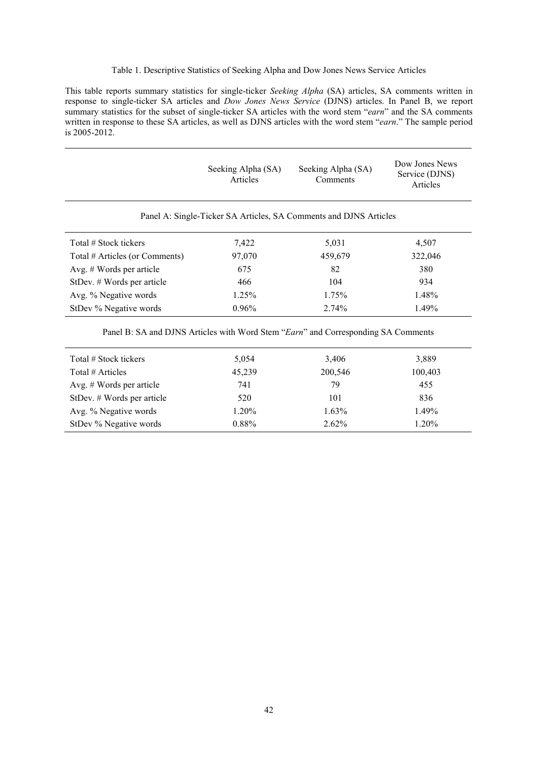Table 1. Descriptive Statistics of Seeking Alpha and Dow Jones News Service Articles

This table reports summary statistics for single-ticker *Seeking Alpha* (SA) articles, SA comments written in response to single-ticker SA articles and *Dow Jones News Service* (DJNS) articles. In Panel B, we report summary statistics for the subset of single-ticker SA articles with the word stem "*earn*" and the SA comments written in response to these SA articles, as well as DJNS articles with the word stem "*earn*." The sample period is 2005-2012.

| | Seeking Alpha (SA) Articles | Seeking Alpha (SA) Comments | Dow Jones News Service (DJNS) Articles |
|---|---|---|---|
| **Panel A: Single-Ticker SA Articles, SA Comments and DJNS Articles** | | | |
| Total # Stock tickers | 7,422 | 5,031 | 4,507 |
| Total # Articles (or Comments) | 97,070 | 459,679 | 322,046 |
| Avg. # Words per article | 675 | 82 | 380 |
| StDev. # Words per article | 466 | 104 | 934 |
| Avg. % Negative words | 1.25% | 1.75% | 1.48% |
| StDev % Negative words | 0.96% | 2.74% | 1.49% |
| **Panel B: SA and DJNS Articles with Word Stem "*Earn*" and Corresponding SA Comments** | | | |
| Total # Stock tickers | 5,054 | 3,406 | 3,889 |
| Total # Articles | 45,239 | 200,546 | 100,403 |
| Avg. # Words per article | 741 | 79 | 455 |
| StDev. # Words per article | 520 | 101 | 836 |
| Avg. % Negative words | 1.20% | 1.63% | 1.49% |
| StDev % Negative words | 0.88% | 2.62% | 1.20% |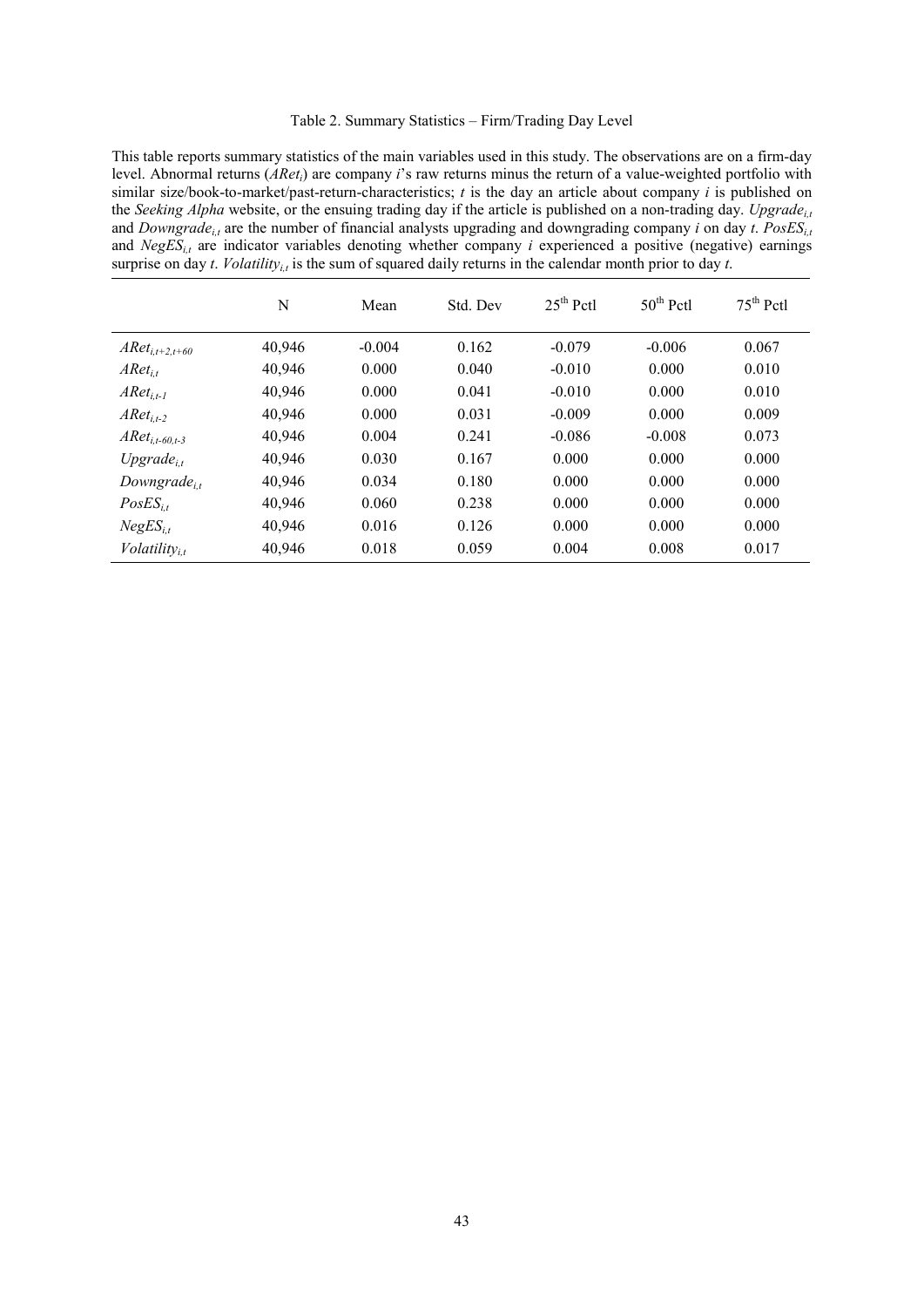Table 2. Summary Statistics – Firm/Trading Day Level

This table reports summary statistics of the main variables used in this study. The observations are on a firm-day level. Abnormal returns ($ARet_i$) are company $i$'s raw returns minus the return of a value-weighted portfolio with similar size/book-to-market/past-return-characteristics; $t$ is the day an article about company $i$ is published on the *Seeking Alpha* website, or the ensuing trading day if the article is published on a non-trading day. $Upgrade_{i,t}$ and $Downgrade_{i,t}$ are the number of financial analysts upgrading and downgrading company $i$ on day $t$. $PosES_{i,t}$ and $NegES_{i,t}$ are indicator variables denoting whether company $i$ experienced a positive (negative) earnings surprise on day $t$. $Volatility_{i,t}$ is the sum of squared daily returns in the calendar month prior to day $t$.

| | N | Mean | Std. Dev | 25th Pctl | 50th Pctl | 75th Pctl |
|---|---|---|---|---|---|---|
| $ARet_{i,t+2,t+60}$ | 40,946 | -0.004 | 0.162 | -0.079 | -0.006 | 0.067 |
| $ARet_{i,t}$ | 40,946 | 0.000 | 0.040 | -0.010 | 0.000 | 0.010 |
| $ARet_{i,t-1}$ | 40,946 | 0.000 | 0.041 | -0.010 | 0.000 | 0.010 |
| $ARet_{i,t-2}$ | 40,946 | 0.000 | 0.031 | -0.009 | 0.000 | 0.009 |
| $ARet_{i,t-60,t-3}$ | 40,946 | 0.004 | 0.241 | -0.086 | -0.008 | 0.073 |
| $Upgrade_{i,t}$ | 40,946 | 0.030 | 0.167 | 0.000 | 0.000 | 0.000 |
| $Downgrade_{i,t}$ | 40,946 | 0.034 | 0.180 | 0.000 | 0.000 | 0.000 |
| $PosES_{i,t}$ | 40,946 | 0.060 | 0.238 | 0.000 | 0.000 | 0.000 |
| $NegES_{i,t}$ | 40,946 | 0.016 | 0.126 | 0.000 | 0.000 | 0.000 |
| $Volatility_{i,t}$ | 40,946 | 0.018 | 0.059 | 0.004 | 0.008 | 0.017 |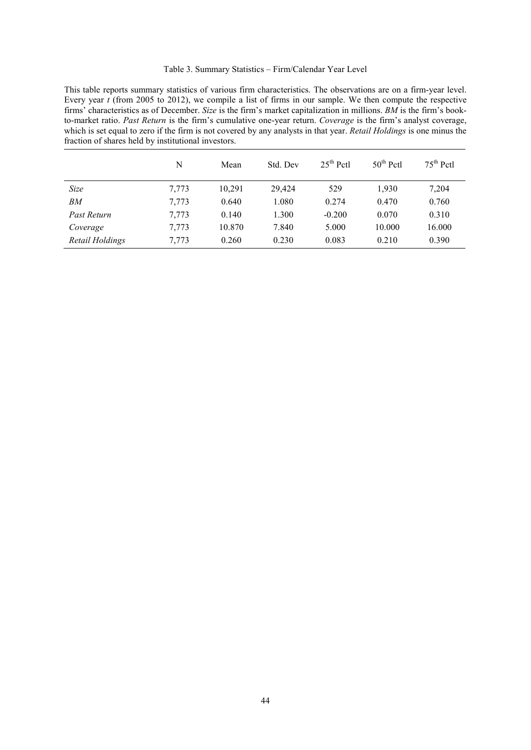Table 3. Summary Statistics – Firm/Calendar Year Level

This table reports summary statistics of various firm characteristics. The observations are on a firm-year level. Every year *t* (from 2005 to 2012), we compile a list of firms in our sample. We then compute the respective firms' characteristics as of December. *Size* is the firm's market capitalization in millions. *BM* is the firm's book-to-market ratio. *Past Return* is the firm's cumulative one-year return. *Coverage* is the firm's analyst coverage, which is set equal to zero if the firm is not covered by any analysts in that year. *Retail Holdings* is one minus the fraction of shares held by institutional investors.

| | N | Mean | Std. Dev | $25^{th}$ Pctl | $50^{th}$ Pctl | $75^{th}$ Pctl |
|---|---|---|---|---|---|---|
| *Size* | 7,773 | 10,291 | 29,424 | 529 | 1,930 | 7,204 |
| *BM* | 7,773 | 0.640 | 1.080 | 0.274 | 0.470 | 0.760 |
| *Past Return* | 7,773 | 0.140 | 1.300 | -0.200 | 0.070 | 0.310 |
| *Coverage* | 7,773 | 10.870 | 7.840 | 5.000 | 10.000 | 16.000 |
| *Retail Holdings* | 7,773 | 0.260 | 0.230 | 0.083 | 0.210 | 0.390 |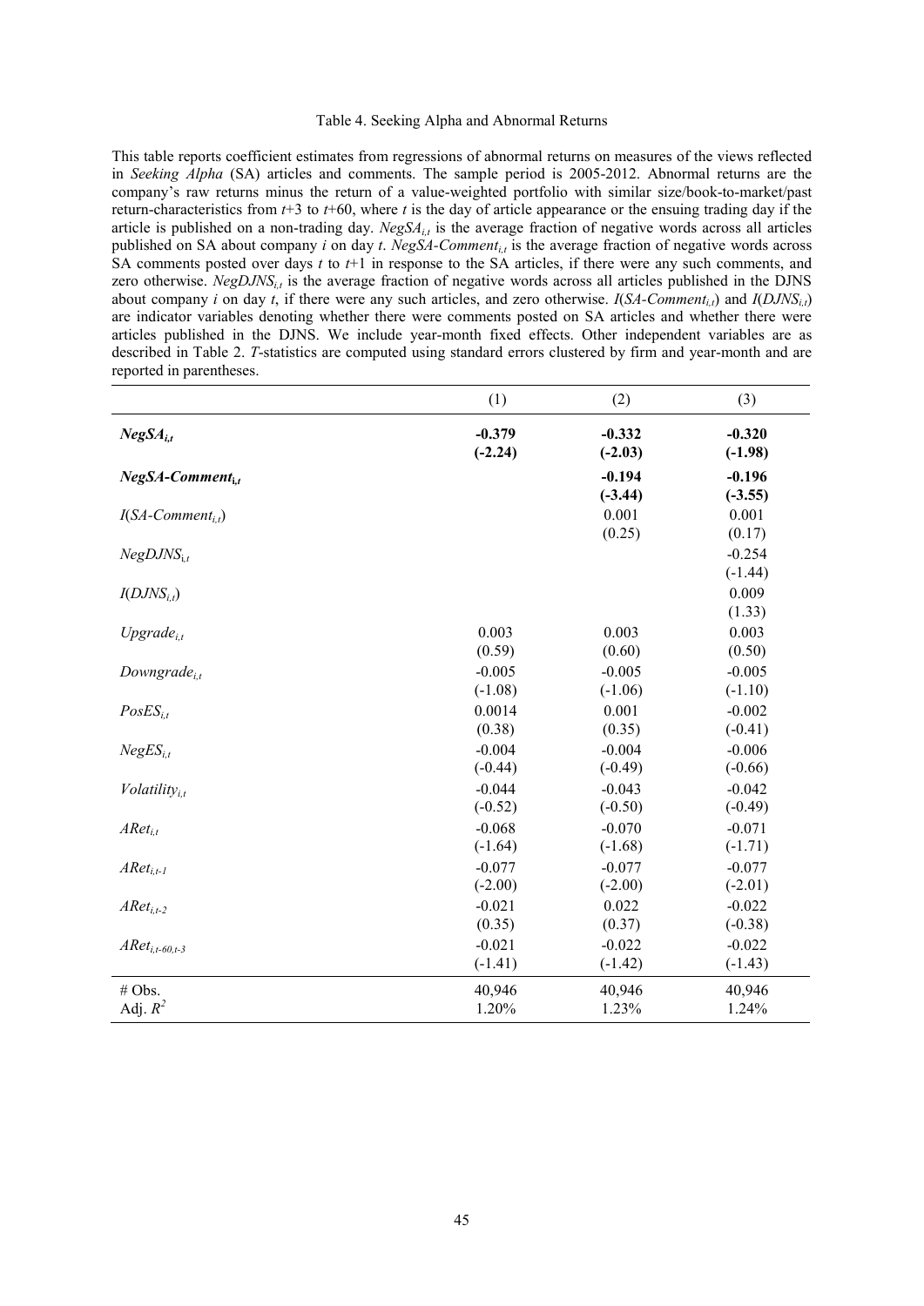Table 4. Seeking Alpha and Abnormal Returns

This table reports coefficient estimates from regressions of abnormal returns on measures of the views reflected in *Seeking Alpha* (SA) articles and comments. The sample period is 2005-2012. Abnormal returns are the company's raw returns minus the return of a value-weighted portfolio with similar size/book-to-market/past return-characteristics from $t$+3 to $t$+60, where $t$ is the day of article appearance or the ensuing trading day if the article is published on a non-trading day. $NegSA_{i,t}$ is the average fraction of negative words across all articles published on SA about company $i$ on day $t$. $NegSA\text{-}Comment_{i,t}$ is the average fraction of negative words across SA comments posted over days $t$ to $t$+1 in response to the SA articles, if there were any such comments, and zero otherwise. $NegDJNS_{i,t}$ is the average fraction of negative words across all articles published in the DJNS about company $i$ on day $t$, if there were any such articles, and zero otherwise. $I(SA\text{-}Comment_{i,t})$ and $I(DJNS_{i,t})$ are indicator variables denoting whether there were comments posted on SA articles and whether there were articles published in the DJNS. We include year-month fixed effects. Other independent variables are as described in Table 2. *T*-statistics are computed using standard errors clustered by firm and year-month and are reported in parentheses.

| | (1) | (2) | (3) |
|---|---|---|---|
| $\boldsymbol{NegSA_{i,t}}$ | **-0.379** | **-0.332** | **-0.320** |
| | **(-2.24)** | **(-2.03)** | **(-1.98)** |
| $\boldsymbol{NegSA\text{-}Comment_{i,t}}$ | | **-0.194** | **-0.196** |
| | | **(-3.44)** | **(-3.55)** |
| $I(SA\text{-}Comment_{i,t})$ | | 0.001 | 0.001 |
| | | (0.25) | (0.17) |
| $NegDJNS_{i,t}$ | | | -0.254 |
| | | | (-1.44) |
| $I(DJNS_{i,t})$ | | | 0.009 |
| | | | (1.33) |
| $Upgrade_{i,t}$ | 0.003 | 0.003 | 0.003 |
| | (0.59) | (0.60) | (0.50) |
| $Downgrade_{i,t}$ | -0.005 | -0.005 | -0.005 |
| | (-1.08) | (-1.06) | (-1.10) |
| $PosES_{i,t}$ | 0.0014 | 0.001 | -0.002 |
| | (0.38) | (0.35) | (-0.41) |
| $NegES_{i,t}$ | -0.004 | -0.004 | -0.006 |
| | (-0.44) | (-0.49) | (-0.66) |
| $Volatility_{i,t}$ | -0.044 | -0.043 | -0.042 |
| | (-0.52) | (-0.50) | (-0.49) |
| $ARet_{i,t}$ | -0.068 | -0.070 | -0.071 |
| | (-1.64) | (-1.68) | (-1.71) |
| $ARet_{i,t-1}$ | -0.077 | -0.077 | -0.077 |
| | (-2.00) | (-2.00) | (-2.01) |
| $ARet_{i,t-2}$ | -0.021 | 0.022 | -0.022 |
| | (0.35) | (0.37) | (-0.38) |
| $ARet_{i,t-60,t-3}$ | -0.021 | -0.022 | -0.022 |
| | (-1.41) | (-1.42) | (-1.43) |
| # Obs. | 40,946 | 40,946 | 40,946 |
| Adj. $R^2$ | 1.20% | 1.23% | 1.24% |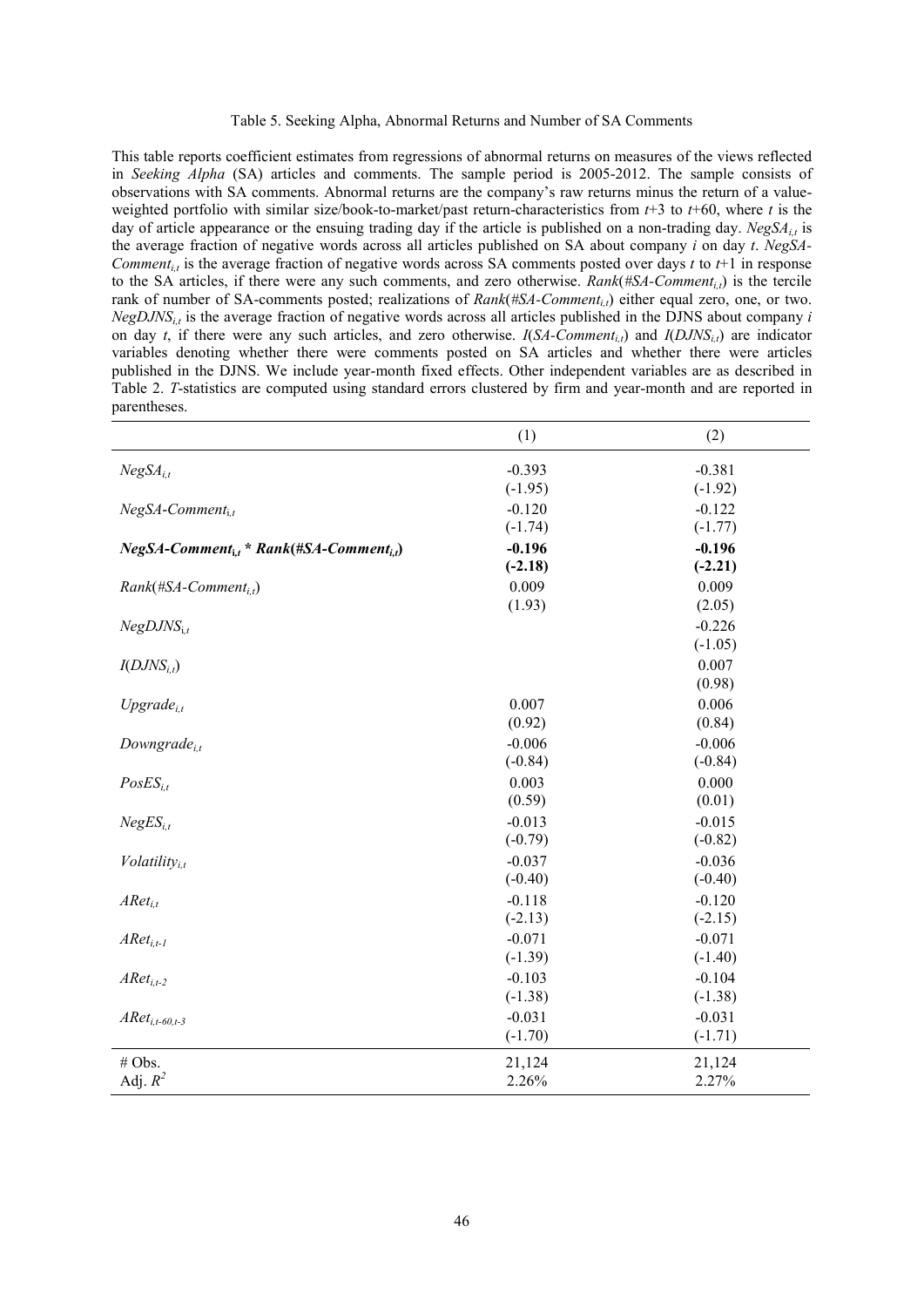Table 5. Seeking Alpha, Abnormal Returns and Number of SA Comments

This table reports coefficient estimates from regressions of abnormal returns on measures of the views reflected in *Seeking Alpha* (SA) articles and comments. The sample period is 2005-2012. The sample consists of observations with SA comments. Abnormal returns are the company's raw returns minus the return of a value-weighted portfolio with similar size/book-to-market/past return-characteristics from $t$+3 to $t$+60, where $t$ is the day of article appearance or the ensuing trading day if the article is published on a non-trading day. $NegSA_{i,t}$ is the average fraction of negative words across all articles published on SA about company $i$ on day $t$. $NegSA\text{-}Comment_{i,t}$ is the average fraction of negative words across SA comments posted over days $t$ to $t$+1 in response to the SA articles, if there were any such comments, and zero otherwise. $Rank(\#SA\text{-}Comment_{i,t})$ is the tercile rank of number of SA-comments posted; realizations of $Rank(\#SA\text{-}Comment_{i,t})$ either equal zero, one, or two. $NegDJNS_{i,t}$ is the average fraction of negative words across all articles published in the DJNS about company $i$ on day $t$, if there were any such articles, and zero otherwise. $I(SA\text{-}Comment_{i,t})$ and $I(DJNS_{i,t})$ are indicator variables denoting whether there were comments posted on SA articles and whether there were articles published in the DJNS. We include year-month fixed effects. Other independent variables are as described in Table 2. *T*-statistics are computed using standard errors clustered by firm and year-month and are reported in parentheses.

| | (1) | (2) |
|---|---|---|
| $NegSA_{i,t}$ | -0.393 | -0.381 |
| | (-1.95) | (-1.92) |
| $NegSA\text{-}Comment_{i,t}$ | -0.120 | -0.122 |
| | (-1.74) | (-1.77) |
| **$NegSA\text{-}Comment_{i,t}$ * $Rank(\#SA\text{-}Comment_{i,t})$** | **-0.196** | **-0.196** |
| | **(-2.18)** | **(-2.21)** |
| $Rank(\#SA\text{-}Comment_{i,t})$ | 0.009 | 0.009 |
| | (1.93) | (2.05) |
| $NegDJNS_{i,t}$ | | -0.226 |
| | | (-1.05) |
| $I(DJNS_{i,t})$ | | 0.007 |
| | | (0.98) |
| $Upgrade_{i,t}$ | 0.007 | 0.006 |
| | (0.92) | (0.84) |
| $Downgrade_{i,t}$ | -0.006 | -0.006 |
| | (-0.84) | (-0.84) |
| $PosES_{i,t}$ | 0.003 | 0.000 |
| | (0.59) | (0.01) |
| $NegES_{i,t}$ | -0.013 | -0.015 |
| | (-0.79) | (-0.82) |
| $Volatility_{i,t}$ | -0.037 | -0.036 |
| | (-0.40) | (-0.40) |
| $ARet_{i,t}$ | -0.118 | -0.120 |
| | (-2.13) | (-2.15) |
| $ARet_{i,t-1}$ | -0.071 | -0.071 |
| | (-1.39) | (-1.40) |
| $ARet_{i,t-2}$ | -0.103 | -0.104 |
| | (-1.38) | (-1.38) |
| $ARet_{i,t-60,t-3}$ | -0.031 | -0.031 |
| | (-1.70) | (-1.71) |
| # Obs. | 21,124 | 21,124 |
| Adj. $R^2$ | 2.26% | 2.27% |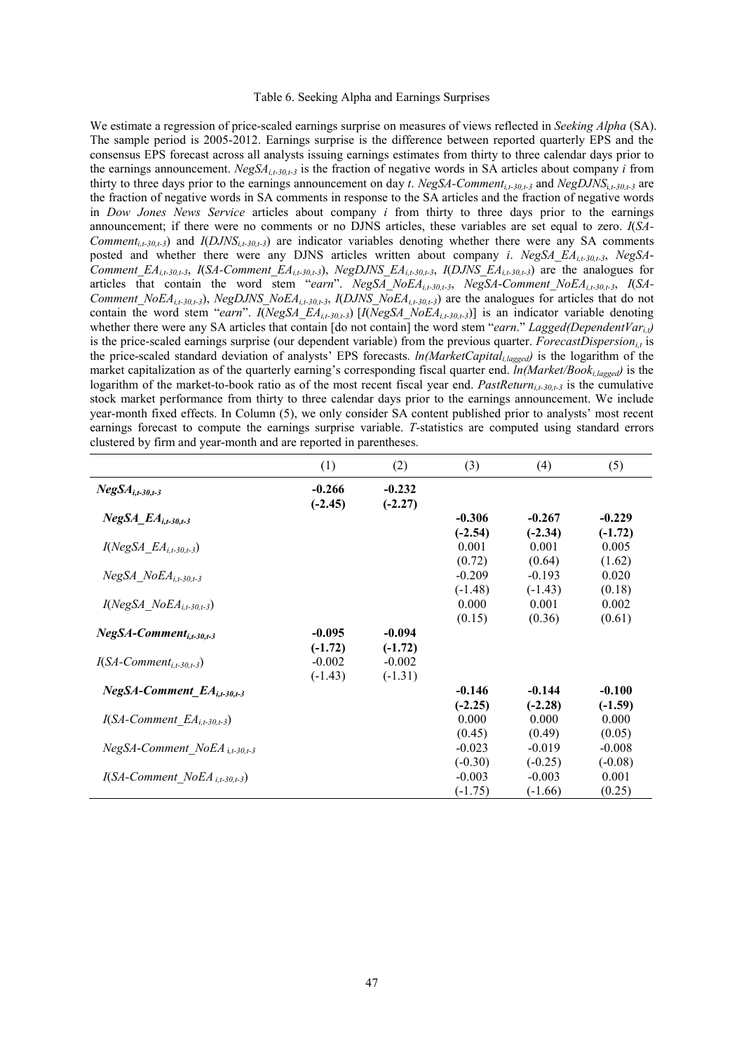Table 6. Seeking Alpha and Earnings Surprises

We estimate a regression of price-scaled earnings surprise on measures of views reflected in *Seeking Alpha* (SA). The sample period is 2005-2012. Earnings surprise is the difference between reported quarterly EPS and the consensus EPS forecast across all analysts issuing earnings estimates from thirty to three calendar days prior to the earnings announcement. $NegSA_{i,t-30,t-3}$ is the fraction of negative words in SA articles about company *i* from thirty to three days prior to the earnings announcement on day *t*. $NegSA\text{-}Comment_{i,t-30,t-3}$ and $NegDJNS_{i,t-30,t-3}$ are the fraction of negative words in SA comments in response to the SA articles and the fraction of negative words in *Dow Jones News Service* articles about company *i* from thirty to three days prior to the earnings announcement; if there were no comments or no DJNS articles, these variables are set equal to zero. $I(SA\text{-}Comment_{i,t-30,t-3})$ and $I(DJNS_{i,t-30,t-3})$ are indicator variables denoting whether there were any SA comments posted and whether there were any DJNS articles written about company *i*. $NegSA\_EA_{i,t-30,t-3}$, $NegSA\text{-}Comment\_EA_{i,t-30,t-3}$, $I(SA\text{-}Comment\_EA_{i,t-30,t-3})$, $NegDJNS\_EA_{i,t-30,t-3}$, $I(DJNS\_EA_{i,t-30,t-3})$ are the analogues for articles that contain the word stem "*earn*". $NegSA\_NoEA_{i,t-30,t-3}$, $NegSA\text{-}Comment\_NoEA_{i,t-30,t-3}$, $I(SA\text{-}Comment\_NoEA_{i,t-30,t-3})$, $NegDJNS\_NoEA_{i,t-30,t-3}$, $I(DJNS\_NoEA_{i,t-30,t-3})$ are the analogues for articles that do not contain the word stem "*earn*". $I(NegSA\_EA_{i,t-30,t-3})$ [$I(NegSA\_NoEA_{i,t-30,t-3})$] is an indicator variable denoting whether there were any SA articles that contain [do not contain] the word stem "*earn*." $Lagged(DependentVar_{i,t})$ is the price-scaled earnings surprise (our dependent variable) from the previous quarter. $ForecastDispersion_{i,t}$ is the price-scaled standard deviation of analysts' EPS forecasts. $ln(MarketCapital_{i,lagged})$ is the logarithm of the market capitalization as of the quarterly earning's corresponding fiscal quarter end. $ln(Market/Book_{i,lagged})$ is the logarithm of the market-to-book ratio as of the most recent fiscal year end. $PastReturn_{i,t-30,t-3}$ is the cumulative stock market performance from thirty to three calendar days prior to the earnings announcement. We include year-month fixed effects. In Column (5), we only consider SA content published prior to analysts' most recent earnings forecast to compute the earnings surprise variable. *T*-statistics are computed using standard errors clustered by firm and year-month and are reported in parentheses.

| | (1) | (2) | (3) | (4) | (5) |
|---|---|---|---|---|---|
| $\boldsymbol{NegSA_{i,t-30,t-3}}$ | **-0.266** | **-0.232** | | | |
| | **(-2.45)** | **(-2.27)** | | | |
| $\boldsymbol{NegSA\_EA_{i,t-30,t-3}}$ | | | **-0.306** | **-0.267** | **-0.229** |
| | | | **(-2.54)** | **(-2.34)** | **(-1.72)** |
| $I(NegSA\_EA_{i,t-30,t-3})$ | | | 0.001 | 0.001 | 0.005 |
| | | | (0.72) | (0.64) | (1.62) |
| $NegSA\_NoEA_{i,t-30,t-3}$ | | | -0.209 | -0.193 | 0.020 |
| | | | (-1.48) | (-1.43) | (0.18) |
| $I(NegSA\_NoEA_{i,t-30,t-3})$ | | | 0.000 | 0.001 | 0.002 |
| | | | (0.15) | (0.36) | (0.61) |
| $\boldsymbol{NegSA\text{-}Comment_{i,t-30,t-3}}$ | **-0.095** | **-0.094** | | | |
| | **(-1.72)** | **(-1.72)** | | | |
| $I(SA\text{-}Comment_{i,t-30,t-3})$ | -0.002 | -0.002 | | | |
| | (-1.43) | (-1.31) | | | |
| $\boldsymbol{NegSA\text{-}Comment\_EA_{i,t-30,t-3}}$ | | | **-0.146** | **-0.144** | **-0.100** |
| | | | **(-2.25)** | **(-2.28)** | **(-1.59)** |
| $I(SA\text{-}Comment\_EA_{i,t-30,t-3})$ | | | 0.000 | 0.000 | 0.000 |
| | | | (0.45) | (0.49) | (0.05) |
| $NegSA\text{-}Comment\_NoEA_{i,t-30,t-3}$ | | | -0.023 | -0.019 | -0.008 |
| | | | (-0.30) | (-0.25) | (-0.08) |
| $I(SA\text{-}Comment\_NoEA_{i,t-30,t-3})$ | | | -0.003 | -0.003 | 0.001 |
| | | | (-1.75) | (-1.66) | (0.25) |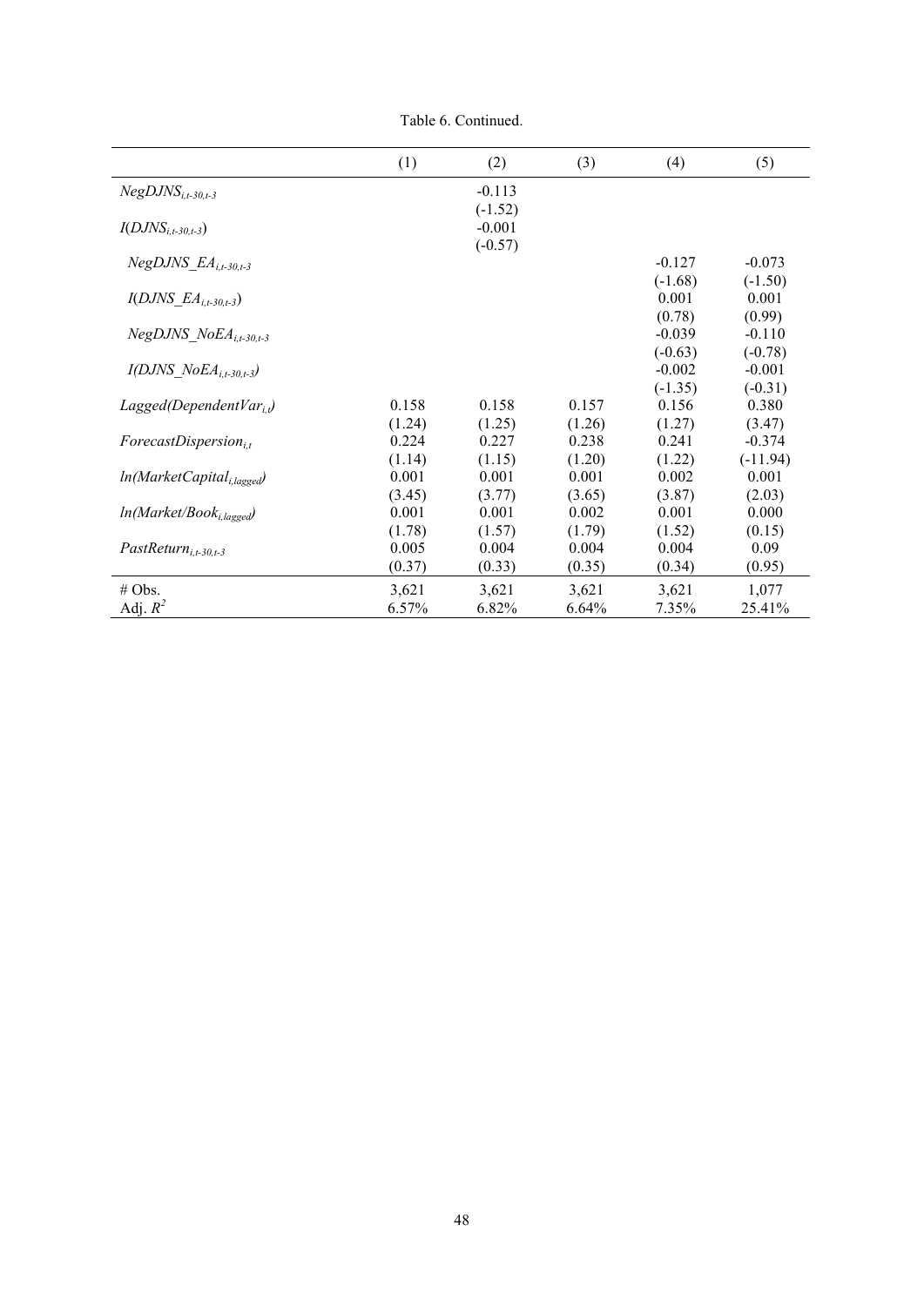Table 6. Continued.

| | (1) | (2) | (3) | (4) | (5) |
|---|---|---|---|---|---|
| $NegDJNS_{i,t-30,t-3}$ | | -0.113 | | | |
| | | (-1.52) | | | |
| $I(DJNS_{i,t-30,t-3})$ | | -0.001 | | | |
| | | (-0.57) | | | |
| $NegDJNS\_EA_{i,t-30,t-3}$ | | | | -0.127 | -0.073 |
| | | | | (-1.68) | (-1.50) |
| $I(DJNS\_EA_{i,t-30,t-3})$ | | | | 0.001 | 0.001 |
| | | | | (0.78) | (0.99) |
| $NegDJNS\_NoEA_{i,t-30,t-3}$ | | | | -0.039 | -0.110 |
| | | | | (-0.63) | (-0.78) |
| $I(DJNS\_NoEA_{i,t-30,t-3})$ | | | | -0.002 | -0.001 |
| | | | | (-1.35) | (-0.31) |
| $Lagged(DependentVar_{i,t})$ | 0.158 | 0.158 | 0.157 | 0.156 | 0.380 |
| | (1.24) | (1.25) | (1.26) | (1.27) | (3.47) |
| $ForecastDispersion_{i,t}$ | 0.224 | 0.227 | 0.238 | 0.241 | -0.374 |
| | (1.14) | (1.15) | (1.20) | (1.22) | (-11.94) |
| $ln(MarketCapital_{i,lagged})$ | 0.001 | 0.001 | 0.001 | 0.002 | 0.001 |
| | (3.45) | (3.77) | (3.65) | (3.87) | (2.03) |
| $ln(Market/Book_{i,lagged})$ | 0.001 | 0.001 | 0.002 | 0.001 | 0.000 |
| | (1.78) | (1.57) | (1.79) | (1.52) | (0.15) |
| $PastReturn_{i,t-30,t-3}$ | 0.005 | 0.004 | 0.004 | 0.004 | 0.09 |
| | (0.37) | (0.33) | (0.35) | (0.34) | (0.95) |
| # Obs. | 3,621 | 3,621 | 3,621 | 3,621 | 1,077 |
| Adj. $R^2$ | 6.57% | 6.82% | 6.64% | 7.35% | 25.41% |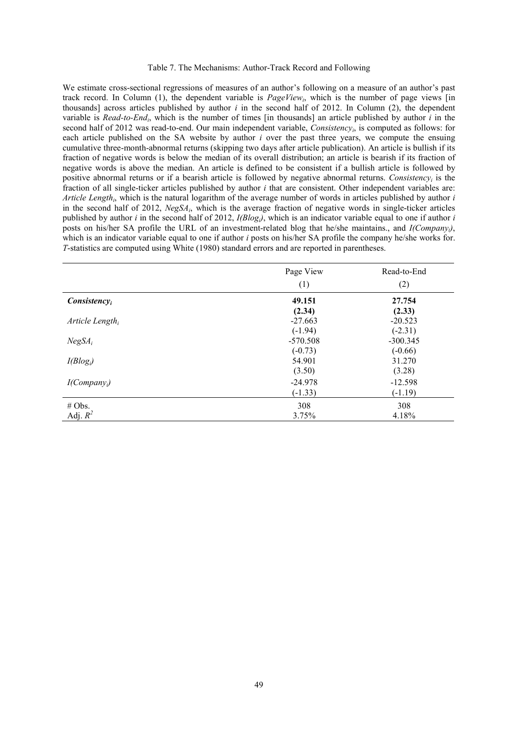Table 7. The Mechanisms: Author-Track Record and Following

We estimate cross-sectional regressions of measures of an author's following on a measure of an author's past track record. In Column (1), the dependent variable is $PageView_i$, which is the number of page views [in thousands] across articles published by author $i$ in the second half of 2012. In Column (2), the dependent variable is $Read\text{-}to\text{-}End_i$, which is the number of times [in thousands] an article published by author $i$ in the second half of 2012 was read-to-end. Our main independent variable, $Consistency_i$, is computed as follows: for each article published on the SA website by author $i$ over the past three years, we compute the ensuing cumulative three-month-abnormal returns (skipping two days after article publication). An article is bullish if its fraction of negative words is below the median of its overall distribution; an article is bearish if its fraction of negative words is above the median. An article is defined to be consistent if a bullish article is followed by positive abnormal returns or if a bearish article is followed by negative abnormal returns. $Consistency_i$ is the fraction of all single-ticker articles published by author $i$ that are consistent. Other independent variables are: $Article\ Length_i$, which is the natural logarithm of the average number of words in articles published by author $i$ in the second half of 2012, $NegSA_i$, which is the average fraction of negative words in single-ticker articles published by author $i$ in the second half of 2012, $I(Blog_i)$, which is an indicator variable equal to one if author $i$ posts on his/her SA profile the URL of an investment-related blog that he/she maintains., and $I(Company_i)$, which is an indicator variable equal to one if author $i$ posts on his/her SA profile the company he/she works for. *T*-statistics are computed using White (1980) standard errors and are reported in parentheses.

| | Page View | Read-to-End |
|---|---|---|
| | (1) | (2) |
| $\boldsymbol{Consistency_i}$ | **49.151** | **27.754** |
| | **(2.34)** | **(2.33)** |
| $Article\ Length_i$ | -27.663 | -20.523 |
| | (-1.94) | (-2.31) |
| $NegSA_i$ | -570.508 | -300.345 |
| | (-0.73) | (-0.66) |
| $I(Blog_i)$ | 54.901 | 31.270 |
| | (3.50) | (3.28) |
| $I(Company_i)$ | -24.978 | -12.598 |
| | (-1.33) | (-1.19) |
| # Obs. | 308 | 308 |
| Adj. $R^2$ | 3.75% | 4.18% |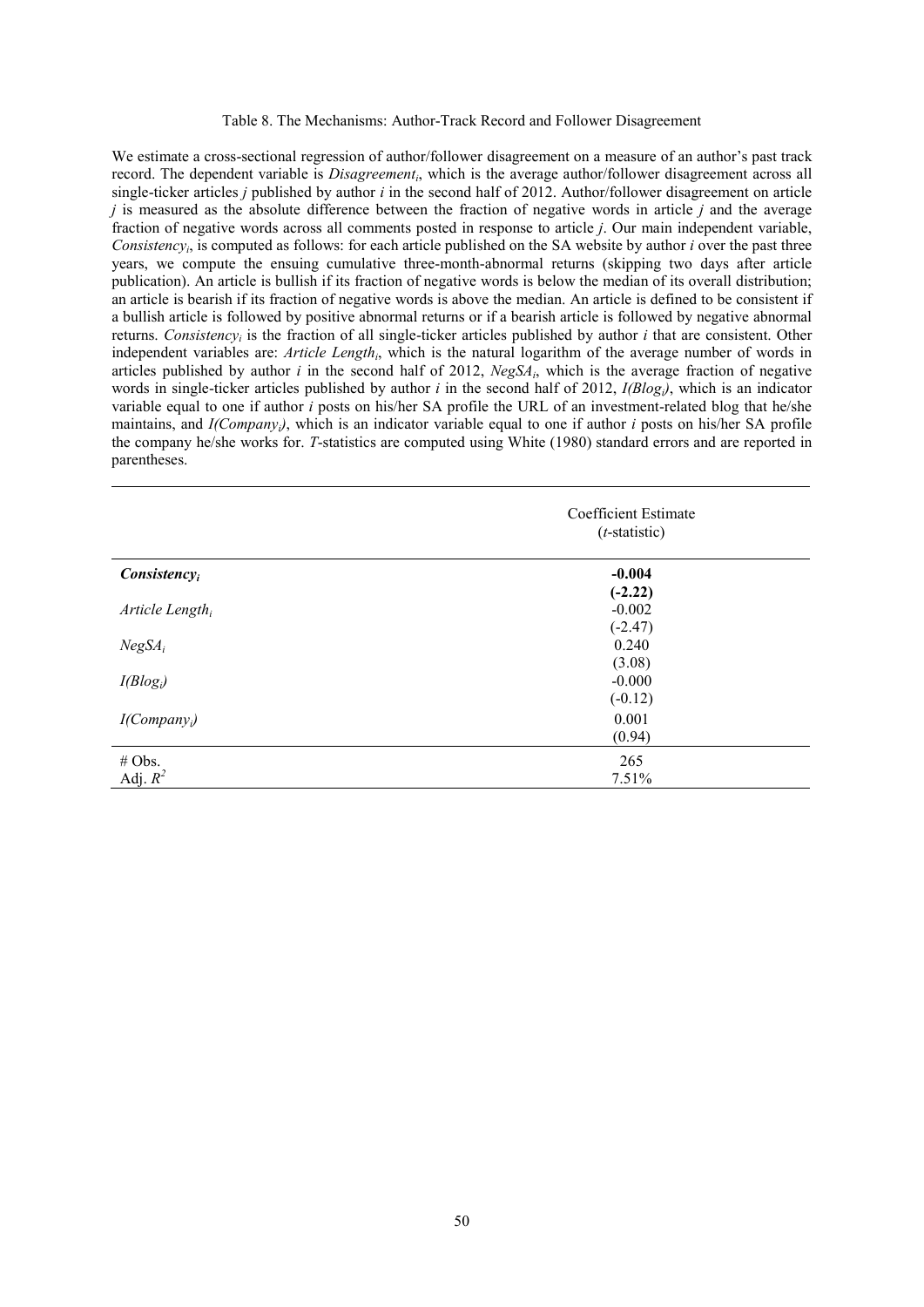Table 8. The Mechanisms: Author-Track Record and Follower Disagreement

We estimate a cross-sectional regression of author/follower disagreement on a measure of an author's past track record. The dependent variable is $Disagreement_i$, which is the average author/follower disagreement across all single-ticker articles $j$ published by author $i$ in the second half of 2012. Author/follower disagreement on article $j$ is measured as the absolute difference between the fraction of negative words in article $j$ and the average fraction of negative words across all comments posted in response to article $j$. Our main independent variable, $Consistency_i$, is computed as follows: for each article published on the SA website by author $i$ over the past three years, we compute the ensuing cumulative three-month-abnormal returns (skipping two days after article publication). An article is bullish if its fraction of negative words is below the median of its overall distribution; an article is bearish if its fraction of negative words is above the median. An article is defined to be consistent if a bullish article is followed by positive abnormal returns or if a bearish article is followed by negative abnormal returns. $Consistency_i$ is the fraction of all single-ticker articles published by author $i$ that are consistent. Other independent variables are: $Article\ Length_i$, which is the natural logarithm of the average number of words in articles published by author $i$ in the second half of 2012, $NegSA_i$, which is the average fraction of negative words in single-ticker articles published by author $i$ in the second half of 2012, $I(Blog_i)$, which is an indicator variable equal to one if author $i$ posts on his/her SA profile the URL of an investment-related blog that he/she maintains, and $I(Company_i)$, which is an indicator variable equal to one if author $i$ posts on his/her SA profile the company he/she works for. *T*-statistics are computed using White (1980) standard errors and are reported in parentheses.

| | Coefficient Estimate (*t*-statistic) |
|---|---|
| ***Consistency*$_i$** | **-0.004** |
| | **(-2.22)** |
| *Article Length*$_i$ | -0.002 |
| | (-2.47) |
| $NegSA_i$ | 0.240 |
| | (3.08) |
| $I(Blog_i)$ | -0.000 |
| | (-0.12) |
| $I(Company_i)$ | 0.001 |
| | (0.94) |
| # Obs. | 265 |
| Adj. $R^2$ | 7.51% |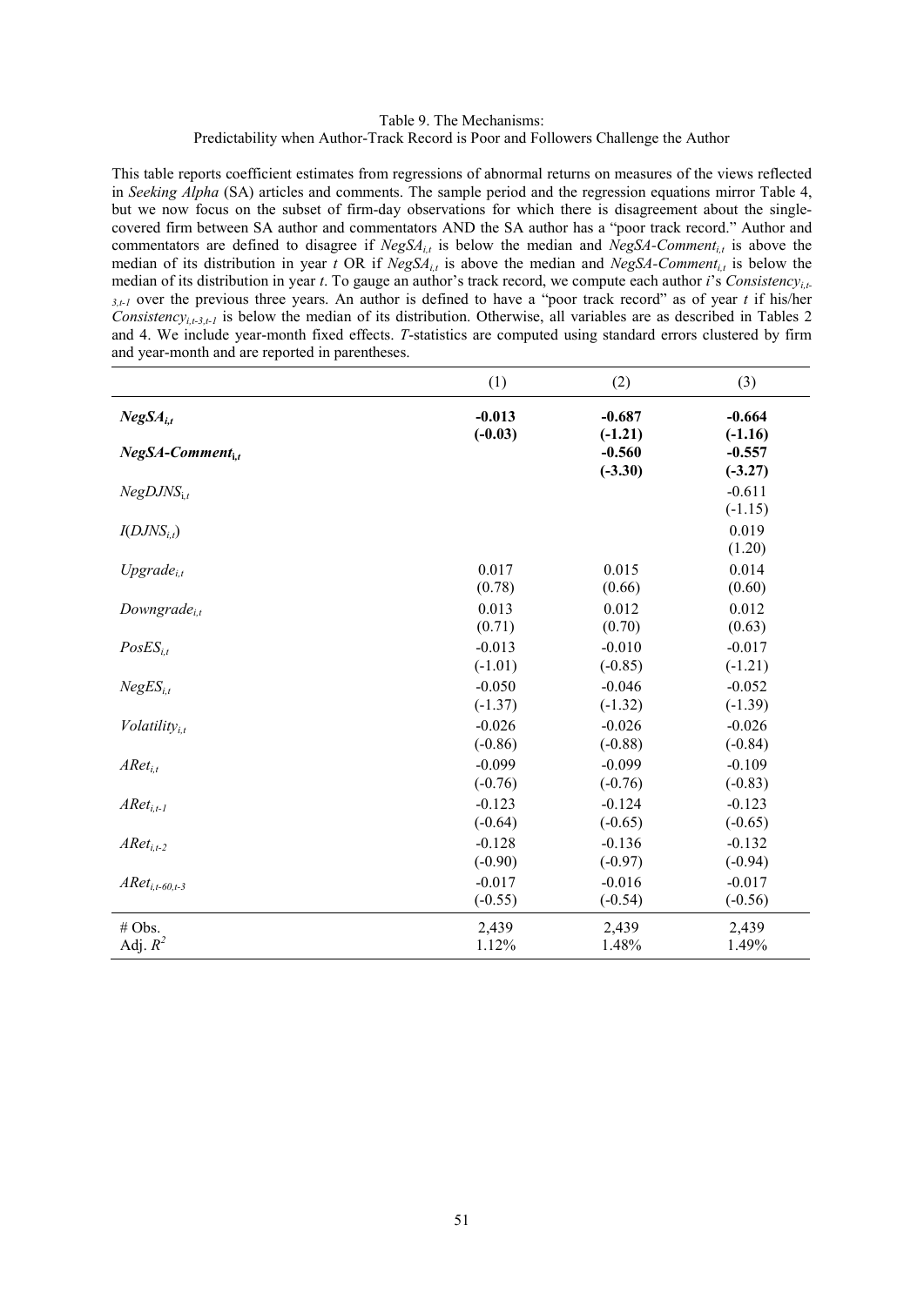Table 9. The Mechanisms:
Predictability when Author-Track Record is Poor and Followers Challenge the Author

This table reports coefficient estimates from regressions of abnormal returns on measures of the views reflected in *Seeking Alpha* (SA) articles and comments. The sample period and the regression equations mirror Table 4, but we now focus on the subset of firm-day observations for which there is disagreement about the single-covered firm between SA author and commentators AND the SA author has a "poor track record." Author and commentators are defined to disagree if $NegSA_{i,t}$ is below the median and $NegSA\text{-}Comment_{i,t}$ is above the median of its distribution in year $t$ OR if $NegSA_{i,t}$ is above the median and $NegSA\text{-}Comment_{i,t}$ is below the median of its distribution in year $t$. To gauge an author's track record, we compute each author $i$'s $Consistency_{i,t-3,t-1}$ over the previous three years. An author is defined to have a "poor track record" as of year $t$ if his/her $Consistency_{i,t-3,t-1}$ is below the median of its distribution. Otherwise, all variables are as described in Tables 2 and 4. We include year-month fixed effects. *T*-statistics are computed using standard errors clustered by firm and year-month and are reported in parentheses.

| | (1) | (2) | (3) |
|---|---|---|---|
| $\boldsymbol{NegSA_{i,t}}$ | **-0.013** | **-0.687** | **-0.664** |
| | **(-0.03)** | **(-1.21)** | **(-1.16)** |
| $\boldsymbol{NegSA\text{-}Comment_{i,t}}$ | | **-0.560** | **-0.557** |
| | | **(-3.30)** | **(-3.27)** |
| $NegDJNS_{i,t}$ | | | -0.611 |
| | | | (-1.15) |
| $I(DJNS_{i,t})$ | | | 0.019 |
| | | | (1.20) |
| $Upgrade_{i,t}$ | 0.017 | 0.015 | 0.014 |
| | (0.78) | (0.66) | (0.60) |
| $Downgrade_{i,t}$ | 0.013 | 0.012 | 0.012 |
| | (0.71) | (0.70) | (0.63) |
| $PosES_{i,t}$ | -0.013 | -0.010 | -0.017 |
| | (-1.01) | (-0.85) | (-1.21) |
| $NegES_{i,t}$ | -0.050 | -0.046 | -0.052 |
| | (-1.37) | (-1.32) | (-1.39) |
| $Volatility_{i,t}$ | -0.026 | -0.026 | -0.026 |
| | (-0.86) | (-0.88) | (-0.84) |
| $ARet_{i,t}$ | -0.099 | -0.099 | -0.109 |
| | (-0.76) | (-0.76) | (-0.83) |
| $ARet_{i,t-1}$ | -0.123 | -0.124 | -0.123 |
| | (-0.64) | (-0.65) | (-0.65) |
| $ARet_{i,t-2}$ | -0.128 | -0.136 | -0.132 |
| | (-0.90) | (-0.97) | (-0.94) |
| $ARet_{i,t-60,t-3}$ | -0.017 | -0.016 | -0.017 |
| | (-0.55) | (-0.54) | (-0.56) |
| # Obs. | 2,439 | 2,439 | 2,439 |
| Adj. $R^2$ | 1.12% | 1.48% | 1.49% |